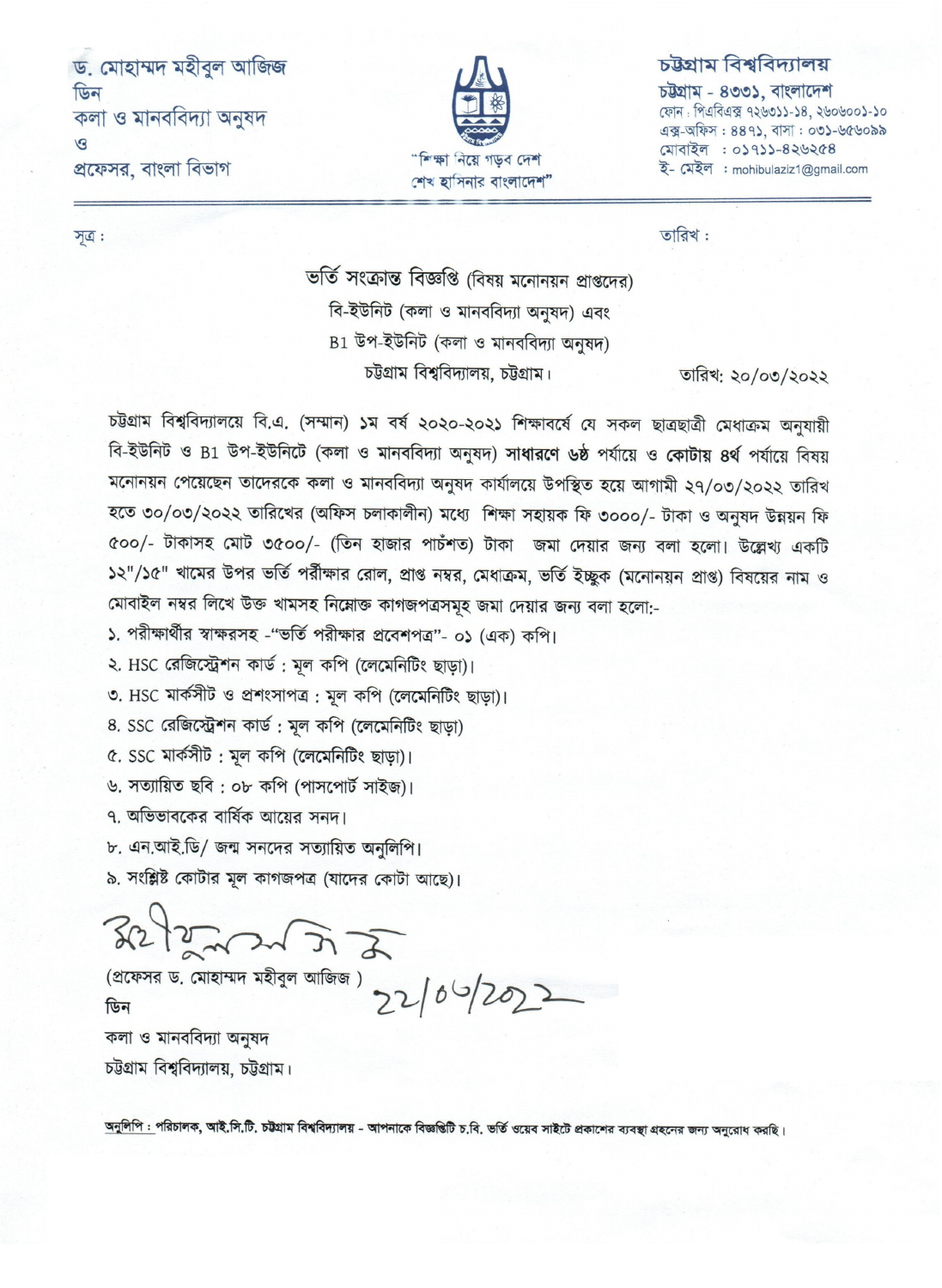ড. মোহাম্মদ মহীবুল আজিজ
ডিন
কলা ও মানববিদ্যা অনুষদ
ও
প্রফেসর, বাংলা বিভাগ

"শিক্ষা নিয়ে গড়ব দেশ
শেখ হাসিনার বাংলাদেশ"

চট্টগ্রাম বিশ্ববিদ্যালয়
চট্টগ্রাম - ৪৩৩১, বাংলাদেশ
ফোন : পিএবিএক্স ৭২৬৩১১-১৪, ২৬০৬০০১-১০
এক্স-অফিস : ৪৪৭১, বাসা : ০৩১-৬৫৬০৯৯
মোবাইল : ০১৭১১-৪২৬২৫৪
ই- মেইল : mohibulaziz1@gmail.com

সূত্র :

তারিখ :

## ভর্তি সংক্রান্ত বিজ্ঞপ্তি (বিষয় মনোনয়ন প্রাপ্তদের)
## বি-ইউনিট (কলা ও মানববিদ্যা অনুষদ) এবং
## B1 উপ-ইউনিট (কলা ও মানববিদ্যা অনুষদ)
## চট্টগ্রাম বিশ্ববিদ্যালয়, চট্টগ্রাম।

তারিখ: ২০/০৩/২০২২

চট্টগ্রাম বিশ্ববিদ্যালয়ে বি.এ. (সম্মান) ১ম বর্ষ ২০২০-২০২১ শিক্ষাবর্ষে যে সকল ছাত্রছাত্রী মেধাক্রম অনুযায়ী বি-ইউনিট ও B1 উপ-ইউনিটে (কলা ও মানববিদ্যা অনুষদ) **সাধারণে ৬ষ্ঠ** পর্যায়ে ও **কোটায় ৪র্থ** পর্যায়ে বিষয় মনোনয়ন পেয়েছেন তাদেরকে কলা ও মানববিদ্যা অনুষদ কার্যালয়ে উপস্থিত হয়ে আগামী ২৭/০৩/২০২২ তারিখ হতে ৩০/০৩/২০২২ তারিখের (অফিস চলাকালীন) মধ্যে শিক্ষা সহায়ক ফি ৩০০০/- টাকা ও অনুষদ উন্নয়ন ফি ৫০০/- টাকাসহ মোট ৩৫০০/- (তিন হাজার পাচঁশত) টাকা জমা দেয়ার জন্য বলা হলো। উল্লেখ্য একটি ১২"/১৫" খামের উপর ভর্তি পরীক্ষার রোল, প্রাপ্ত নম্বর, মেধাক্রম, ভর্তি ইচ্ছুক (মনোনয়ন প্রাপ্ত) বিষয়ের নাম ও মোবাইল নম্বর লিখে উক্ত খামসহ নিম্নোক্ত কাগজপত্রসমূহ জমা দেয়ার জন্য বলা হলো:-

১. পরীক্ষার্থীর স্বাক্ষরসহ -"ভর্তি পরীক্ষার প্রবেশপত্র"- ০১ (এক) কপি।
২. HSC রেজিস্ট্রেশন কার্ড : মূল কপি (লেমেনিটিং ছাড়া)।
৩. HSC মার্কসীট ও প্রশংসাপত্র : মূল কপি (লেমেনিটিং ছাড়া)।
৪. SSC রেজিস্ট্রেশন কার্ড : মূল কপি (লেমেনিটিং ছাড়া)
৫. SSC মার্কসীট : মূল কপি (লেমেনিটিং ছাড়া)।
৬. সত্যায়িত ছবি : ০৮ কপি (পাসপোর্ট সাইজ)।
৭. অভিভাবকের বার্ষিক আয়ের সনদ।
৮. এন.আই.ডি/ জন্ম সনদের সত্যায়িত অনুলিপি।
৯. সংশ্লিষ্ট কোটার মূল কাগজপত্র (যাদের কোটা আছে)।

22/03/2022

(প্রফেসর ড. মোহাম্মদ মহীবুল আজিজ )
ডিন
কলা ও মানববিদ্যা অনুষদ
চট্টগ্রাম বিশ্ববিদ্যালয়, চট্টগ্রাম।

**অনুলিপি : পরিচালক, আই.সি.টি. চট্টগ্রাম বিশ্ববিদ্যালয় - আপনাকে বিজ্ঞপ্তিটি চ.বি. ভর্তি ওয়েব সাইটে প্রকাশের ব্যবস্থা গ্রহনের জন্য অনুরোধ করছি।**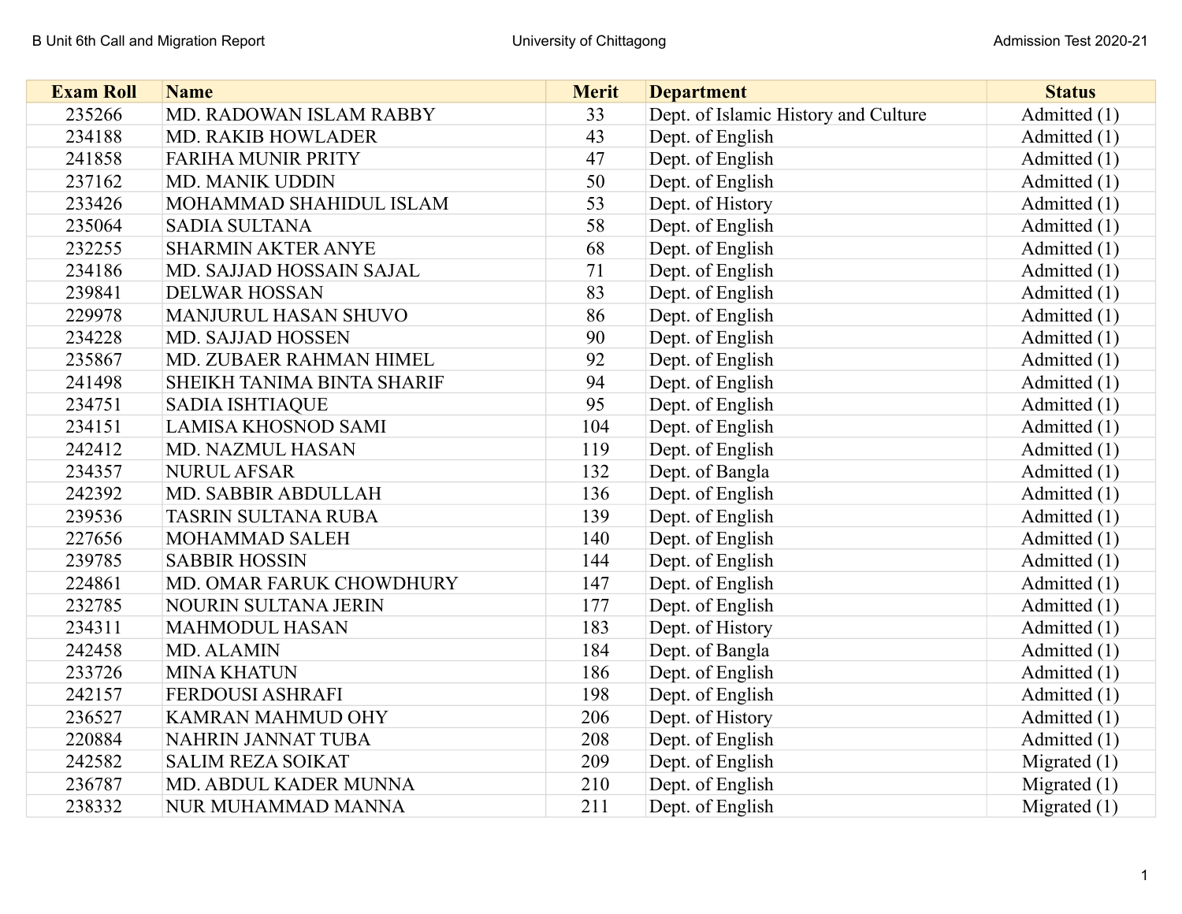| Exam Roll | Name | Merit | Department | Status |
|---|---|---|---|---|
| 235266 | MD. RADOWAN ISLAM RABBY | 33 | Dept. of Islamic History and Culture | Admitted (1) |
| 234188 | MD. RAKIB HOWLADER | 43 | Dept. of English | Admitted (1) |
| 241858 | FARIHA MUNIR PRITY | 47 | Dept. of English | Admitted (1) |
| 237162 | MD. MANIK UDDIN | 50 | Dept. of English | Admitted (1) |
| 233426 | MOHAMMAD SHAHIDUL ISLAM | 53 | Dept. of History | Admitted (1) |
| 235064 | SADIA SULTANA | 58 | Dept. of English | Admitted (1) |
| 232255 | SHARMIN AKTER ANYE | 68 | Dept. of English | Admitted (1) |
| 234186 | MD. SAJJAD HOSSAIN SAJAL | 71 | Dept. of English | Admitted (1) |
| 239841 | DELWAR HOSSAN | 83 | Dept. of English | Admitted (1) |
| 229978 | MANJURUL HASAN SHUVO | 86 | Dept. of English | Admitted (1) |
| 234228 | MD. SAJJAD HOSSEN | 90 | Dept. of English | Admitted (1) |
| 235867 | MD. ZUBAER RAHMAN HIMEL | 92 | Dept. of English | Admitted (1) |
| 241498 | SHEIKH TANIMA BINTA SHARIF | 94 | Dept. of English | Admitted (1) |
| 234751 | SADIA ISHTIAQUE | 95 | Dept. of English | Admitted (1) |
| 234151 | LAMISA KHOSNOD SAMI | 104 | Dept. of English | Admitted (1) |
| 242412 | MD. NAZMUL HASAN | 119 | Dept. of English | Admitted (1) |
| 234357 | NURUL AFSAR | 132 | Dept. of Bangla | Admitted (1) |
| 242392 | MD. SABBIR ABDULLAH | 136 | Dept. of English | Admitted (1) |
| 239536 | TASRIN SULTANA RUBA | 139 | Dept. of English | Admitted (1) |
| 227656 | MOHAMMAD SALEH | 140 | Dept. of English | Admitted (1) |
| 239785 | SABBIR HOSSIN | 144 | Dept. of English | Admitted (1) |
| 224861 | MD. OMAR FARUK CHOWDHURY | 147 | Dept. of English | Admitted (1) |
| 232785 | NOURIN SULTANA JERIN | 177 | Dept. of English | Admitted (1) |
| 234311 | MAHMODUL HASAN | 183 | Dept. of History | Admitted (1) |
| 242458 | MD. ALAMIN | 184 | Dept. of Bangla | Admitted (1) |
| 233726 | MINA KHATUN | 186 | Dept. of English | Admitted (1) |
| 242157 | FERDOUSI ASHRAFI | 198 | Dept. of English | Admitted (1) |
| 236527 | KAMRAN MAHMUD OHY | 206 | Dept. of History | Admitted (1) |
| 220884 | NAHRIN JANNAT TUBA | 208 | Dept. of English | Admitted (1) |
| 242582 | SALIM REZA SOIKAT | 209 | Dept. of English | Migrated (1) |
| 236787 | MD. ABDUL KADER MUNNA | 210 | Dept. of English | Migrated (1) |
| 238332 | NUR MUHAMMAD MANNA | 211 | Dept. of English | Migrated (1) |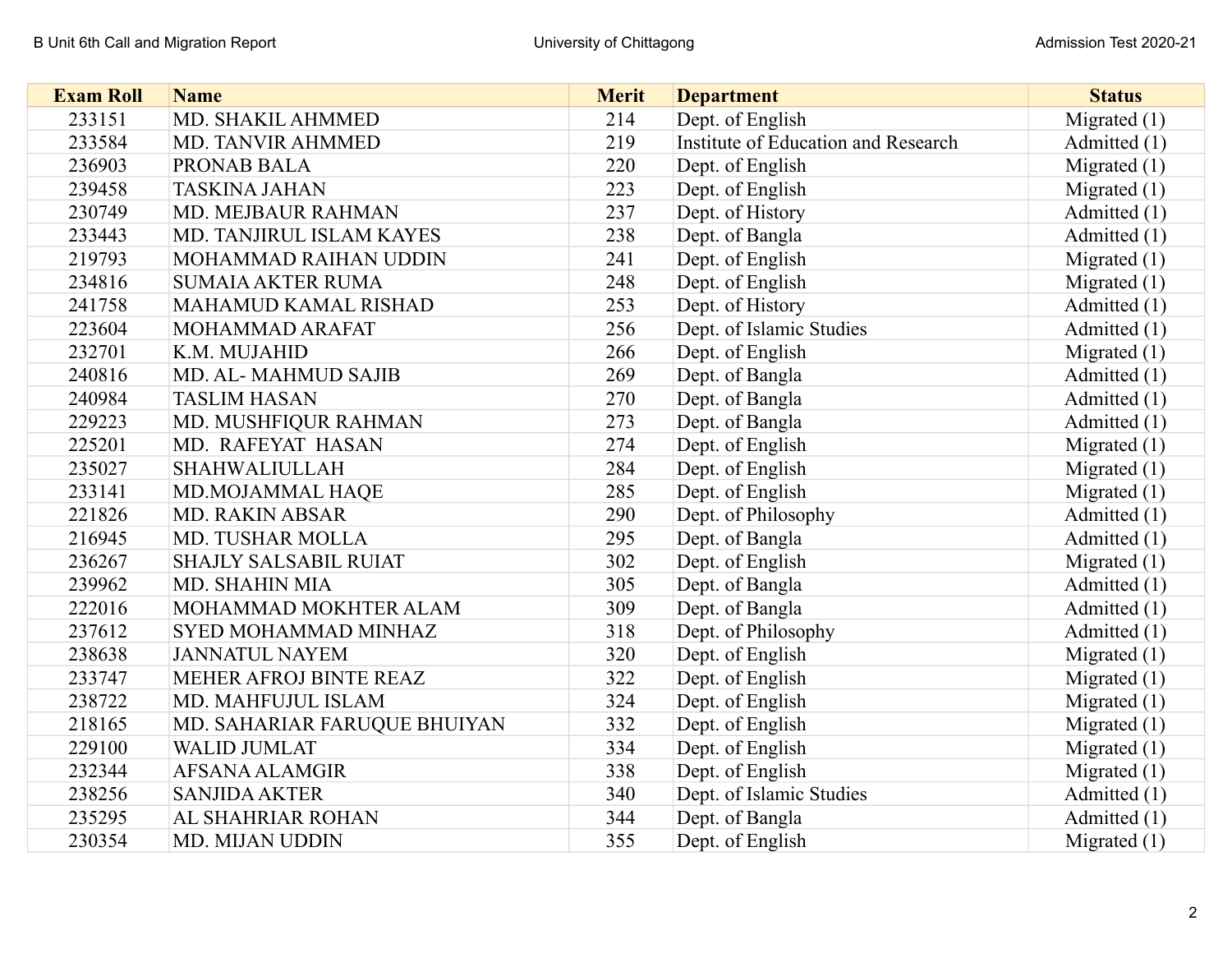| Exam Roll | Name | Merit | Department | Status |
|---|---|---|---|---|
| 233151 | MD. SHAKIL AHMMED | 214 | Dept. of English | Migrated (1) |
| 233584 | MD. TANVIR AHMMED | 219 | Institute of Education and Research | Admitted (1) |
| 236903 | PRONAB BALA | 220 | Dept. of English | Migrated (1) |
| 239458 | TASKINA JAHAN | 223 | Dept. of English | Migrated (1) |
| 230749 | MD. MEJBAUR RAHMAN | 237 | Dept. of History | Admitted (1) |
| 233443 | MD. TANJIRUL ISLAM KAYES | 238 | Dept. of Bangla | Admitted (1) |
| 219793 | MOHAMMAD RAIHAN UDDIN | 241 | Dept. of English | Migrated (1) |
| 234816 | SUMAIA AKTER RUMA | 248 | Dept. of English | Migrated (1) |
| 241758 | MAHAMUD KAMAL RISHAD | 253 | Dept. of History | Admitted (1) |
| 223604 | MOHAMMAD ARAFAT | 256 | Dept. of Islamic Studies | Admitted (1) |
| 232701 | K.M. MUJAHID | 266 | Dept. of English | Migrated (1) |
| 240816 | MD. AL- MAHMUD SAJIB | 269 | Dept. of Bangla | Admitted (1) |
| 240984 | TASLIM HASAN | 270 | Dept. of Bangla | Admitted (1) |
| 229223 | MD. MUSHFIQUR RAHMAN | 273 | Dept. of Bangla | Admitted (1) |
| 225201 | MD. RAFEYAT HASAN | 274 | Dept. of English | Migrated (1) |
| 235027 | SHAHWALIULLAH | 284 | Dept. of English | Migrated (1) |
| 233141 | MD.MOJAMMAL HAQE | 285 | Dept. of English | Migrated (1) |
| 221826 | MD. RAKIN ABSAR | 290 | Dept. of Philosophy | Admitted (1) |
| 216945 | MD. TUSHAR MOLLA | 295 | Dept. of Bangla | Admitted (1) |
| 236267 | SHAJLY SALSABIL RUIAT | 302 | Dept. of English | Migrated (1) |
| 239962 | MD. SHAHIN MIA | 305 | Dept. of Bangla | Admitted (1) |
| 222016 | MOHAMMAD MOKHTER ALAM | 309 | Dept. of Bangla | Admitted (1) |
| 237612 | SYED MOHAMMAD MINHAZ | 318 | Dept. of Philosophy | Admitted (1) |
| 238638 | JANNATUL NAYEM | 320 | Dept. of English | Migrated (1) |
| 233747 | MEHER AFROJ BINTE REAZ | 322 | Dept. of English | Migrated (1) |
| 238722 | MD. MAHFUJUL ISLAM | 324 | Dept. of English | Migrated (1) |
| 218165 | MD. SAHARIAR FARUQUE BHUIYAN | 332 | Dept. of English | Migrated (1) |
| 229100 | WALID JUMLAT | 334 | Dept. of English | Migrated (1) |
| 232344 | AFSANA ALAMGIR | 338 | Dept. of English | Migrated (1) |
| 238256 | SANJIDA AKTER | 340 | Dept. of Islamic Studies | Admitted (1) |
| 235295 | AL SHAHRIAR ROHAN | 344 | Dept. of Bangla | Admitted (1) |
| 230354 | MD. MIJAN UDDIN | 355 | Dept. of English | Migrated (1) |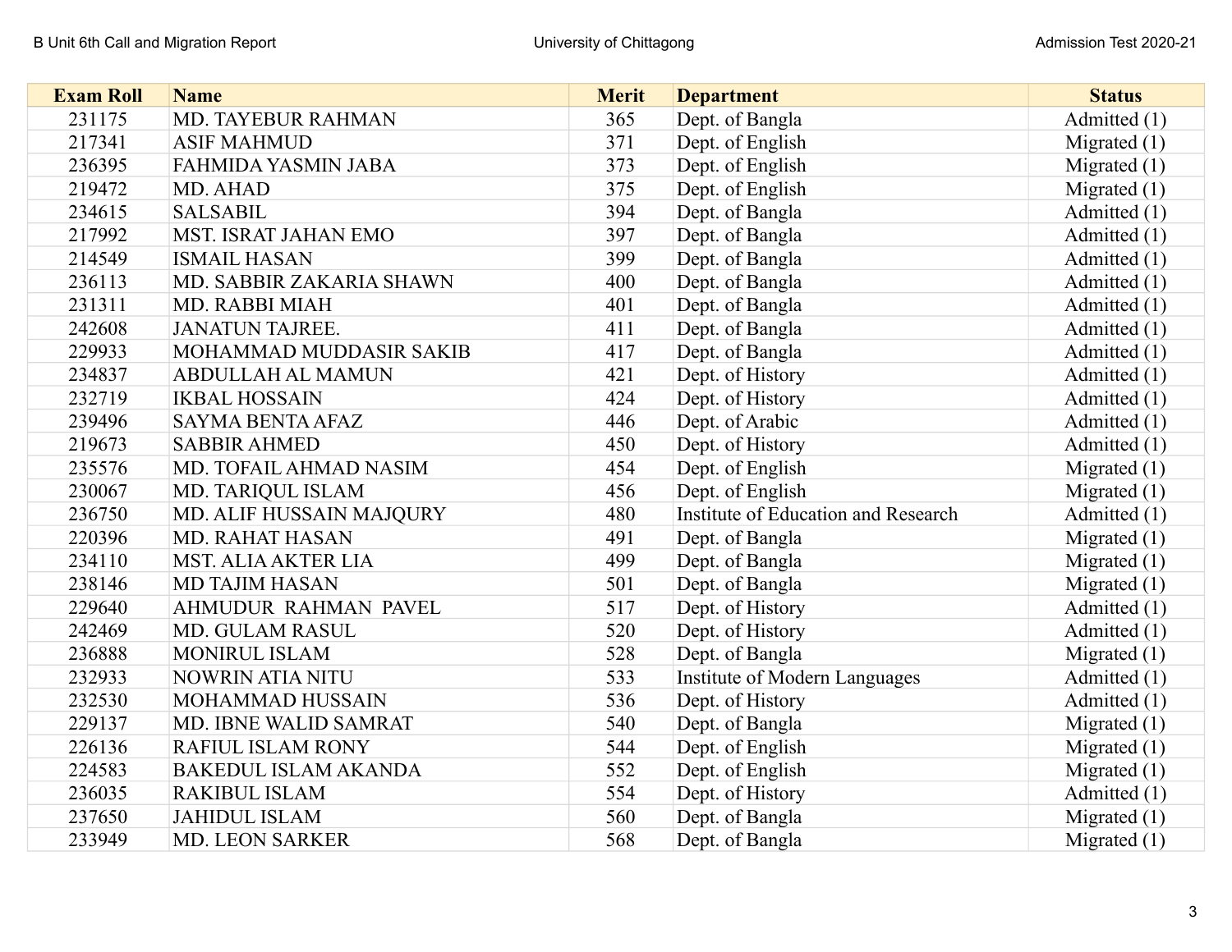| Exam Roll | Name | Merit | Department | Status |
|---|---|---|---|---|
| 231175 | MD. TAYEBUR RAHMAN | 365 | Dept. of Bangla | Admitted (1) |
| 217341 | ASIF MAHMUD | 371 | Dept. of English | Migrated (1) |
| 236395 | FAHMIDA YASMIN JABA | 373 | Dept. of English | Migrated (1) |
| 219472 | MD. AHAD | 375 | Dept. of English | Migrated (1) |
| 234615 | SALSABIL | 394 | Dept. of Bangla | Admitted (1) |
| 217992 | MST. ISRAT JAHAN EMO | 397 | Dept. of Bangla | Admitted (1) |
| 214549 | ISMAIL HASAN | 399 | Dept. of Bangla | Admitted (1) |
| 236113 | MD. SABBIR ZAKARIA SHAWN | 400 | Dept. of Bangla | Admitted (1) |
| 231311 | MD. RABBI MIAH | 401 | Dept. of Bangla | Admitted (1) |
| 242608 | JANATUN TAJREE. | 411 | Dept. of Bangla | Admitted (1) |
| 229933 | MOHAMMAD MUDDASIR SAKIB | 417 | Dept. of Bangla | Admitted (1) |
| 234837 | ABDULLAH AL MAMUN | 421 | Dept. of History | Admitted (1) |
| 232719 | IKBAL HOSSAIN | 424 | Dept. of History | Admitted (1) |
| 239496 | SAYMA BENTA AFAZ | 446 | Dept. of Arabic | Admitted (1) |
| 219673 | SABBIR AHMED | 450 | Dept. of History | Admitted (1) |
| 235576 | MD. TOFAIL AHMAD NASIM | 454 | Dept. of English | Migrated (1) |
| 230067 | MD. TARIQUL ISLAM | 456 | Dept. of English | Migrated (1) |
| 236750 | MD. ALIF HUSSAIN MAJQURY | 480 | Institute of Education and Research | Admitted (1) |
| 220396 | MD. RAHAT HASAN | 491 | Dept. of Bangla | Migrated (1) |
| 234110 | MST. ALIA AKTER LIA | 499 | Dept. of Bangla | Migrated (1) |
| 238146 | MD TAJIM HASAN | 501 | Dept. of Bangla | Migrated (1) |
| 229640 | AHMUDUR RAHMAN PAVEL | 517 | Dept. of History | Admitted (1) |
| 242469 | MD. GULAM RASUL | 520 | Dept. of History | Admitted (1) |
| 236888 | MONIRUL ISLAM | 528 | Dept. of Bangla | Migrated (1) |
| 232933 | NOWRIN ATIA NITU | 533 | Institute of Modern Languages | Admitted (1) |
| 232530 | MOHAMMAD HUSSAIN | 536 | Dept. of History | Admitted (1) |
| 229137 | MD. IBNE WALID SAMRAT | 540 | Dept. of Bangla | Migrated (1) |
| 226136 | RAFIUL ISLAM RONY | 544 | Dept. of English | Migrated (1) |
| 224583 | BAKEDUL ISLAM AKANDA | 552 | Dept. of English | Migrated (1) |
| 236035 | RAKIBUL ISLAM | 554 | Dept. of History | Admitted (1) |
| 237650 | JAHIDUL ISLAM | 560 | Dept. of Bangla | Migrated (1) |
| 233949 | MD. LEON SARKER | 568 | Dept. of Bangla | Migrated (1) |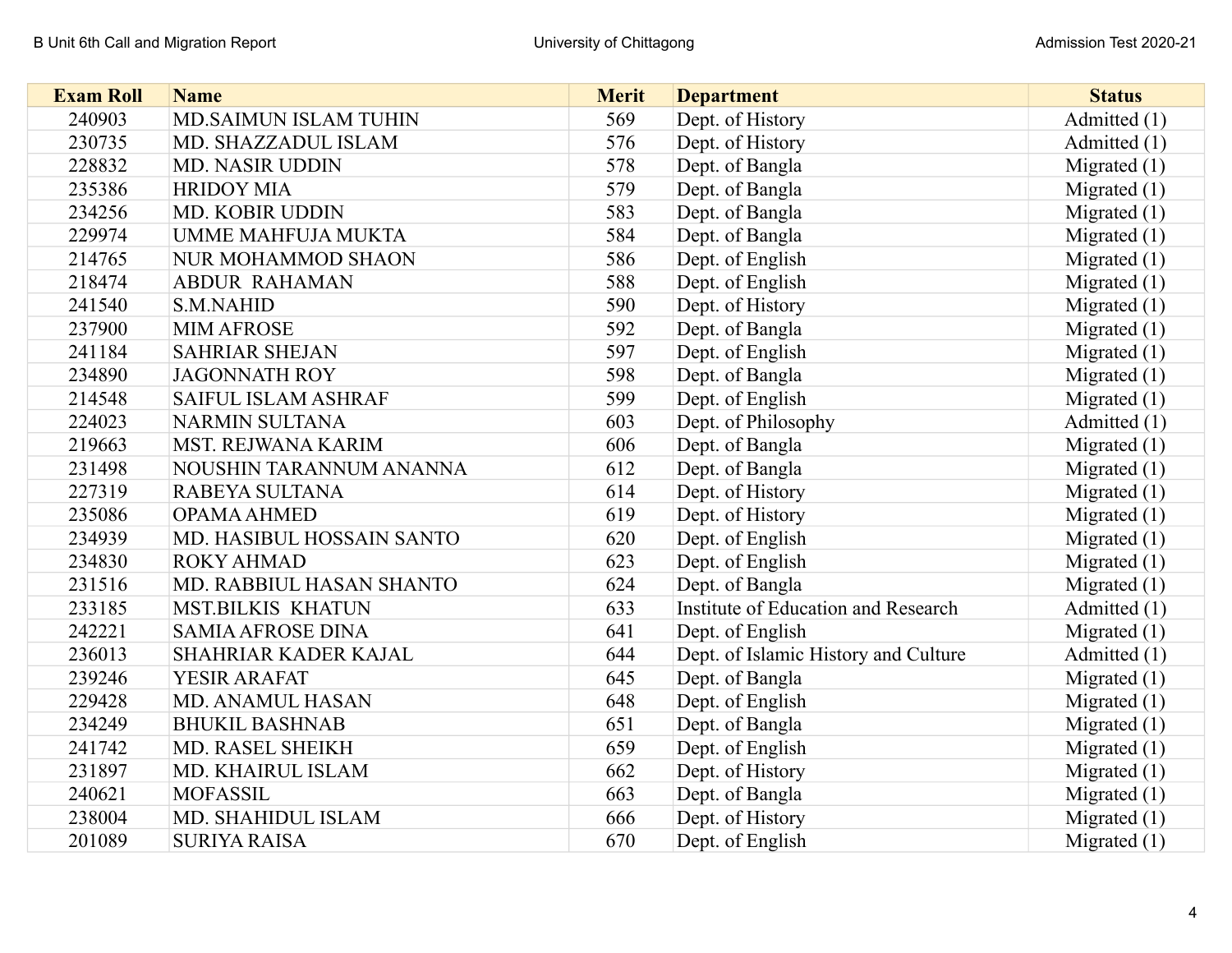| Exam Roll | Name | Merit | Department | Status |
|---|---|---|---|---|
| 240903 | MD.SAIMUN ISLAM TUHIN | 569 | Dept. of History | Admitted (1) |
| 230735 | MD. SHAZZADUL ISLAM | 576 | Dept. of History | Admitted (1) |
| 228832 | MD. NASIR UDDIN | 578 | Dept. of Bangla | Migrated (1) |
| 235386 | HRIDOY MIA | 579 | Dept. of Bangla | Migrated (1) |
| 234256 | MD. KOBIR UDDIN | 583 | Dept. of Bangla | Migrated (1) |
| 229974 | UMME MAHFUJA MUKTA | 584 | Dept. of Bangla | Migrated (1) |
| 214765 | NUR MOHAMMOD SHAON | 586 | Dept. of English | Migrated (1) |
| 218474 | ABDUR RAHAMAN | 588 | Dept. of English | Migrated (1) |
| 241540 | S.M.NAHID | 590 | Dept. of History | Migrated (1) |
| 237900 | MIM AFROSE | 592 | Dept. of Bangla | Migrated (1) |
| 241184 | SAHRIAR SHEJAN | 597 | Dept. of English | Migrated (1) |
| 234890 | JAGONNATH ROY | 598 | Dept. of Bangla | Migrated (1) |
| 214548 | SAIFUL ISLAM ASHRAF | 599 | Dept. of English | Migrated (1) |
| 224023 | NARMIN SULTANA | 603 | Dept. of Philosophy | Admitted (1) |
| 219663 | MST. REJWANA KARIM | 606 | Dept. of Bangla | Migrated (1) |
| 231498 | NOUSHIN TARANNUM ANANNA | 612 | Dept. of Bangla | Migrated (1) |
| 227319 | RABEYA SULTANA | 614 | Dept. of History | Migrated (1) |
| 235086 | OPAMA AHMED | 619 | Dept. of History | Migrated (1) |
| 234939 | MD. HASIBUL HOSSAIN SANTO | 620 | Dept. of English | Migrated (1) |
| 234830 | ROKY AHMAD | 623 | Dept. of English | Migrated (1) |
| 231516 | MD. RABBIUL HASAN SHANTO | 624 | Dept. of Bangla | Migrated (1) |
| 233185 | MST.BILKIS KHATUN | 633 | Institute of Education and Research | Admitted (1) |
| 242221 | SAMIA AFROSE DINA | 641 | Dept. of English | Migrated (1) |
| 236013 | SHAHRIAR KADER KAJAL | 644 | Dept. of Islamic History and Culture | Admitted (1) |
| 239246 | YESIR ARAFAT | 645 | Dept. of Bangla | Migrated (1) |
| 229428 | MD. ANAMUL HASAN | 648 | Dept. of English | Migrated (1) |
| 234249 | BHUKIL BASHNAB | 651 | Dept. of Bangla | Migrated (1) |
| 241742 | MD. RASEL SHEIKH | 659 | Dept. of English | Migrated (1) |
| 231897 | MD. KHAIRUL ISLAM | 662 | Dept. of History | Migrated (1) |
| 240621 | MOFASSIL | 663 | Dept. of Bangla | Migrated (1) |
| 238004 | MD. SHAHIDUL ISLAM | 666 | Dept. of History | Migrated (1) |
| 201089 | SURIYA RAISA | 670 | Dept. of English | Migrated (1) |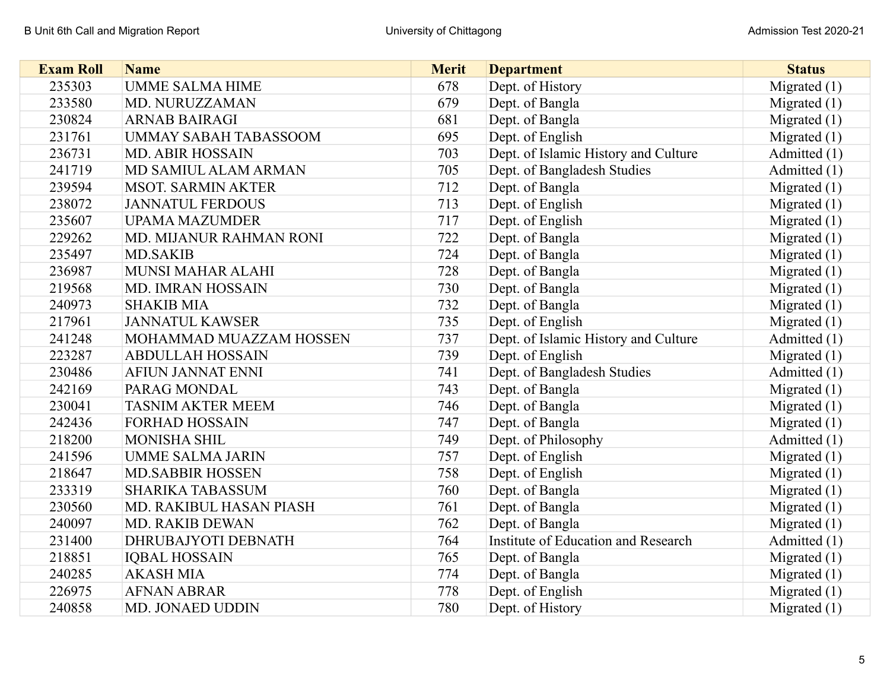| Exam Roll | Name | Merit | Department | Status |
|---|---|---|---|---|
| 235303 | UMME SALMA HIME | 678 | Dept. of History | Migrated (1) |
| 233580 | MD. NURUZZAMAN | 679 | Dept. of Bangla | Migrated (1) |
| 230824 | ARNAB BAIRAGI | 681 | Dept. of Bangla | Migrated (1) |
| 231761 | UMMAY SABAH TABASSOOM | 695 | Dept. of English | Migrated (1) |
| 236731 | MD. ABIR HOSSAIN | 703 | Dept. of Islamic History and Culture | Admitted (1) |
| 241719 | MD SAMIUL ALAM ARMAN | 705 | Dept. of Bangladesh Studies | Admitted (1) |
| 239594 | MSOT. SARMIN AKTER | 712 | Dept. of Bangla | Migrated (1) |
| 238072 | JANNATUL FERDOUS | 713 | Dept. of English | Migrated (1) |
| 235607 | UPAMA MAZUMDER | 717 | Dept. of English | Migrated (1) |
| 229262 | MD. MIJANUR RAHMAN RONI | 722 | Dept. of Bangla | Migrated (1) |
| 235497 | MD.SAKIB | 724 | Dept. of Bangla | Migrated (1) |
| 236987 | MUNSI MAHAR ALAHI | 728 | Dept. of Bangla | Migrated (1) |
| 219568 | MD. IMRAN HOSSAIN | 730 | Dept. of Bangla | Migrated (1) |
| 240973 | SHAKIB MIA | 732 | Dept. of Bangla | Migrated (1) |
| 217961 | JANNATUL KAWSER | 735 | Dept. of English | Migrated (1) |
| 241248 | MOHAMMAD MUAZZAM HOSSEN | 737 | Dept. of Islamic History and Culture | Admitted (1) |
| 223287 | ABDULLAH HOSSAIN | 739 | Dept. of English | Migrated (1) |
| 230486 | AFIUN JANNAT ENNI | 741 | Dept. of Bangladesh Studies | Admitted (1) |
| 242169 | PARAG MONDAL | 743 | Dept. of Bangla | Migrated (1) |
| 230041 | TASNIM AKTER MEEM | 746 | Dept. of Bangla | Migrated (1) |
| 242436 | FORHAD HOSSAIN | 747 | Dept. of Bangla | Migrated (1) |
| 218200 | MONISHA SHIL | 749 | Dept. of Philosophy | Admitted (1) |
| 241596 | UMME SALMA JARIN | 757 | Dept. of English | Migrated (1) |
| 218647 | MD.SABBIR HOSSEN | 758 | Dept. of English | Migrated (1) |
| 233319 | SHARIKA TABASSUM | 760 | Dept. of Bangla | Migrated (1) |
| 230560 | MD. RAKIBUL HASAN PIASH | 761 | Dept. of Bangla | Migrated (1) |
| 240097 | MD. RAKIB DEWAN | 762 | Dept. of Bangla | Migrated (1) |
| 231400 | DHRUBAJYOTI DEBNATH | 764 | Institute of Education and Research | Admitted (1) |
| 218851 | IQBAL HOSSAIN | 765 | Dept. of Bangla | Migrated (1) |
| 240285 | AKASH MIA | 774 | Dept. of Bangla | Migrated (1) |
| 226975 | AFNAN ABRAR | 778 | Dept. of English | Migrated (1) |
| 240858 | MD. JONAED UDDIN | 780 | Dept. of History | Migrated (1) |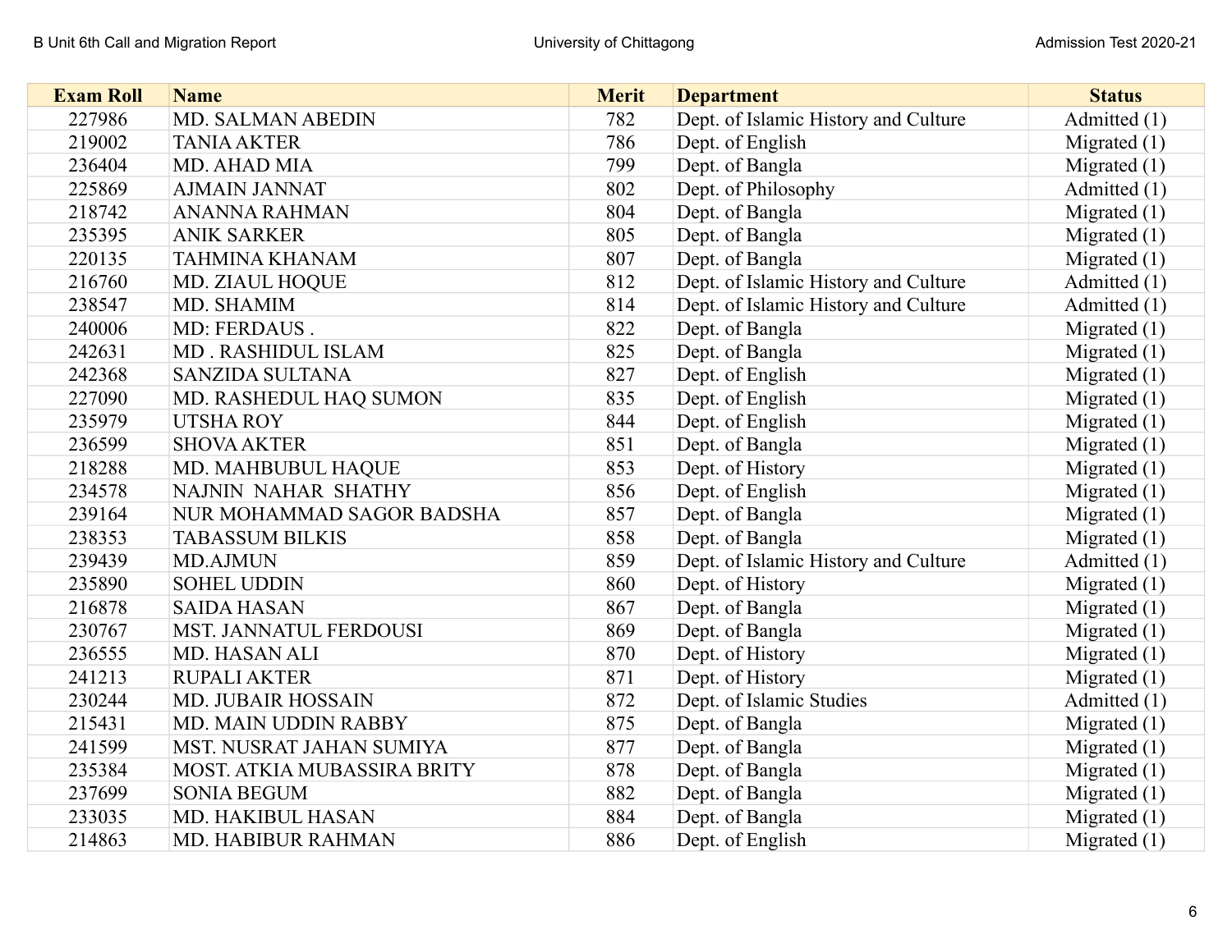| Exam Roll | Name | Merit | Department | Status |
|---|---|---|---|---|
| 227986 | MD. SALMAN ABEDIN | 782 | Dept. of Islamic History and Culture | Admitted (1) |
| 219002 | TANIA AKTER | 786 | Dept. of English | Migrated (1) |
| 236404 | MD. AHAD MIA | 799 | Dept. of Bangla | Migrated (1) |
| 225869 | AJMAIN JANNAT | 802 | Dept. of Philosophy | Admitted (1) |
| 218742 | ANANNA RAHMAN | 804 | Dept. of Bangla | Migrated (1) |
| 235395 | ANIK SARKER | 805 | Dept. of Bangla | Migrated (1) |
| 220135 | TAHMINA KHANAM | 807 | Dept. of Bangla | Migrated (1) |
| 216760 | MD. ZIAUL HOQUE | 812 | Dept. of Islamic History and Culture | Admitted (1) |
| 238547 | MD. SHAMIM | 814 | Dept. of Islamic History and Culture | Admitted (1) |
| 240006 | MD: FERDAUS . | 822 | Dept. of Bangla | Migrated (1) |
| 242631 | MD . RASHIDUL ISLAM | 825 | Dept. of Bangla | Migrated (1) |
| 242368 | SANZIDA SULTANA | 827 | Dept. of English | Migrated (1) |
| 227090 | MD. RASHEDUL HAQ SUMON | 835 | Dept. of English | Migrated (1) |
| 235979 | UTSHA ROY | 844 | Dept. of English | Migrated (1) |
| 236599 | SHOVA AKTER | 851 | Dept. of Bangla | Migrated (1) |
| 218288 | MD. MAHBUBUL HAQUE | 853 | Dept. of History | Migrated (1) |
| 234578 | NAJNIN NAHAR SHATHY | 856 | Dept. of English | Migrated (1) |
| 239164 | NUR MOHAMMAD SAGOR BADSHA | 857 | Dept. of Bangla | Migrated (1) |
| 238353 | TABASSUM BILKIS | 858 | Dept. of Bangla | Migrated (1) |
| 239439 | MD.AJMUN | 859 | Dept. of Islamic History and Culture | Admitted (1) |
| 235890 | SOHEL UDDIN | 860 | Dept. of History | Migrated (1) |
| 216878 | SAIDA HASAN | 867 | Dept. of Bangla | Migrated (1) |
| 230767 | MST. JANNATUL FERDOUSI | 869 | Dept. of Bangla | Migrated (1) |
| 236555 | MD. HASAN ALI | 870 | Dept. of History | Migrated (1) |
| 241213 | RUPALI AKTER | 871 | Dept. of History | Migrated (1) |
| 230244 | MD. JUBAIR HOSSAIN | 872 | Dept. of Islamic Studies | Admitted (1) |
| 215431 | MD. MAIN UDDIN RABBY | 875 | Dept. of Bangla | Migrated (1) |
| 241599 | MST. NUSRAT JAHAN SUMIYA | 877 | Dept. of Bangla | Migrated (1) |
| 235384 | MOST. ATKIA MUBASSIRA BRITY | 878 | Dept. of Bangla | Migrated (1) |
| 237699 | SONIA BEGUM | 882 | Dept. of Bangla | Migrated (1) |
| 233035 | MD. HAKIBUL HASAN | 884 | Dept. of Bangla | Migrated (1) |
| 214863 | MD. HABIBUR RAHMAN | 886 | Dept. of English | Migrated (1) |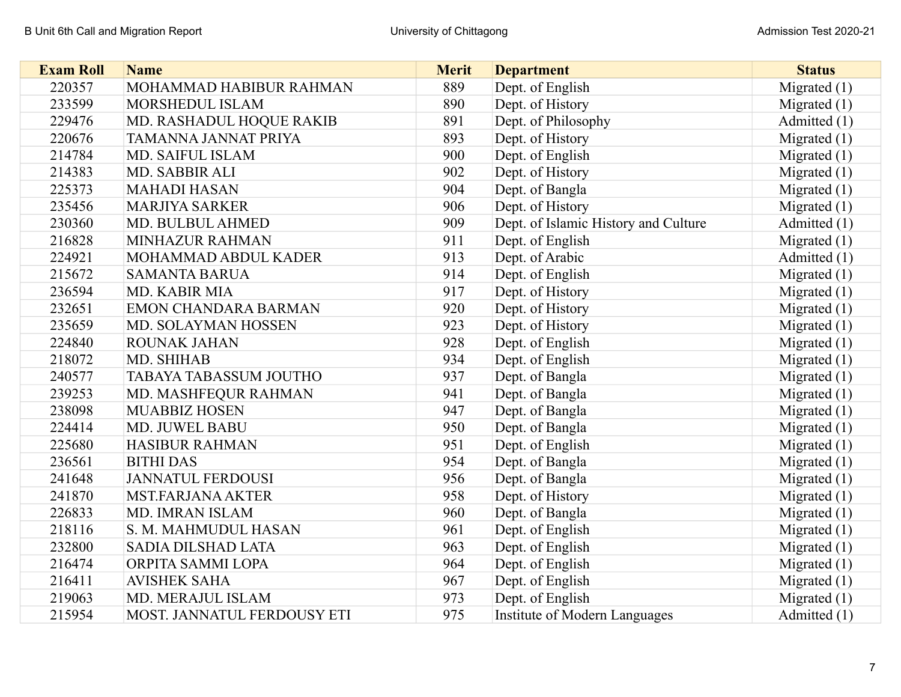| Exam Roll | Name | Merit | Department | Status |
| --- | --- | --- | --- | --- |
| 220357 | MOHAMMAD HABIBUR RAHMAN | 889 | Dept. of English | Migrated (1) |
| 233599 | MORSHEDUL ISLAM | 890 | Dept. of History | Migrated (1) |
| 229476 | MD. RASHADUL HOQUE RAKIB | 891 | Dept. of Philosophy | Admitted (1) |
| 220676 | TAMANNA JANNAT PRIYA | 893 | Dept. of History | Migrated (1) |
| 214784 | MD. SAIFUL ISLAM | 900 | Dept. of English | Migrated (1) |
| 214383 | MD. SABBIR ALI | 902 | Dept. of History | Migrated (1) |
| 225373 | MAHADI HASAN | 904 | Dept. of Bangla | Migrated (1) |
| 235456 | MARJIYA SARKER | 906 | Dept. of History | Migrated (1) |
| 230360 | MD. BULBUL AHMED | 909 | Dept. of Islamic History and Culture | Admitted (1) |
| 216828 | MINHAZUR RAHMAN | 911 | Dept. of English | Migrated (1) |
| 224921 | MOHAMMAD ABDUL KADER | 913 | Dept. of Arabic | Admitted (1) |
| 215672 | SAMANTA BARUA | 914 | Dept. of English | Migrated (1) |
| 236594 | MD. KABIR MIA | 917 | Dept. of History | Migrated (1) |
| 232651 | EMON CHANDARA BARMAN | 920 | Dept. of History | Migrated (1) |
| 235659 | MD. SOLAYMAN HOSSEN | 923 | Dept. of History | Migrated (1) |
| 224840 | ROUNAK JAHAN | 928 | Dept. of English | Migrated (1) |
| 218072 | MD. SHIHAB | 934 | Dept. of English | Migrated (1) |
| 240577 | TABAYA TABASSUM JOUTHO | 937 | Dept. of Bangla | Migrated (1) |
| 239253 | MD. MASHFEQUR RAHMAN | 941 | Dept. of Bangla | Migrated (1) |
| 238098 | MUABBIZ HOSEN | 947 | Dept. of Bangla | Migrated (1) |
| 224414 | MD. JUWEL BABU | 950 | Dept. of Bangla | Migrated (1) |
| 225680 | HASIBUR RAHMAN | 951 | Dept. of English | Migrated (1) |
| 236561 | BITHI DAS | 954 | Dept. of Bangla | Migrated (1) |
| 241648 | JANNATUL FERDOUSI | 956 | Dept. of Bangla | Migrated (1) |
| 241870 | MST.FARJANA AKTER | 958 | Dept. of History | Migrated (1) |
| 226833 | MD. IMRAN ISLAM | 960 | Dept. of Bangla | Migrated (1) |
| 218116 | S. M. MAHMUDUL HASAN | 961 | Dept. of English | Migrated (1) |
| 232800 | SADIA DILSHAD LATA | 963 | Dept. of English | Migrated (1) |
| 216474 | ORPITA SAMMI LOPA | 964 | Dept. of English | Migrated (1) |
| 216411 | AVISHEK SAHA | 967 | Dept. of English | Migrated (1) |
| 219063 | MD. MERAJUL ISLAM | 973 | Dept. of English | Migrated (1) |
| 215954 | MOST. JANNATUL FERDOUSY ETI | 975 | Institute of Modern Languages | Admitted (1) |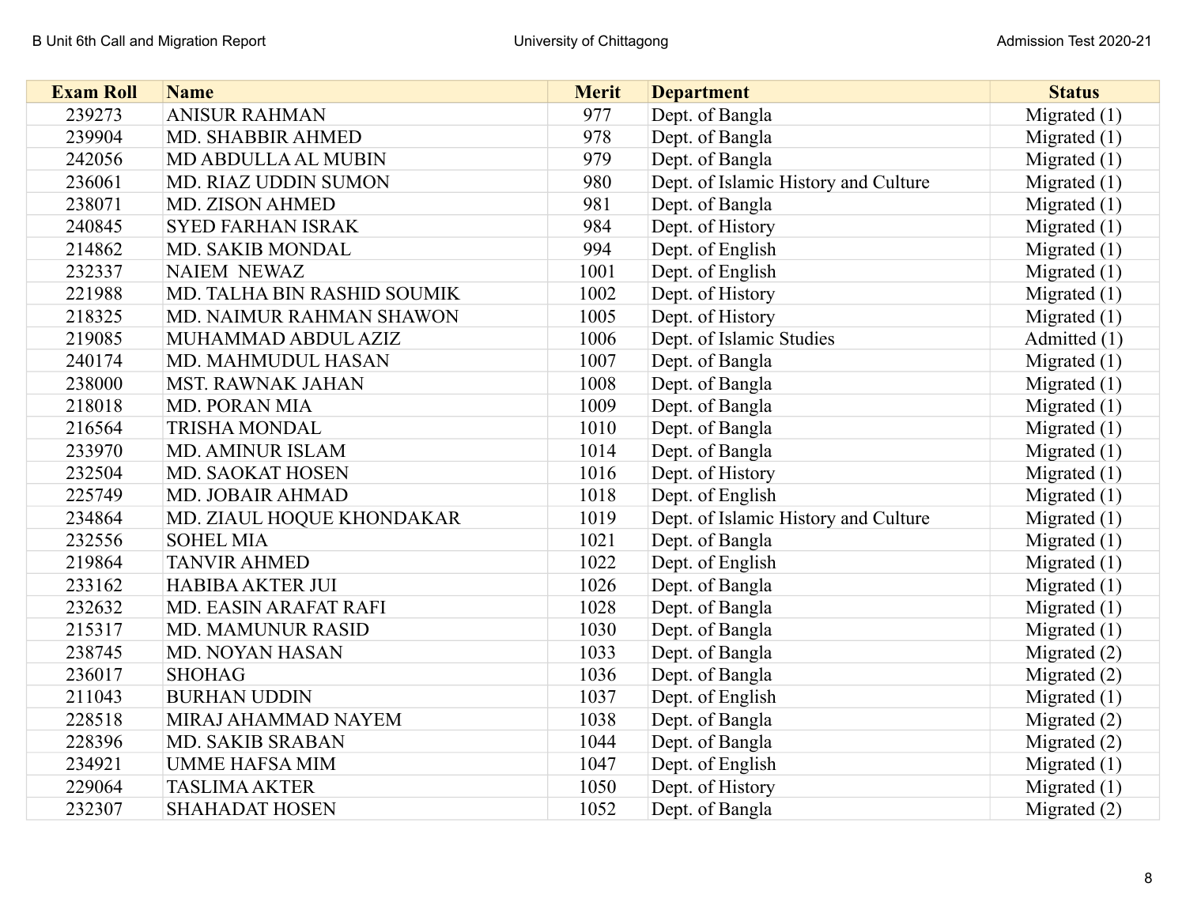| Exam Roll | Name | Merit | Department | Status |
| --- | --- | --- | --- | --- |
| 239273 | ANISUR RAHMAN | 977 | Dept. of Bangla | Migrated (1) |
| 239904 | MD. SHABBIR AHMED | 978 | Dept. of Bangla | Migrated (1) |
| 242056 | MD ABDULLA AL MUBIN | 979 | Dept. of Bangla | Migrated (1) |
| 236061 | MD. RIAZ UDDIN SUMON | 980 | Dept. of Islamic History and Culture | Migrated (1) |
| 238071 | MD. ZISON AHMED | 981 | Dept. of Bangla | Migrated (1) |
| 240845 | SYED FARHAN ISRAK | 984 | Dept. of History | Migrated (1) |
| 214862 | MD. SAKIB MONDAL | 994 | Dept. of English | Migrated (1) |
| 232337 | NAIEM NEWAZ | 1001 | Dept. of English | Migrated (1) |
| 221988 | MD. TALHA BIN RASHID SOUMIK | 1002 | Dept. of History | Migrated (1) |
| 218325 | MD. NAIMUR RAHMAN SHAWON | 1005 | Dept. of History | Migrated (1) |
| 219085 | MUHAMMAD ABDUL AZIZ | 1006 | Dept. of Islamic Studies | Admitted (1) |
| 240174 | MD. MAHMUDUL HASAN | 1007 | Dept. of Bangla | Migrated (1) |
| 238000 | MST. RAWNAK JAHAN | 1008 | Dept. of Bangla | Migrated (1) |
| 218018 | MD. PORAN MIA | 1009 | Dept. of Bangla | Migrated (1) |
| 216564 | TRISHA MONDAL | 1010 | Dept. of Bangla | Migrated (1) |
| 233970 | MD. AMINUR ISLAM | 1014 | Dept. of Bangla | Migrated (1) |
| 232504 | MD. SAOKAT HOSEN | 1016 | Dept. of History | Migrated (1) |
| 225749 | MD. JOBAIR AHMAD | 1018 | Dept. of English | Migrated (1) |
| 234864 | MD. ZIAUL HOQUE KHONDAKAR | 1019 | Dept. of Islamic History and Culture | Migrated (1) |
| 232556 | SOHEL MIA | 1021 | Dept. of Bangla | Migrated (1) |
| 219864 | TANVIR AHMED | 1022 | Dept. of English | Migrated (1) |
| 233162 | HABIBA AKTER JUI | 1026 | Dept. of Bangla | Migrated (1) |
| 232632 | MD. EASIN ARAFAT RAFI | 1028 | Dept. of Bangla | Migrated (1) |
| 215317 | MD. MAMUNUR RASID | 1030 | Dept. of Bangla | Migrated (1) |
| 238745 | MD. NOYAN HASAN | 1033 | Dept. of Bangla | Migrated (2) |
| 236017 | SHOHAG | 1036 | Dept. of Bangla | Migrated (2) |
| 211043 | BURHAN UDDIN | 1037 | Dept. of English | Migrated (1) |
| 228518 | MIRAJ AHAMMAD NAYEM | 1038 | Dept. of Bangla | Migrated (2) |
| 228396 | MD. SAKIB SRABAN | 1044 | Dept. of Bangla | Migrated (2) |
| 234921 | UMME HAFSA MIM | 1047 | Dept. of English | Migrated (1) |
| 229064 | TASLIMA AKTER | 1050 | Dept. of History | Migrated (1) |
| 232307 | SHAHADAT HOSEN | 1052 | Dept. of Bangla | Migrated (2) |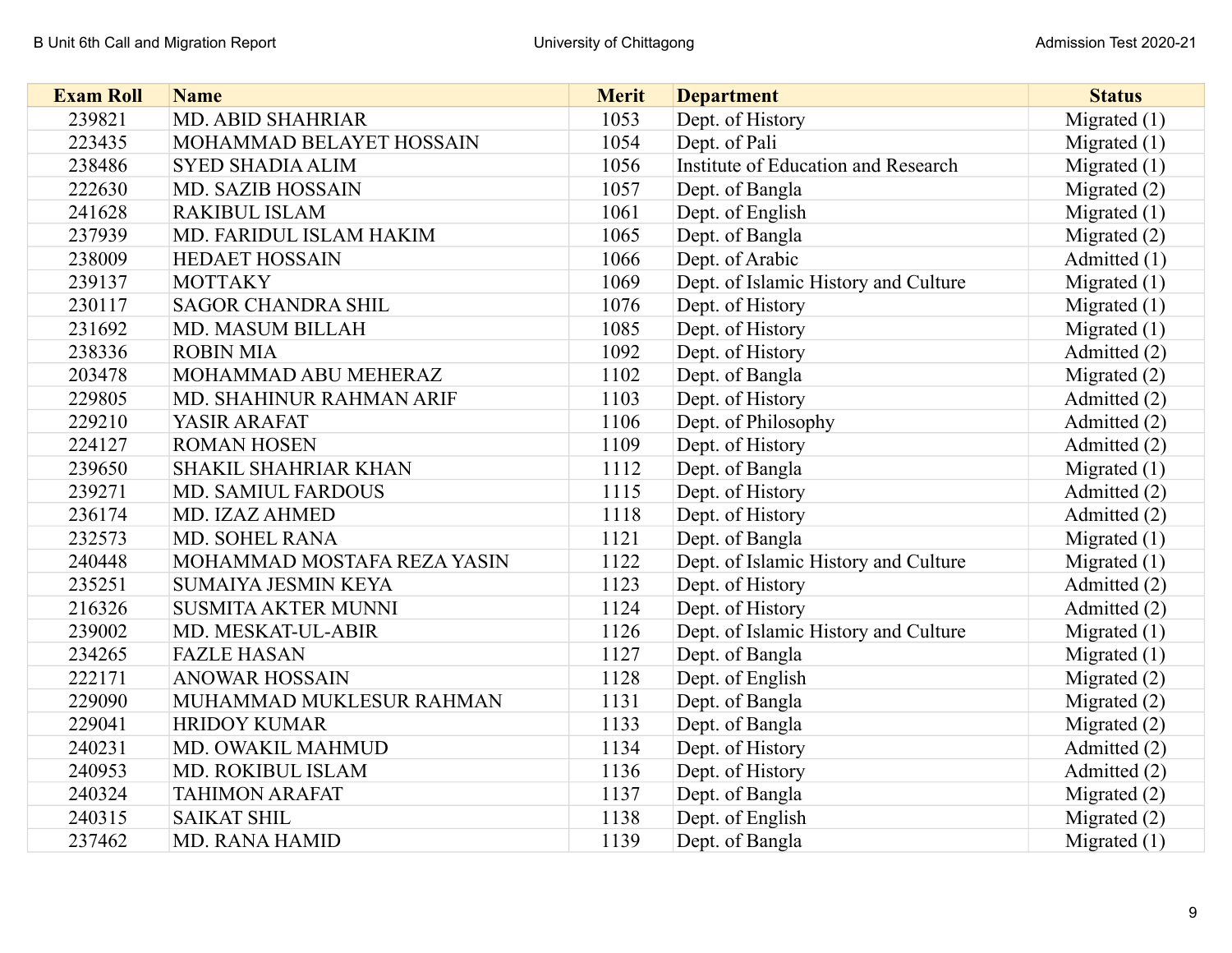| Exam Roll | Name | Merit | Department | Status |
|---|---|---|---|---|
| 239821 | MD. ABID SHAHRIAR | 1053 | Dept. of History | Migrated (1) |
| 223435 | MOHAMMAD BELAYET HOSSAIN | 1054 | Dept. of Pali | Migrated (1) |
| 238486 | SYED SHADIA ALIM | 1056 | Institute of Education and Research | Migrated (1) |
| 222630 | MD. SAZIB HOSSAIN | 1057 | Dept. of Bangla | Migrated (2) |
| 241628 | RAKIBUL ISLAM | 1061 | Dept. of English | Migrated (1) |
| 237939 | MD. FARIDUL ISLAM HAKIM | 1065 | Dept. of Bangla | Migrated (2) |
| 238009 | HEDAET HOSSAIN | 1066 | Dept. of Arabic | Admitted (1) |
| 239137 | MOTTAKY | 1069 | Dept. of Islamic History and Culture | Migrated (1) |
| 230117 | SAGOR CHANDRA SHIL | 1076 | Dept. of History | Migrated (1) |
| 231692 | MD. MASUM BILLAH | 1085 | Dept. of History | Migrated (1) |
| 238336 | ROBIN MIA | 1092 | Dept. of History | Admitted (2) |
| 203478 | MOHAMMAD ABU MEHERAZ | 1102 | Dept. of Bangla | Migrated (2) |
| 229805 | MD. SHAHINUR RAHMAN ARIF | 1103 | Dept. of History | Admitted (2) |
| 229210 | YASIR ARAFAT | 1106 | Dept. of Philosophy | Admitted (2) |
| 224127 | ROMAN HOSEN | 1109 | Dept. of History | Admitted (2) |
| 239650 | SHAKIL SHAHRIAR KHAN | 1112 | Dept. of Bangla | Migrated (1) |
| 239271 | MD. SAMIUL FARDOUS | 1115 | Dept. of History | Admitted (2) |
| 236174 | MD. IZAZ AHMED | 1118 | Dept. of History | Admitted (2) |
| 232573 | MD. SOHEL RANA | 1121 | Dept. of Bangla | Migrated (1) |
| 240448 | MOHAMMAD MOSTAFA REZA YASIN | 1122 | Dept. of Islamic History and Culture | Migrated (1) |
| 235251 | SUMAIYA JESMIN KEYA | 1123 | Dept. of History | Admitted (2) |
| 216326 | SUSMITA AKTER MUNNI | 1124 | Dept. of History | Admitted (2) |
| 239002 | MD. MESKAT-UL-ABIR | 1126 | Dept. of Islamic History and Culture | Migrated (1) |
| 234265 | FAZLE HASAN | 1127 | Dept. of Bangla | Migrated (1) |
| 222171 | ANOWAR HOSSAIN | 1128 | Dept. of English | Migrated (2) |
| 229090 | MUHAMMAD MUKLESUR RAHMAN | 1131 | Dept. of Bangla | Migrated (2) |
| 229041 | HRIDOY KUMAR | 1133 | Dept. of Bangla | Migrated (2) |
| 240231 | MD. OWAKIL MAHMUD | 1134 | Dept. of History | Admitted (2) |
| 240953 | MD. ROKIBUL ISLAM | 1136 | Dept. of History | Admitted (2) |
| 240324 | TAHIMON ARAFAT | 1137 | Dept. of Bangla | Migrated (2) |
| 240315 | SAIKAT SHIL | 1138 | Dept. of English | Migrated (2) |
| 237462 | MD. RANA HAMID | 1139 | Dept. of Bangla | Migrated (1) |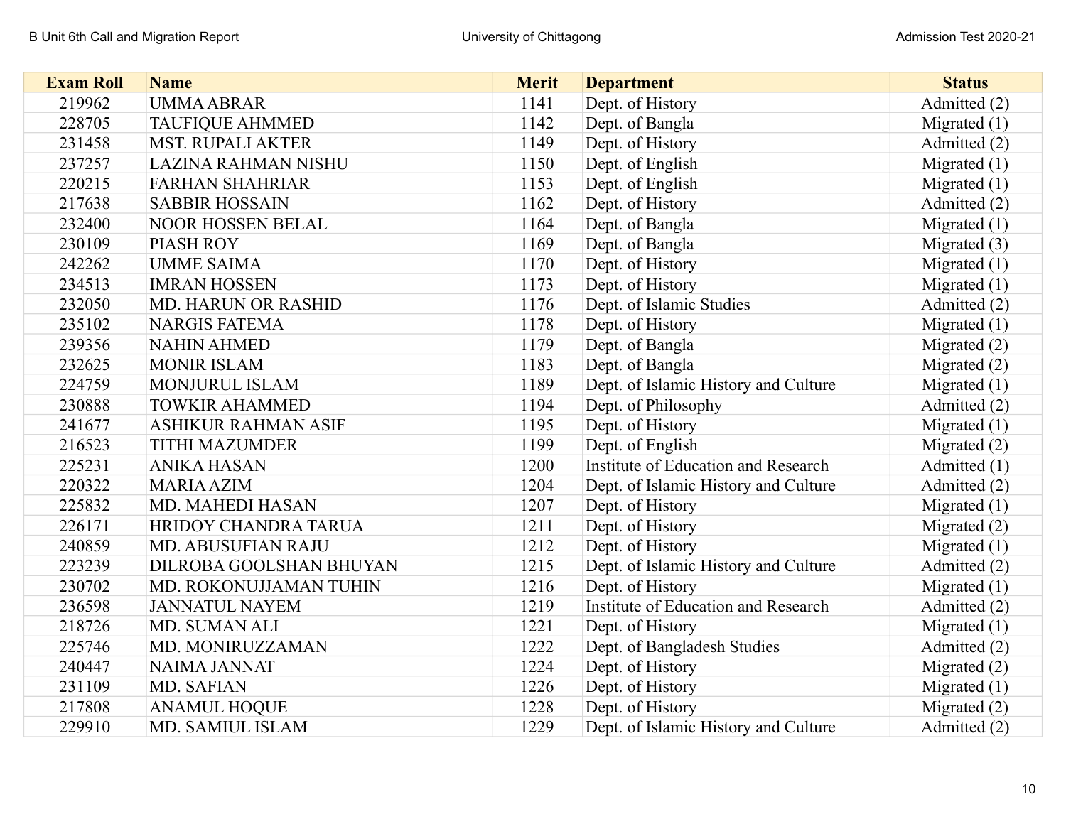| Exam Roll | Name | Merit | Department | Status |
|---|---|---|---|---|
| 219962 | UMMA ABRAR | 1141 | Dept. of History | Admitted (2) |
| 228705 | TAUFIQUE AHMMED | 1142 | Dept. of Bangla | Migrated (1) |
| 231458 | MST. RUPALI AKTER | 1149 | Dept. of History | Admitted (2) |
| 237257 | LAZINA RAHMAN NISHU | 1150 | Dept. of English | Migrated (1) |
| 220215 | FARHAN SHAHRIAR | 1153 | Dept. of English | Migrated (1) |
| 217638 | SABBIR HOSSAIN | 1162 | Dept. of History | Admitted (2) |
| 232400 | NOOR HOSSEN BELAL | 1164 | Dept. of Bangla | Migrated (1) |
| 230109 | PIASH ROY | 1169 | Dept. of Bangla | Migrated (3) |
| 242262 | UMME SAIMA | 1170 | Dept. of History | Migrated (1) |
| 234513 | IMRAN HOSSEN | 1173 | Dept. of History | Migrated (1) |
| 232050 | MD. HARUN OR RASHID | 1176 | Dept. of Islamic Studies | Admitted (2) |
| 235102 | NARGIS FATEMA | 1178 | Dept. of History | Migrated (1) |
| 239356 | NAHIN AHMED | 1179 | Dept. of Bangla | Migrated (2) |
| 232625 | MONIR ISLAM | 1183 | Dept. of Bangla | Migrated (2) |
| 224759 | MONJURUL ISLAM | 1189 | Dept. of Islamic History and Culture | Migrated (1) |
| 230888 | TOWKIR AHAMMED | 1194 | Dept. of Philosophy | Admitted (2) |
| 241677 | ASHIKUR RAHMAN ASIF | 1195 | Dept. of History | Migrated (1) |
| 216523 | TITHI MAZUMDER | 1199 | Dept. of English | Migrated (2) |
| 225231 | ANIKA HASAN | 1200 | Institute of Education and Research | Admitted (1) |
| 220322 | MARIA AZIM | 1204 | Dept. of Islamic History and Culture | Admitted (2) |
| 225832 | MD. MAHEDI HASAN | 1207 | Dept. of History | Migrated (1) |
| 226171 | HRIDOY CHANDRA TARUA | 1211 | Dept. of History | Migrated (2) |
| 240859 | MD. ABUSUFIAN RAJU | 1212 | Dept. of History | Migrated (1) |
| 223239 | DILROBA GOOLSHAN BHUYAN | 1215 | Dept. of Islamic History and Culture | Admitted (2) |
| 230702 | MD. ROKONUJJAMAN TUHIN | 1216 | Dept. of History | Migrated (1) |
| 236598 | JANNATUL NAYEM | 1219 | Institute of Education and Research | Admitted (2) |
| 218726 | MD. SUMAN ALI | 1221 | Dept. of History | Migrated (1) |
| 225746 | MD. MONIRUZZAMAN | 1222 | Dept. of Bangladesh Studies | Admitted (2) |
| 240447 | NAIMA JANNAT | 1224 | Dept. of History | Migrated (2) |
| 231109 | MD. SAFIAN | 1226 | Dept. of History | Migrated (1) |
| 217808 | ANAMUL HOQUE | 1228 | Dept. of History | Migrated (2) |
| 229910 | MD. SAMIUL ISLAM | 1229 | Dept. of Islamic History and Culture | Admitted (2) |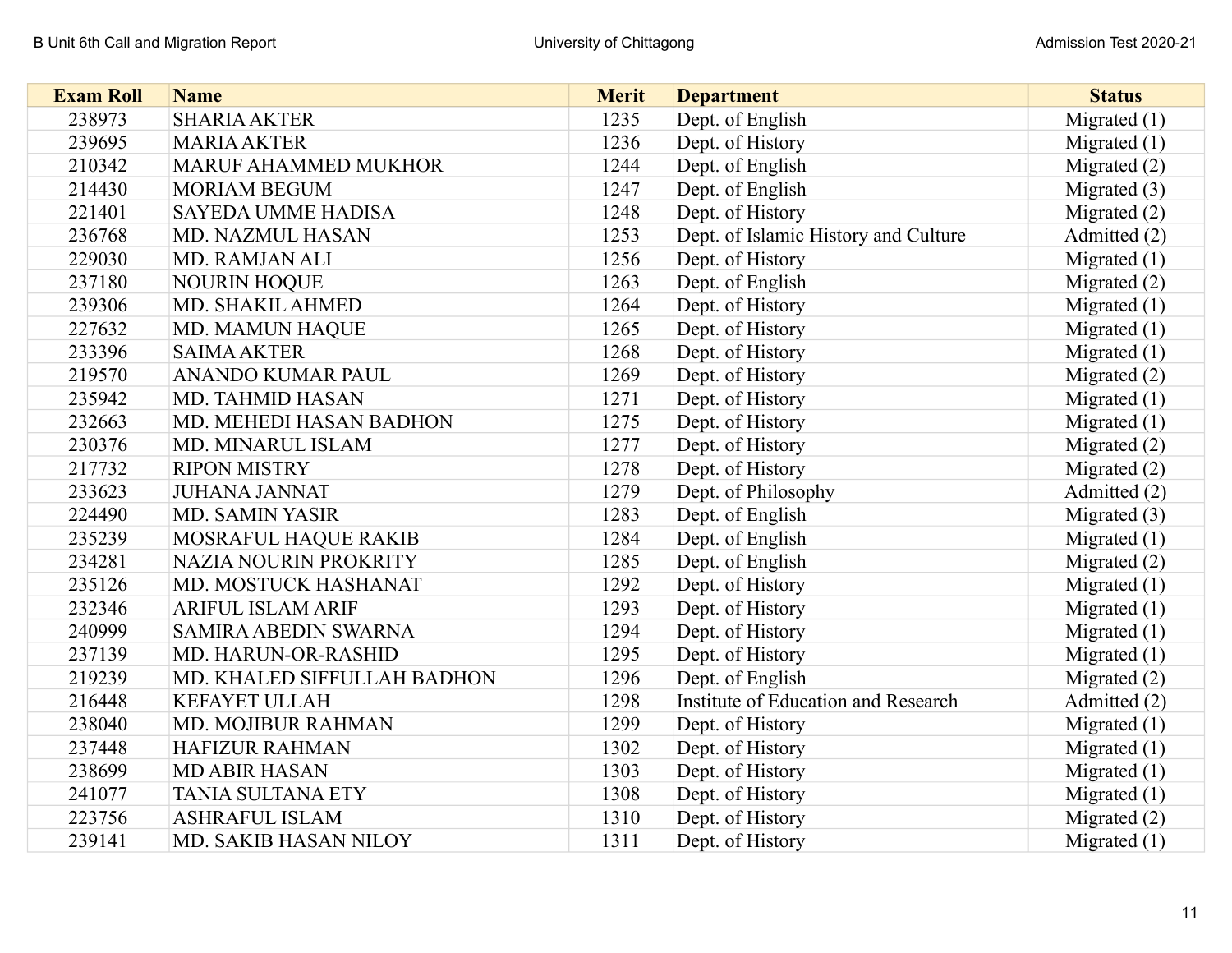| Exam Roll | Name | Merit | Department | Status |
|---|---|---|---|---|
| 238973 | SHARIA AKTER | 1235 | Dept. of English | Migrated (1) |
| 239695 | MARIA AKTER | 1236 | Dept. of History | Migrated (1) |
| 210342 | MARUF AHAMMED MUKHOR | 1244 | Dept. of English | Migrated (2) |
| 214430 | MORIAM BEGUM | 1247 | Dept. of English | Migrated (3) |
| 221401 | SAYEDA UMME HADISA | 1248 | Dept. of History | Migrated (2) |
| 236768 | MD. NAZMUL HASAN | 1253 | Dept. of Islamic History and Culture | Admitted (2) |
| 229030 | MD. RAMJAN ALI | 1256 | Dept. of History | Migrated (1) |
| 237180 | NOURIN HOQUE | 1263 | Dept. of English | Migrated (2) |
| 239306 | MD. SHAKIL AHMED | 1264 | Dept. of History | Migrated (1) |
| 227632 | MD. MAMUN HAQUE | 1265 | Dept. of History | Migrated (1) |
| 233396 | SAIMA AKTER | 1268 | Dept. of History | Migrated (1) |
| 219570 | ANANDO KUMAR PAUL | 1269 | Dept. of History | Migrated (2) |
| 235942 | MD. TAHMID HASAN | 1271 | Dept. of History | Migrated (1) |
| 232663 | MD. MEHEDI HASAN BADHON | 1275 | Dept. of History | Migrated (1) |
| 230376 | MD. MINARUL ISLAM | 1277 | Dept. of History | Migrated (2) |
| 217732 | RIPON MISTRY | 1278 | Dept. of History | Migrated (2) |
| 233623 | JUHANA JANNAT | 1279 | Dept. of Philosophy | Admitted (2) |
| 224490 | MD. SAMIN YASIR | 1283 | Dept. of English | Migrated (3) |
| 235239 | MOSRAFUL HAQUE RAKIB | 1284 | Dept. of English | Migrated (1) |
| 234281 | NAZIA NOURIN PROKRITY | 1285 | Dept. of English | Migrated (2) |
| 235126 | MD. MOSTUCK HASHANAT | 1292 | Dept. of History | Migrated (1) |
| 232346 | ARIFUL ISLAM ARIF | 1293 | Dept. of History | Migrated (1) |
| 240999 | SAMIRA ABEDIN SWARNA | 1294 | Dept. of History | Migrated (1) |
| 237139 | MD. HARUN-OR-RASHID | 1295 | Dept. of History | Migrated (1) |
| 219239 | MD. KHALED SIFFULLAH BADHON | 1296 | Dept. of English | Migrated (2) |
| 216448 | KEFAYET ULLAH | 1298 | Institute of Education and Research | Admitted (2) |
| 238040 | MD. MOJIBUR RAHMAN | 1299 | Dept. of History | Migrated (1) |
| 237448 | HAFIZUR RAHMAN | 1302 | Dept. of History | Migrated (1) |
| 238699 | MD ABIR HASAN | 1303 | Dept. of History | Migrated (1) |
| 241077 | TANIA SULTANA ETY | 1308 | Dept. of History | Migrated (1) |
| 223756 | ASHRAFUL ISLAM | 1310 | Dept. of History | Migrated (2) |
| 239141 | MD. SAKIB HASAN NILOY | 1311 | Dept. of History | Migrated (1) |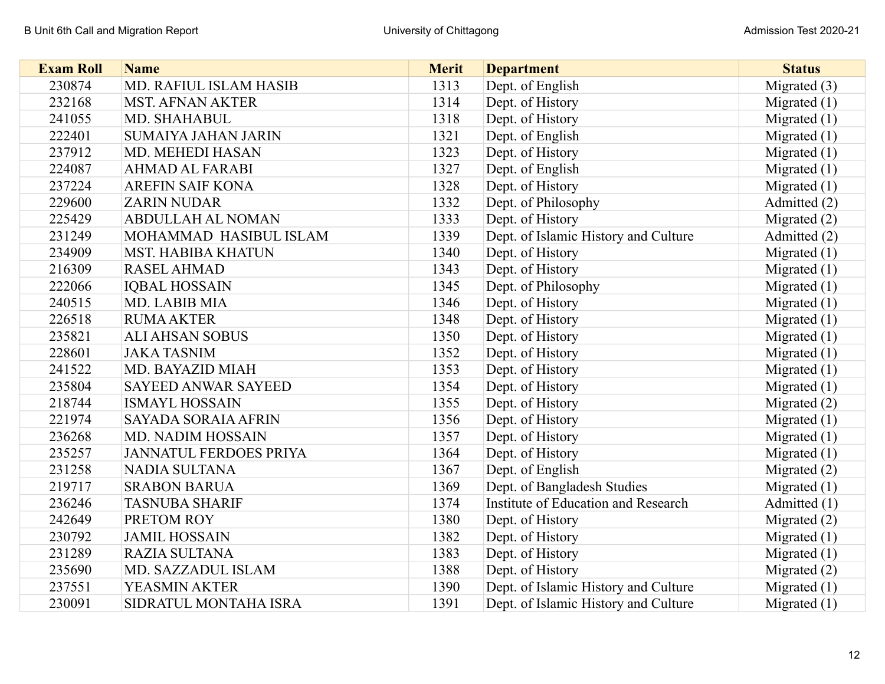| Exam Roll | Name | Merit | Department | Status |
|---|---|---|---|---|
| 230874 | MD. RAFIUL ISLAM HASIB | 1313 | Dept. of English | Migrated (3) |
| 232168 | MST. AFNAN AKTER | 1314 | Dept. of History | Migrated (1) |
| 241055 | MD. SHAHABUL | 1318 | Dept. of History | Migrated (1) |
| 222401 | SUMAIYA JAHAN JARIN | 1321 | Dept. of English | Migrated (1) |
| 237912 | MD. MEHEDI HASAN | 1323 | Dept. of History | Migrated (1) |
| 224087 | AHMAD AL FARABI | 1327 | Dept. of English | Migrated (1) |
| 237224 | AREFIN SAIF KONA | 1328 | Dept. of History | Migrated (1) |
| 229600 | ZARIN NUDAR | 1332 | Dept. of Philosophy | Admitted (2) |
| 225429 | ABDULLAH AL NOMAN | 1333 | Dept. of History | Migrated (2) |
| 231249 | MOHAMMAD HASIBUL ISLAM | 1339 | Dept. of Islamic History and Culture | Admitted (2) |
| 234909 | MST. HABIBA KHATUN | 1340 | Dept. of History | Migrated (1) |
| 216309 | RASEL AHMAD | 1343 | Dept. of History | Migrated (1) |
| 222066 | IQBAL HOSSAIN | 1345 | Dept. of Philosophy | Migrated (1) |
| 240515 | MD. LABIB MIA | 1346 | Dept. of History | Migrated (1) |
| 226518 | RUMA AKTER | 1348 | Dept. of History | Migrated (1) |
| 235821 | ALI AHSAN SOBUS | 1350 | Dept. of History | Migrated (1) |
| 228601 | JAKA TASNIM | 1352 | Dept. of History | Migrated (1) |
| 241522 | MD. BAYAZID MIAH | 1353 | Dept. of History | Migrated (1) |
| 235804 | SAYEED ANWAR SAYEED | 1354 | Dept. of History | Migrated (1) |
| 218744 | ISMAYL HOSSAIN | 1355 | Dept. of History | Migrated (2) |
| 221974 | SAYADA SORAIA AFRIN | 1356 | Dept. of History | Migrated (1) |
| 236268 | MD. NADIM HOSSAIN | 1357 | Dept. of History | Migrated (1) |
| 235257 | JANNATUL FERDOES PRIYA | 1364 | Dept. of History | Migrated (1) |
| 231258 | NADIA SULTANA | 1367 | Dept. of English | Migrated (2) |
| 219717 | SRABON BARUA | 1369 | Dept. of Bangladesh Studies | Migrated (1) |
| 236246 | TASNUBA SHARIF | 1374 | Institute of Education and Research | Admitted (1) |
| 242649 | PRETOM ROY | 1380 | Dept. of History | Migrated (2) |
| 230792 | JAMIL HOSSAIN | 1382 | Dept. of History | Migrated (1) |
| 231289 | RAZIA SULTANA | 1383 | Dept. of History | Migrated (1) |
| 235690 | MD. SAZZADUL ISLAM | 1388 | Dept. of History | Migrated (2) |
| 237551 | YEASMIN AKTER | 1390 | Dept. of Islamic History and Culture | Migrated (1) |
| 230091 | SIDRATUL MONTAHA ISRA | 1391 | Dept. of Islamic History and Culture | Migrated (1) |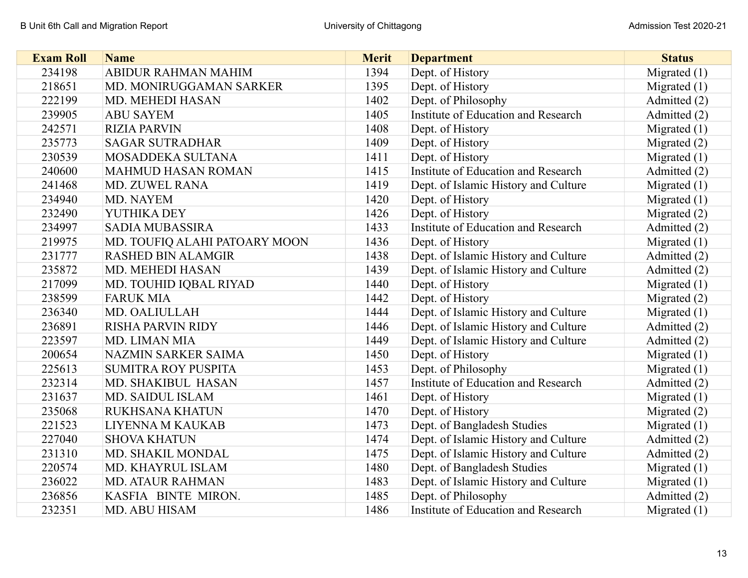| Exam Roll | Name | Merit | Department | Status |
|---|---|---|---|---|
| 234198 | ABIDUR RAHMAN MAHIM | 1394 | Dept. of History | Migrated (1) |
| 218651 | MD. MONIRUGGAMAN SARKER | 1395 | Dept. of History | Migrated (1) |
| 222199 | MD. MEHEDI HASAN | 1402 | Dept. of Philosophy | Admitted (2) |
| 239905 | ABU SAYEM | 1405 | Institute of Education and Research | Admitted (2) |
| 242571 | RIZIA PARVIN | 1408 | Dept. of History | Migrated (1) |
| 235773 | SAGAR SUTRADHAR | 1409 | Dept. of History | Migrated (2) |
| 230539 | MOSADDEKA SULTANA | 1411 | Dept. of History | Migrated (1) |
| 240600 | MAHMUD HASAN ROMAN | 1415 | Institute of Education and Research | Admitted (2) |
| 241468 | MD. ZUWEL RANA | 1419 | Dept. of Islamic History and Culture | Migrated (1) |
| 234940 | MD. NAYEM | 1420 | Dept. of History | Migrated (1) |
| 232490 | YUTHIKA DEY | 1426 | Dept. of History | Migrated (2) |
| 234997 | SADIA MUBASSIRA | 1433 | Institute of Education and Research | Admitted (2) |
| 219975 | MD. TOUFIQ ALAHI PATOARY MOON | 1436 | Dept. of History | Migrated (1) |
| 231777 | RASHED BIN ALAMGIR | 1438 | Dept. of Islamic History and Culture | Admitted (2) |
| 235872 | MD. MEHEDI HASAN | 1439 | Dept. of Islamic History and Culture | Admitted (2) |
| 217099 | MD. TOUHID IQBAL RIYAD | 1440 | Dept. of History | Migrated (1) |
| 238599 | FARUK MIA | 1442 | Dept. of History | Migrated (2) |
| 236340 | MD. OALIULLAH | 1444 | Dept. of Islamic History and Culture | Migrated (1) |
| 236891 | RISHA PARVIN RIDY | 1446 | Dept. of Islamic History and Culture | Admitted (2) |
| 223597 | MD. LIMAN MIA | 1449 | Dept. of Islamic History and Culture | Admitted (2) |
| 200654 | NAZMIN SARKER SAIMA | 1450 | Dept. of History | Migrated (1) |
| 225613 | SUMITRA ROY PUSPITA | 1453 | Dept. of Philosophy | Migrated (1) |
| 232314 | MD. SHAKIBUL HASAN | 1457 | Institute of Education and Research | Admitted (2) |
| 231637 | MD. SAIDUL ISLAM | 1461 | Dept. of History | Migrated (1) |
| 235068 | RUKHSANA KHATUN | 1470 | Dept. of History | Migrated (2) |
| 221523 | LIYENNA M KAUKAB | 1473 | Dept. of Bangladesh Studies | Migrated (1) |
| 227040 | SHOVA KHATUN | 1474 | Dept. of Islamic History and Culture | Admitted (2) |
| 231310 | MD. SHAKIL MONDAL | 1475 | Dept. of Islamic History and Culture | Admitted (2) |
| 220574 | MD. KHAYRUL ISLAM | 1480 | Dept. of Bangladesh Studies | Migrated (1) |
| 236022 | MD. ATAUR RAHMAN | 1483 | Dept. of Islamic History and Culture | Migrated (1) |
| 236856 | KASFIA BINTE MIRON. | 1485 | Dept. of Philosophy | Admitted (2) |
| 232351 | MD. ABU HISAM | 1486 | Institute of Education and Research | Migrated (1) |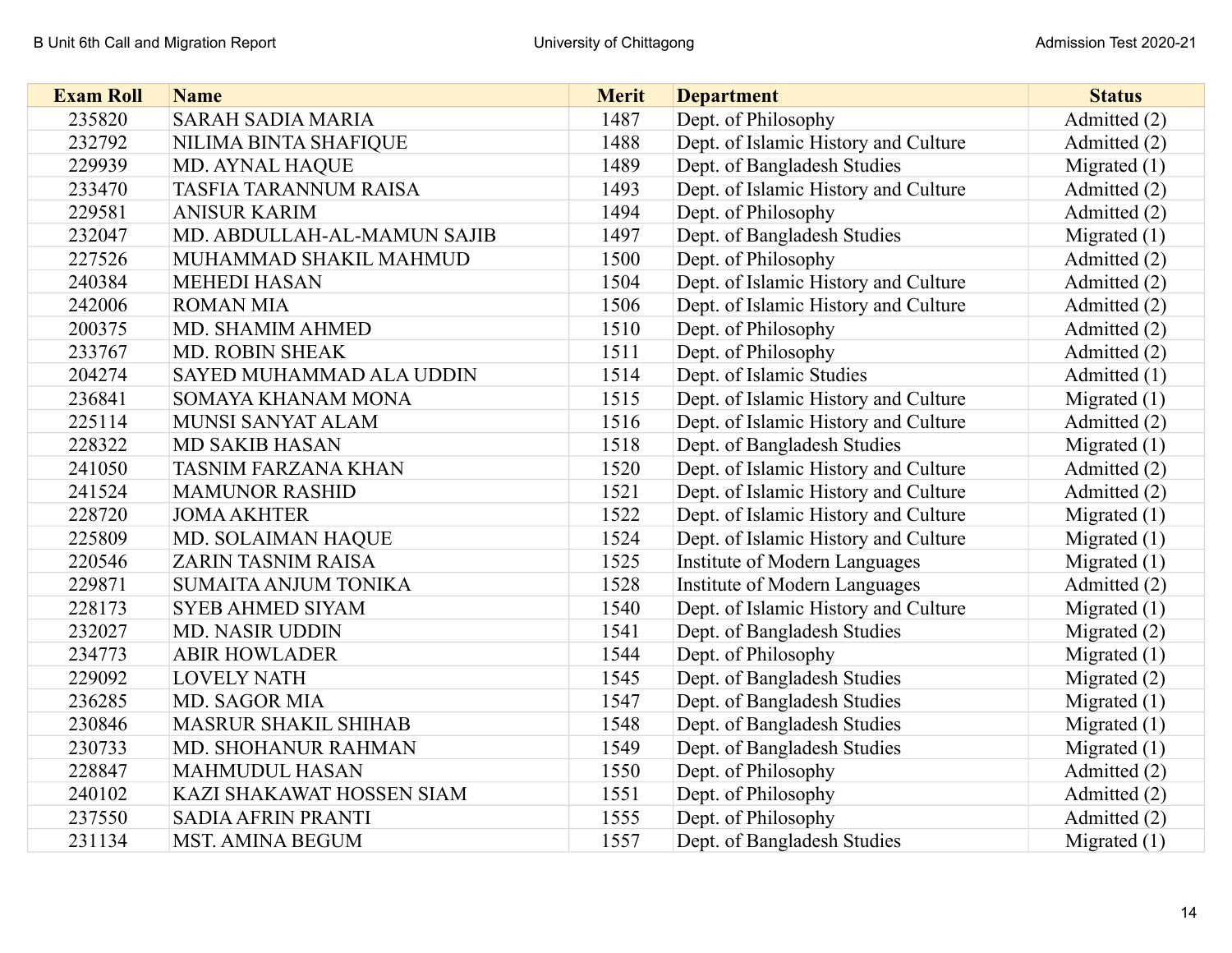| Exam Roll | Name | Merit | Department | Status |
|---|---|---|---|---|
| 235820 | SARAH SADIA MARIA | 1487 | Dept. of Philosophy | Admitted (2) |
| 232792 | NILIMA BINTA SHAFIQUE | 1488 | Dept. of Islamic History and Culture | Admitted (2) |
| 229939 | MD. AYNAL HAQUE | 1489 | Dept. of Bangladesh Studies | Migrated (1) |
| 233470 | TASFIA TARANNUM RAISA | 1493 | Dept. of Islamic History and Culture | Admitted (2) |
| 229581 | ANISUR KARIM | 1494 | Dept. of Philosophy | Admitted (2) |
| 232047 | MD. ABDULLAH-AL-MAMUN SAJIB | 1497 | Dept. of Bangladesh Studies | Migrated (1) |
| 227526 | MUHAMMAD SHAKIL MAHMUD | 1500 | Dept. of Philosophy | Admitted (2) |
| 240384 | MEHEDI HASAN | 1504 | Dept. of Islamic History and Culture | Admitted (2) |
| 242006 | ROMAN MIA | 1506 | Dept. of Islamic History and Culture | Admitted (2) |
| 200375 | MD. SHAMIM AHMED | 1510 | Dept. of Philosophy | Admitted (2) |
| 233767 | MD. ROBIN SHEAK | 1511 | Dept. of Philosophy | Admitted (2) |
| 204274 | SAYED MUHAMMAD ALA UDDIN | 1514 | Dept. of Islamic Studies | Admitted (1) |
| 236841 | SOMAYA KHANAM MONA | 1515 | Dept. of Islamic History and Culture | Migrated (1) |
| 225114 | MUNSI SANYAT ALAM | 1516 | Dept. of Islamic History and Culture | Admitted (2) |
| 228322 | MD SAKIB HASAN | 1518 | Dept. of Bangladesh Studies | Migrated (1) |
| 241050 | TASNIM FARZANA KHAN | 1520 | Dept. of Islamic History and Culture | Admitted (2) |
| 241524 | MAMUNOR RASHID | 1521 | Dept. of Islamic History and Culture | Admitted (2) |
| 228720 | JOMA AKHTER | 1522 | Dept. of Islamic History and Culture | Migrated (1) |
| 225809 | MD. SOLAIMAN HAQUE | 1524 | Dept. of Islamic History and Culture | Migrated (1) |
| 220546 | ZARIN TASNIM RAISA | 1525 | Institute of Modern Languages | Migrated (1) |
| 229871 | SUMAITA ANJUM TONIKA | 1528 | Institute of Modern Languages | Admitted (2) |
| 228173 | SYEB AHMED SIYAM | 1540 | Dept. of Islamic History and Culture | Migrated (1) |
| 232027 | MD. NASIR UDDIN | 1541 | Dept. of Bangladesh Studies | Migrated (2) |
| 234773 | ABIR HOWLADER | 1544 | Dept. of Philosophy | Migrated (1) |
| 229092 | LOVELY NATH | 1545 | Dept. of Bangladesh Studies | Migrated (2) |
| 236285 | MD. SAGOR MIA | 1547 | Dept. of Bangladesh Studies | Migrated (1) |
| 230846 | MASRUR SHAKIL SHIHAB | 1548 | Dept. of Bangladesh Studies | Migrated (1) |
| 230733 | MD. SHOHANUR RAHMAN | 1549 | Dept. of Bangladesh Studies | Migrated (1) |
| 228847 | MAHMUDUL HASAN | 1550 | Dept. of Philosophy | Admitted (2) |
| 240102 | KAZI SHAKAWAT HOSSEN SIAM | 1551 | Dept. of Philosophy | Admitted (2) |
| 237550 | SADIA AFRIN PRANTI | 1555 | Dept. of Philosophy | Admitted (2) |
| 231134 | MST. AMINA BEGUM | 1557 | Dept. of Bangladesh Studies | Migrated (1) |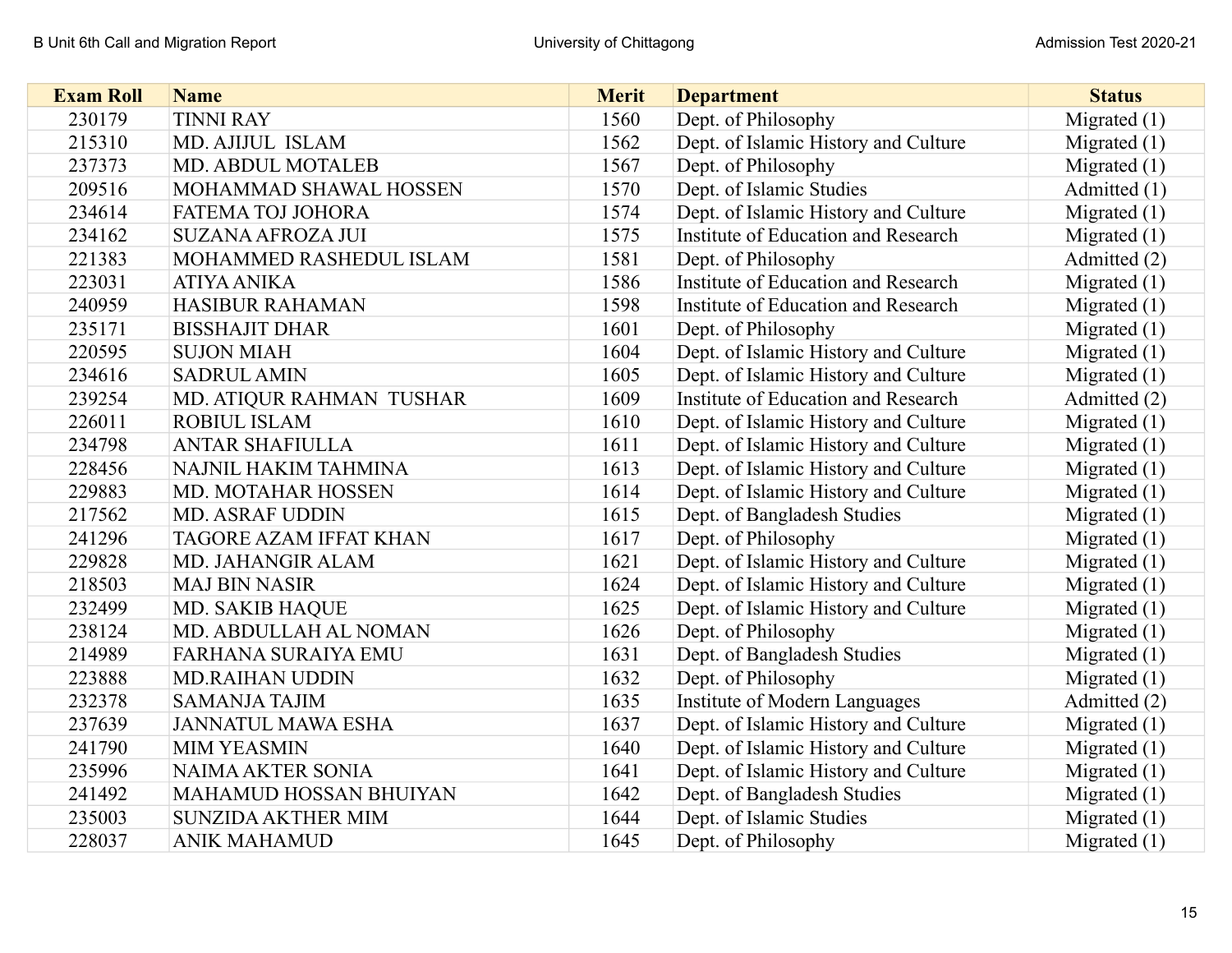| Exam Roll | Name | Merit | Department | Status |
|---|---|---|---|---|
| 230179 | TINNI RAY | 1560 | Dept. of Philosophy | Migrated (1) |
| 215310 | MD. AJIJUL ISLAM | 1562 | Dept. of Islamic History and Culture | Migrated (1) |
| 237373 | MD. ABDUL MOTALEB | 1567 | Dept. of Philosophy | Migrated (1) |
| 209516 | MOHAMMAD SHAWAL HOSSEN | 1570 | Dept. of Islamic Studies | Admitted (1) |
| 234614 | FATEMA TOJ JOHORA | 1574 | Dept. of Islamic History and Culture | Migrated (1) |
| 234162 | SUZANA AFROZA JUI | 1575 | Institute of Education and Research | Migrated (1) |
| 221383 | MOHAMMED RASHEDUL ISLAM | 1581 | Dept. of Philosophy | Admitted (2) |
| 223031 | ATIYA ANIKA | 1586 | Institute of Education and Research | Migrated (1) |
| 240959 | HASIBUR RAHAMAN | 1598 | Institute of Education and Research | Migrated (1) |
| 235171 | BISSHAJIT DHAR | 1601 | Dept. of Philosophy | Migrated (1) |
| 220595 | SUJON MIAH | 1604 | Dept. of Islamic History and Culture | Migrated (1) |
| 234616 | SADRUL AMIN | 1605 | Dept. of Islamic History and Culture | Migrated (1) |
| 239254 | MD. ATIQUR RAHMAN TUSHAR | 1609 | Institute of Education and Research | Admitted (2) |
| 226011 | ROBIUL ISLAM | 1610 | Dept. of Islamic History and Culture | Migrated (1) |
| 234798 | ANTAR SHAFIULLA | 1611 | Dept. of Islamic History and Culture | Migrated (1) |
| 228456 | NAJNIL HAKIM TAHMINA | 1613 | Dept. of Islamic History and Culture | Migrated (1) |
| 229883 | MD. MOTAHAR HOSSEN | 1614 | Dept. of Islamic History and Culture | Migrated (1) |
| 217562 | MD. ASRAF UDDIN | 1615 | Dept. of Bangladesh Studies | Migrated (1) |
| 241296 | TAGORE AZAM IFFAT KHAN | 1617 | Dept. of Philosophy | Migrated (1) |
| 229828 | MD. JAHANGIR ALAM | 1621 | Dept. of Islamic History and Culture | Migrated (1) |
| 218503 | MAJ BIN NASIR | 1624 | Dept. of Islamic History and Culture | Migrated (1) |
| 232499 | MD. SAKIB HAQUE | 1625 | Dept. of Islamic History and Culture | Migrated (1) |
| 238124 | MD. ABDULLAH AL NOMAN | 1626 | Dept. of Philosophy | Migrated (1) |
| 214989 | FARHANA SURAIYA EMU | 1631 | Dept. of Bangladesh Studies | Migrated (1) |
| 223888 | MD.RAIHAN UDDIN | 1632 | Dept. of Philosophy | Migrated (1) |
| 232378 | SAMANJA TAJIM | 1635 | Institute of Modern Languages | Admitted (2) |
| 237639 | JANNATUL MAWA ESHA | 1637 | Dept. of Islamic History and Culture | Migrated (1) |
| 241790 | MIM YEASMIN | 1640 | Dept. of Islamic History and Culture | Migrated (1) |
| 235996 | NAIMA AKTER SONIA | 1641 | Dept. of Islamic History and Culture | Migrated (1) |
| 241492 | MAHAMUD HOSSAN BHUIYAN | 1642 | Dept. of Bangladesh Studies | Migrated (1) |
| 235003 | SUNZIDA AKTHER MIM | 1644 | Dept. of Islamic Studies | Migrated (1) |
| 228037 | ANIK MAHAMUD | 1645 | Dept. of Philosophy | Migrated (1) |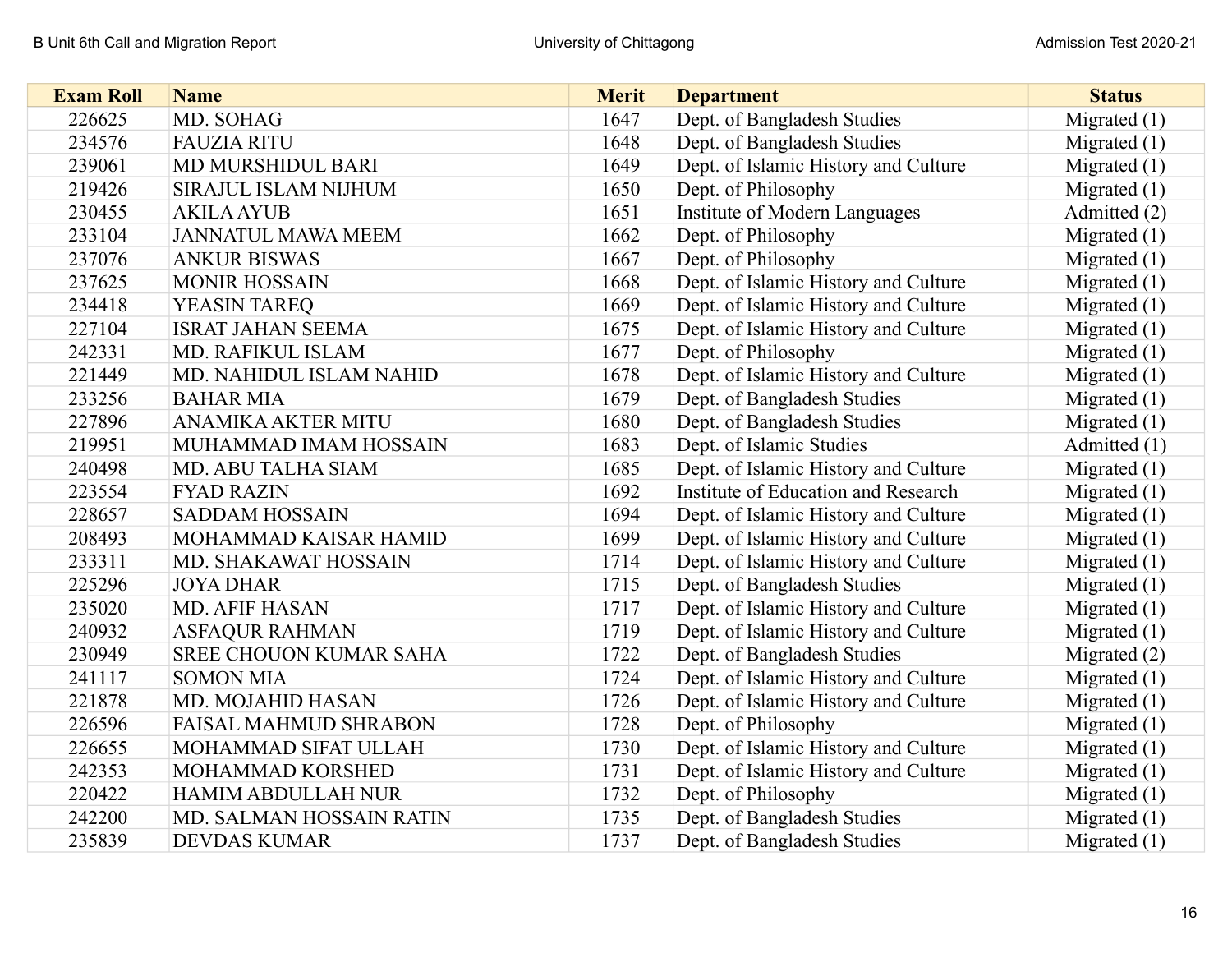| Exam Roll | Name | Merit | Department | Status |
|---|---|---|---|---|
| 226625 | MD. SOHAG | 1647 | Dept. of Bangladesh Studies | Migrated (1) |
| 234576 | FAUZIA RITU | 1648 | Dept. of Bangladesh Studies | Migrated (1) |
| 239061 | MD MURSHIDUL BARI | 1649 | Dept. of Islamic History and Culture | Migrated (1) |
| 219426 | SIRAJUL ISLAM NIJHUM | 1650 | Dept. of Philosophy | Migrated (1) |
| 230455 | AKILA AYUB | 1651 | Institute of Modern Languages | Admitted (2) |
| 233104 | JANNATUL MAWA MEEM | 1662 | Dept. of Philosophy | Migrated (1) |
| 237076 | ANKUR BISWAS | 1667 | Dept. of Philosophy | Migrated (1) |
| 237625 | MONIR HOSSAIN | 1668 | Dept. of Islamic History and Culture | Migrated (1) |
| 234418 | YEASIN TAREQ | 1669 | Dept. of Islamic History and Culture | Migrated (1) |
| 227104 | ISRAT JAHAN SEEMA | 1675 | Dept. of Islamic History and Culture | Migrated (1) |
| 242331 | MD. RAFIKUL ISLAM | 1677 | Dept. of Philosophy | Migrated (1) |
| 221449 | MD. NAHIDUL ISLAM NAHID | 1678 | Dept. of Islamic History and Culture | Migrated (1) |
| 233256 | BAHAR MIA | 1679 | Dept. of Bangladesh Studies | Migrated (1) |
| 227896 | ANAMIKA AKTER MITU | 1680 | Dept. of Bangladesh Studies | Migrated (1) |
| 219951 | MUHAMMAD IMAM HOSSAIN | 1683 | Dept. of Islamic Studies | Admitted (1) |
| 240498 | MD. ABU TALHA SIAM | 1685 | Dept. of Islamic History and Culture | Migrated (1) |
| 223554 | FYAD RAZIN | 1692 | Institute of Education and Research | Migrated (1) |
| 228657 | SADDAM HOSSAIN | 1694 | Dept. of Islamic History and Culture | Migrated (1) |
| 208493 | MOHAMMAD KAISAR HAMID | 1699 | Dept. of Islamic History and Culture | Migrated (1) |
| 233311 | MD. SHAKAWAT HOSSAIN | 1714 | Dept. of Islamic History and Culture | Migrated (1) |
| 225296 | JOYA DHAR | 1715 | Dept. of Bangladesh Studies | Migrated (1) |
| 235020 | MD. AFIF HASAN | 1717 | Dept. of Islamic History and Culture | Migrated (1) |
| 240932 | ASFAQUR RAHMAN | 1719 | Dept. of Islamic History and Culture | Migrated (1) |
| 230949 | SREE CHOUON KUMAR SAHA | 1722 | Dept. of Bangladesh Studies | Migrated (2) |
| 241117 | SOMON MIA | 1724 | Dept. of Islamic History and Culture | Migrated (1) |
| 221878 | MD. MOJAHID HASAN | 1726 | Dept. of Islamic History and Culture | Migrated (1) |
| 226596 | FAISAL MAHMUD SHRABON | 1728 | Dept. of Philosophy | Migrated (1) |
| 226655 | MOHAMMAD SIFAT ULLAH | 1730 | Dept. of Islamic History and Culture | Migrated (1) |
| 242353 | MOHAMMAD KORSHED | 1731 | Dept. of Islamic History and Culture | Migrated (1) |
| 220422 | HAMIM ABDULLAH NUR | 1732 | Dept. of Philosophy | Migrated (1) |
| 242200 | MD. SALMAN HOSSAIN RATIN | 1735 | Dept. of Bangladesh Studies | Migrated (1) |
| 235839 | DEVDAS KUMAR | 1737 | Dept. of Bangladesh Studies | Migrated (1) |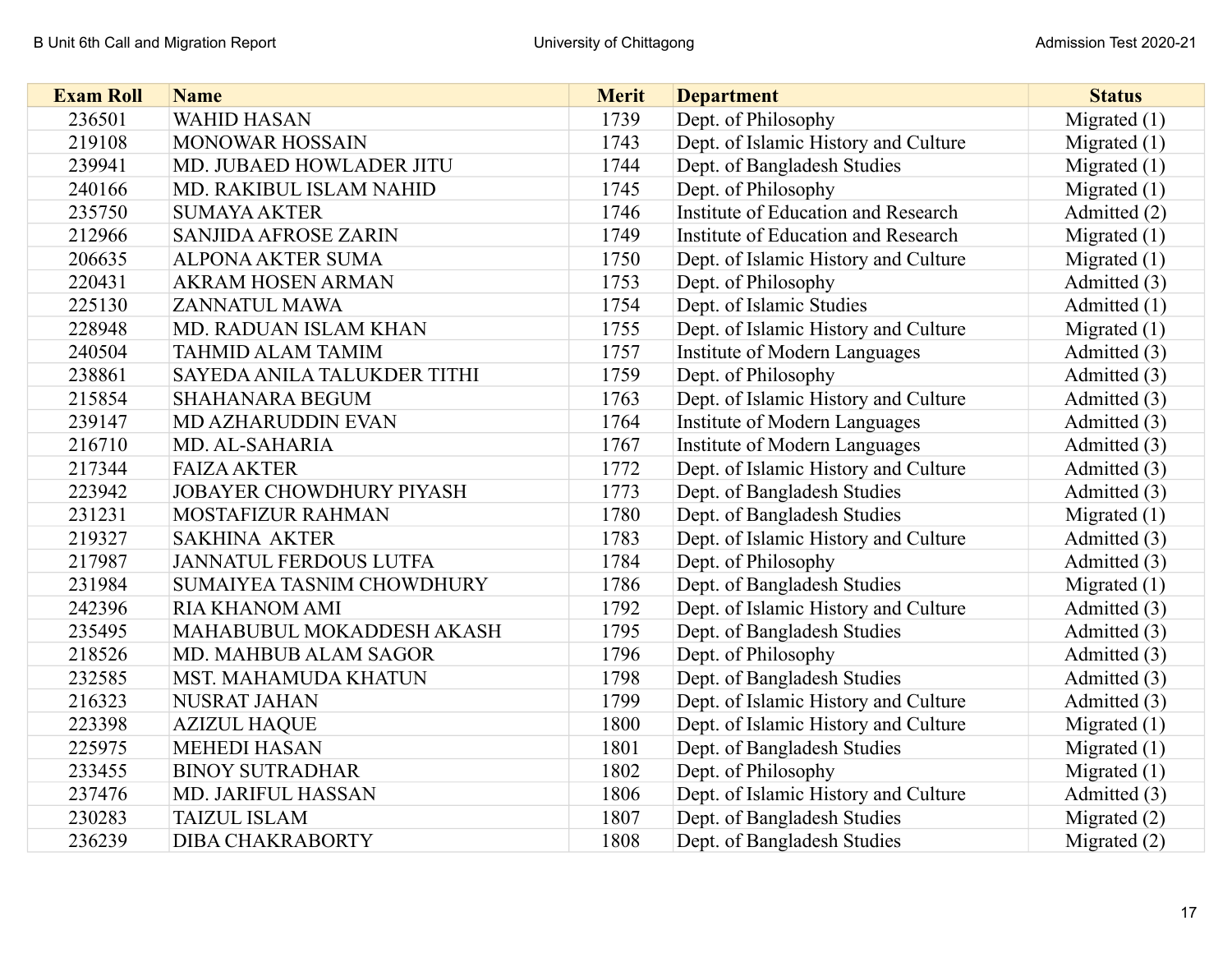| Exam Roll | Name | Merit | Department | Status |
|---|---|---|---|---|
| 236501 | WAHID HASAN | 1739 | Dept. of Philosophy | Migrated (1) |
| 219108 | MONOWAR HOSSAIN | 1743 | Dept. of Islamic History and Culture | Migrated (1) |
| 239941 | MD. JUBAED HOWLADER JITU | 1744 | Dept. of Bangladesh Studies | Migrated (1) |
| 240166 | MD. RAKIBUL ISLAM NAHID | 1745 | Dept. of Philosophy | Migrated (1) |
| 235750 | SUMAYA AKTER | 1746 | Institute of Education and Research | Admitted (2) |
| 212966 | SANJIDA AFROSE ZARIN | 1749 | Institute of Education and Research | Migrated (1) |
| 206635 | ALPONA AKTER SUMA | 1750 | Dept. of Islamic History and Culture | Migrated (1) |
| 220431 | AKRAM HOSEN ARMAN | 1753 | Dept. of Philosophy | Admitted (3) |
| 225130 | ZANNATUL MAWA | 1754 | Dept. of Islamic Studies | Admitted (1) |
| 228948 | MD. RADUAN ISLAM KHAN | 1755 | Dept. of Islamic History and Culture | Migrated (1) |
| 240504 | TAHMID ALAM TAMIM | 1757 | Institute of Modern Languages | Admitted (3) |
| 238861 | SAYEDA ANILA TALUKDER TITHI | 1759 | Dept. of Philosophy | Admitted (3) |
| 215854 | SHAHANARA BEGUM | 1763 | Dept. of Islamic History and Culture | Admitted (3) |
| 239147 | MD AZHARUDDIN EVAN | 1764 | Institute of Modern Languages | Admitted (3) |
| 216710 | MD. AL-SAHARIA | 1767 | Institute of Modern Languages | Admitted (3) |
| 217344 | FAIZA AKTER | 1772 | Dept. of Islamic History and Culture | Admitted (3) |
| 223942 | JOBAYER CHOWDHURY PIYASH | 1773 | Dept. of Bangladesh Studies | Admitted (3) |
| 231231 | MOSTAFIZUR RAHMAN | 1780 | Dept. of Bangladesh Studies | Migrated (1) |
| 219327 | SAKHINA AKTER | 1783 | Dept. of Islamic History and Culture | Admitted (3) |
| 217987 | JANNATUL FERDOUS LUTFA | 1784 | Dept. of Philosophy | Admitted (3) |
| 231984 | SUMAIYEA TASNIM CHOWDHURY | 1786 | Dept. of Bangladesh Studies | Migrated (1) |
| 242396 | RIA KHANOM AMI | 1792 | Dept. of Islamic History and Culture | Admitted (3) |
| 235495 | MAHABUBUL MOKADDESH AKASH | 1795 | Dept. of Bangladesh Studies | Admitted (3) |
| 218526 | MD. MAHBUB ALAM SAGOR | 1796 | Dept. of Philosophy | Admitted (3) |
| 232585 | MST. MAHAMUDA KHATUN | 1798 | Dept. of Bangladesh Studies | Admitted (3) |
| 216323 | NUSRAT JAHAN | 1799 | Dept. of Islamic History and Culture | Admitted (3) |
| 223398 | AZIZUL HAQUE | 1800 | Dept. of Islamic History and Culture | Migrated (1) |
| 225975 | MEHEDI HASAN | 1801 | Dept. of Bangladesh Studies | Migrated (1) |
| 233455 | BINOY SUTRADHAR | 1802 | Dept. of Philosophy | Migrated (1) |
| 237476 | MD. JARIFUL HASSAN | 1806 | Dept. of Islamic History and Culture | Admitted (3) |
| 230283 | TAIZUL ISLAM | 1807 | Dept. of Bangladesh Studies | Migrated (2) |
| 236239 | DIBA CHAKRABORTY | 1808 | Dept. of Bangladesh Studies | Migrated (2) |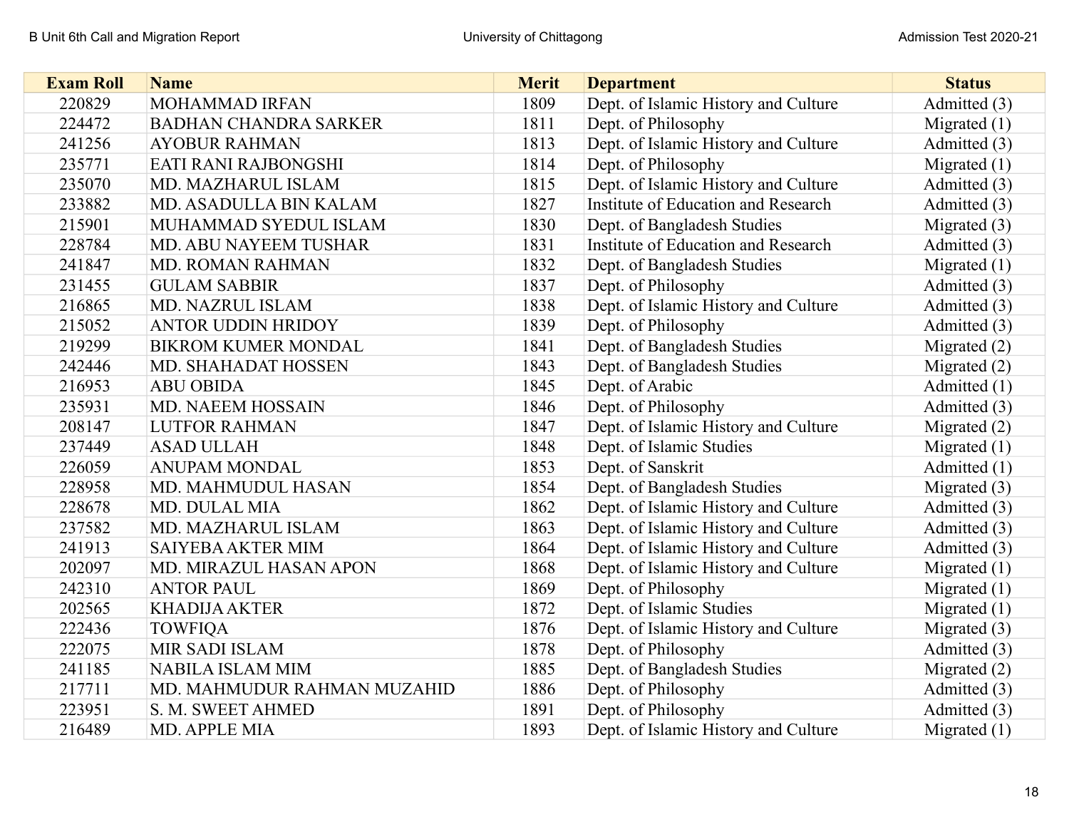| Exam Roll | Name | Merit | Department | Status |
|---|---|---|---|---|
| 220829 | MOHAMMAD IRFAN | 1809 | Dept. of Islamic History and Culture | Admitted (3) |
| 224472 | BADHAN CHANDRA SARKER | 1811 | Dept. of Philosophy | Migrated (1) |
| 241256 | AYOBUR RAHMAN | 1813 | Dept. of Islamic History and Culture | Admitted (3) |
| 235771 | EATI RANI RAJBONGSHI | 1814 | Dept. of Philosophy | Migrated (1) |
| 235070 | MD. MAZHARUL ISLAM | 1815 | Dept. of Islamic History and Culture | Admitted (3) |
| 233882 | MD. ASADULLA BIN KALAM | 1827 | Institute of Education and Research | Admitted (3) |
| 215901 | MUHAMMAD SYEDUL ISLAM | 1830 | Dept. of Bangladesh Studies | Migrated (3) |
| 228784 | MD. ABU NAYEEM TUSHAR | 1831 | Institute of Education and Research | Admitted (3) |
| 241847 | MD. ROMAN RAHMAN | 1832 | Dept. of Bangladesh Studies | Migrated (1) |
| 231455 | GULAM SABBIR | 1837 | Dept. of Philosophy | Admitted (3) |
| 216865 | MD. NAZRUL ISLAM | 1838 | Dept. of Islamic History and Culture | Admitted (3) |
| 215052 | ANTOR UDDIN HRIDOY | 1839 | Dept. of Philosophy | Admitted (3) |
| 219299 | BIKROM KUMER MONDAL | 1841 | Dept. of Bangladesh Studies | Migrated (2) |
| 242446 | MD. SHAHADAT HOSSEN | 1843 | Dept. of Bangladesh Studies | Migrated (2) |
| 216953 | ABU OBIDA | 1845 | Dept. of Arabic | Admitted (1) |
| 235931 | MD. NAEEM HOSSAIN | 1846 | Dept. of Philosophy | Admitted (3) |
| 208147 | LUTFOR RAHMAN | 1847 | Dept. of Islamic History and Culture | Migrated (2) |
| 237449 | ASAD ULLAH | 1848 | Dept. of Islamic Studies | Migrated (1) |
| 226059 | ANUPAM MONDAL | 1853 | Dept. of Sanskrit | Admitted (1) |
| 228958 | MD. MAHMUDUL HASAN | 1854 | Dept. of Bangladesh Studies | Migrated (3) |
| 228678 | MD. DULAL MIA | 1862 | Dept. of Islamic History and Culture | Admitted (3) |
| 237582 | MD. MAZHARUL ISLAM | 1863 | Dept. of Islamic History and Culture | Admitted (3) |
| 241913 | SAIYEBA AKTER MIM | 1864 | Dept. of Islamic History and Culture | Admitted (3) |
| 202097 | MD. MIRAZUL HASAN APON | 1868 | Dept. of Islamic History and Culture | Migrated (1) |
| 242310 | ANTOR PAUL | 1869 | Dept. of Philosophy | Migrated (1) |
| 202565 | KHADIJA AKTER | 1872 | Dept. of Islamic Studies | Migrated (1) |
| 222436 | TOWFIQA | 1876 | Dept. of Islamic History and Culture | Migrated (3) |
| 222075 | MIR SADI ISLAM | 1878 | Dept. of Philosophy | Admitted (3) |
| 241185 | NABILA ISLAM MIM | 1885 | Dept. of Bangladesh Studies | Migrated (2) |
| 217711 | MD. MAHMUDUR RAHMAN MUZAHID | 1886 | Dept. of Philosophy | Admitted (3) |
| 223951 | S. M. SWEET AHMED | 1891 | Dept. of Philosophy | Admitted (3) |
| 216489 | MD. APPLE MIA | 1893 | Dept. of Islamic History and Culture | Migrated (1) |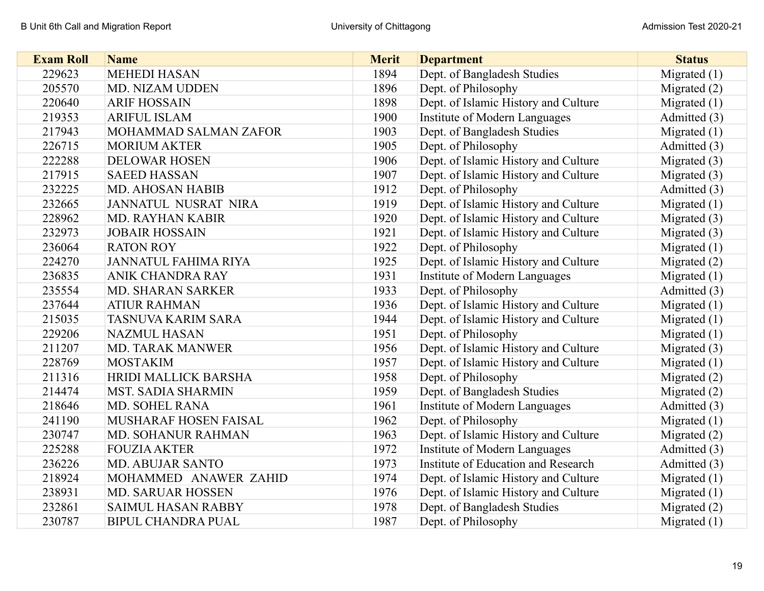| Exam Roll | Name | Merit | Department | Status |
|---|---|---|---|---|
| 229623 | MEHEDI HASAN | 1894 | Dept. of Bangladesh Studies | Migrated (1) |
| 205570 | MD. NIZAM UDDEN | 1896 | Dept. of Philosophy | Migrated (2) |
| 220640 | ARIF HOSSAIN | 1898 | Dept. of Islamic History and Culture | Migrated (1) |
| 219353 | ARIFUL ISLAM | 1900 | Institute of Modern Languages | Admitted (3) |
| 217943 | MOHAMMAD SALMAN ZAFOR | 1903 | Dept. of Bangladesh Studies | Migrated (1) |
| 226715 | MORIUM AKTER | 1905 | Dept. of Philosophy | Admitted (3) |
| 222288 | DELOWAR HOSEN | 1906 | Dept. of Islamic History and Culture | Migrated (3) |
| 217915 | SAEED HASSAN | 1907 | Dept. of Islamic History and Culture | Migrated (3) |
| 232225 | MD. AHOSAN HABIB | 1912 | Dept. of Philosophy | Admitted (3) |
| 232665 | JANNATUL NUSRAT NIRA | 1919 | Dept. of Islamic History and Culture | Migrated (1) |
| 228962 | MD. RAYHAN KABIR | 1920 | Dept. of Islamic History and Culture | Migrated (3) |
| 232973 | JOBAIR HOSSAIN | 1921 | Dept. of Islamic History and Culture | Migrated (3) |
| 236064 | RATON ROY | 1922 | Dept. of Philosophy | Migrated (1) |
| 224270 | JANNATUL FAHIMA RIYA | 1925 | Dept. of Islamic History and Culture | Migrated (2) |
| 236835 | ANIK CHANDRA RAY | 1931 | Institute of Modern Languages | Migrated (1) |
| 235554 | MD. SHARAN SARKER | 1933 | Dept. of Philosophy | Admitted (3) |
| 237644 | ATIUR RAHMAN | 1936 | Dept. of Islamic History and Culture | Migrated (1) |
| 215035 | TASNUVA KARIM SARA | 1944 | Dept. of Islamic History and Culture | Migrated (1) |
| 229206 | NAZMUL HASAN | 1951 | Dept. of Philosophy | Migrated (1) |
| 211207 | MD. TARAK MANWER | 1956 | Dept. of Islamic History and Culture | Migrated (3) |
| 228769 | MOSTAKIM | 1957 | Dept. of Islamic History and Culture | Migrated (1) |
| 211316 | HRIDI MALLICK BARSHA | 1958 | Dept. of Philosophy | Migrated (2) |
| 214474 | MST. SADIA SHARMIN | 1959 | Dept. of Bangladesh Studies | Migrated (2) |
| 218646 | MD. SOHEL RANA | 1961 | Institute of Modern Languages | Admitted (3) |
| 241190 | MUSHARAF HOSEN FAISAL | 1962 | Dept. of Philosophy | Migrated (1) |
| 230747 | MD. SOHANUR RAHMAN | 1963 | Dept. of Islamic History and Culture | Migrated (2) |
| 225288 | FOUZIA AKTER | 1972 | Institute of Modern Languages | Admitted (3) |
| 236226 | MD. ABUJAR SANTO | 1973 | Institute of Education and Research | Admitted (3) |
| 218924 | MOHAMMED ANAWER ZAHID | 1974 | Dept. of Islamic History and Culture | Migrated (1) |
| 238931 | MD. SARUAR HOSSEN | 1976 | Dept. of Islamic History and Culture | Migrated (1) |
| 232861 | SAIMUL HASAN RABBY | 1978 | Dept. of Bangladesh Studies | Migrated (2) |
| 230787 | BIPUL CHANDRA PUAL | 1987 | Dept. of Philosophy | Migrated (1) |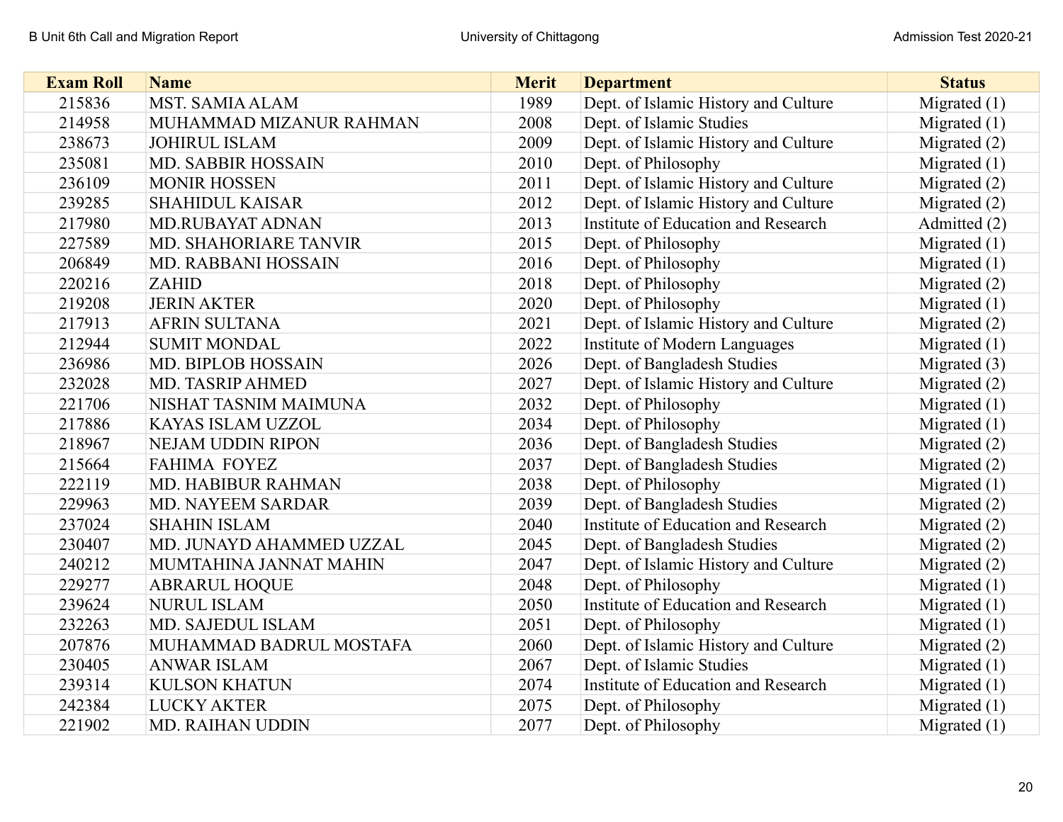| Exam Roll | Name | Merit | Department | Status |
| --- | --- | --- | --- | --- |
| 215836 | MST. SAMIA ALAM | 1989 | Dept. of Islamic History and Culture | Migrated (1) |
| 214958 | MUHAMMAD MIZANUR RAHMAN | 2008 | Dept. of Islamic Studies | Migrated (1) |
| 238673 | JOHIRUL ISLAM | 2009 | Dept. of Islamic History and Culture | Migrated (2) |
| 235081 | MD. SABBIR HOSSAIN | 2010 | Dept. of Philosophy | Migrated (1) |
| 236109 | MONIR HOSSEN | 2011 | Dept. of Islamic History and Culture | Migrated (2) |
| 239285 | SHAHIDUL KAISAR | 2012 | Dept. of Islamic History and Culture | Migrated (2) |
| 217980 | MD.RUBAYAT ADNAN | 2013 | Institute of Education and Research | Admitted (2) |
| 227589 | MD. SHAHORIARE TANVIR | 2015 | Dept. of Philosophy | Migrated (1) |
| 206849 | MD. RABBANI HOSSAIN | 2016 | Dept. of Philosophy | Migrated (1) |
| 220216 | ZAHID | 2018 | Dept. of Philosophy | Migrated (2) |
| 219208 | JERIN AKTER | 2020 | Dept. of Philosophy | Migrated (1) |
| 217913 | AFRIN SULTANA | 2021 | Dept. of Islamic History and Culture | Migrated (2) |
| 212944 | SUMIT MONDAL | 2022 | Institute of Modern Languages | Migrated (1) |
| 236986 | MD. BIPLOB HOSSAIN | 2026 | Dept. of Bangladesh Studies | Migrated (3) |
| 232028 | MD. TASRIP AHMED | 2027 | Dept. of Islamic History and Culture | Migrated (2) |
| 221706 | NISHAT TASNIM MAIMUNA | 2032 | Dept. of Philosophy | Migrated (1) |
| 217886 | KAYAS ISLAM UZZOL | 2034 | Dept. of Philosophy | Migrated (1) |
| 218967 | NEJAM UDDIN RIPON | 2036 | Dept. of Bangladesh Studies | Migrated (2) |
| 215664 | FAHIMA FOYEZ | 2037 | Dept. of Bangladesh Studies | Migrated (2) |
| 222119 | MD. HABIBUR RAHMAN | 2038 | Dept. of Philosophy | Migrated (1) |
| 229963 | MD. NAYEEM SARDAR | 2039 | Dept. of Bangladesh Studies | Migrated (2) |
| 237024 | SHAHIN ISLAM | 2040 | Institute of Education and Research | Migrated (2) |
| 230407 | MD. JUNAYD AHAMMED UZZAL | 2045 | Dept. of Bangladesh Studies | Migrated (2) |
| 240212 | MUMTAHINA JANNAT MAHIN | 2047 | Dept. of Islamic History and Culture | Migrated (2) |
| 229277 | ABRARUL HOQUE | 2048 | Dept. of Philosophy | Migrated (1) |
| 239624 | NURUL ISLAM | 2050 | Institute of Education and Research | Migrated (1) |
| 232263 | MD. SAJEDUL ISLAM | 2051 | Dept. of Philosophy | Migrated (1) |
| 207876 | MUHAMMAD BADRUL MOSTAFA | 2060 | Dept. of Islamic History and Culture | Migrated (2) |
| 230405 | ANWAR ISLAM | 2067 | Dept. of Islamic Studies | Migrated (1) |
| 239314 | KULSON KHATUN | 2074 | Institute of Education and Research | Migrated (1) |
| 242384 | LUCKY AKTER | 2075 | Dept. of Philosophy | Migrated (1) |
| 221902 | MD. RAIHAN UDDIN | 2077 | Dept. of Philosophy | Migrated (1) |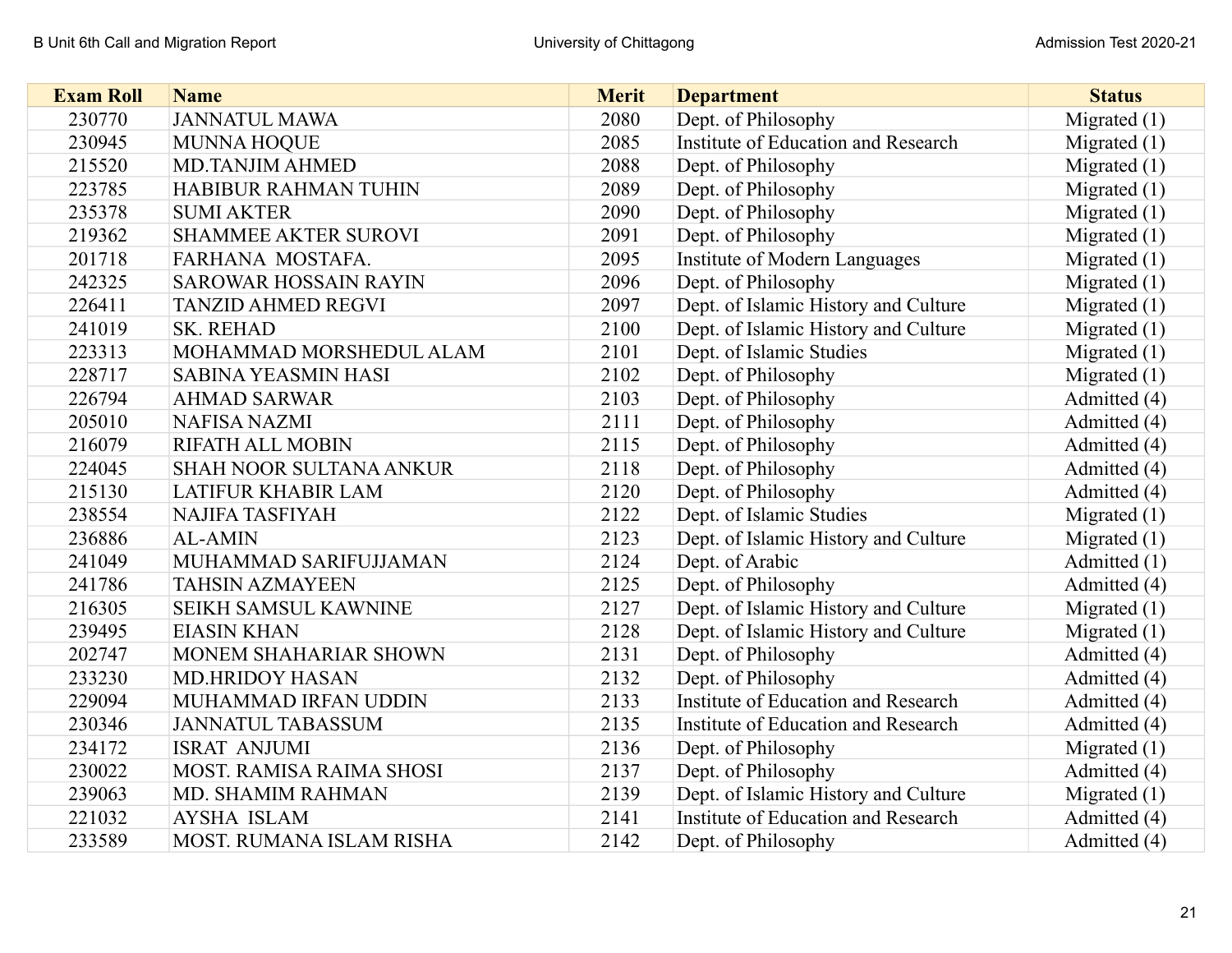| Exam Roll | Name | Merit | Department | Status |
|---|---|---|---|---|
| 230770 | JANNATUL MAWA | 2080 | Dept. of Philosophy | Migrated (1) |
| 230945 | MUNNA HOQUE | 2085 | Institute of Education and Research | Migrated (1) |
| 215520 | MD.TANJIM AHMED | 2088 | Dept. of Philosophy | Migrated (1) |
| 223785 | HABIBUR RAHMAN TUHIN | 2089 | Dept. of Philosophy | Migrated (1) |
| 235378 | SUMI AKTER | 2090 | Dept. of Philosophy | Migrated (1) |
| 219362 | SHAMMEE AKTER SUROVI | 2091 | Dept. of Philosophy | Migrated (1) |
| 201718 | FARHANA MOSTAFA. | 2095 | Institute of Modern Languages | Migrated (1) |
| 242325 | SAROWAR HOSSAIN RAYIN | 2096 | Dept. of Philosophy | Migrated (1) |
| 226411 | TANZID AHMED REGVI | 2097 | Dept. of Islamic History and Culture | Migrated (1) |
| 241019 | SK. REHAD | 2100 | Dept. of Islamic History and Culture | Migrated (1) |
| 223313 | MOHAMMAD MORSHEDUL ALAM | 2101 | Dept. of Islamic Studies | Migrated (1) |
| 228717 | SABINA YEASMIN HASI | 2102 | Dept. of Philosophy | Migrated (1) |
| 226794 | AHMAD SARWAR | 2103 | Dept. of Philosophy | Admitted (4) |
| 205010 | NAFISA NAZMI | 2111 | Dept. of Philosophy | Admitted (4) |
| 216079 | RIFATH ALL MOBIN | 2115 | Dept. of Philosophy | Admitted (4) |
| 224045 | SHAH NOOR SULTANA ANKUR | 2118 | Dept. of Philosophy | Admitted (4) |
| 215130 | LATIFUR KHABIR LAM | 2120 | Dept. of Philosophy | Admitted (4) |
| 238554 | NAJIFA TASFIYAH | 2122 | Dept. of Islamic Studies | Migrated (1) |
| 236886 | AL-AMIN | 2123 | Dept. of Islamic History and Culture | Migrated (1) |
| 241049 | MUHAMMAD SARIFUJJAMAN | 2124 | Dept. of Arabic | Admitted (1) |
| 241786 | TAHSIN AZMAYEEN | 2125 | Dept. of Philosophy | Admitted (4) |
| 216305 | SEIKH SAMSUL KAWNINE | 2127 | Dept. of Islamic History and Culture | Migrated (1) |
| 239495 | EIASIN KHAN | 2128 | Dept. of Islamic History and Culture | Migrated (1) |
| 202747 | MONEM SHAHARIAR SHOWN | 2131 | Dept. of Philosophy | Admitted (4) |
| 233230 | MD.HRIDOY HASAN | 2132 | Dept. of Philosophy | Admitted (4) |
| 229094 | MUHAMMAD IRFAN UDDIN | 2133 | Institute of Education and Research | Admitted (4) |
| 230346 | JANNATUL TABASSUM | 2135 | Institute of Education and Research | Admitted (4) |
| 234172 | ISRAT ANJUMI | 2136 | Dept. of Philosophy | Migrated (1) |
| 230022 | MOST. RAMISA RAIMA SHOSI | 2137 | Dept. of Philosophy | Admitted (4) |
| 239063 | MD. SHAMIM RAHMAN | 2139 | Dept. of Islamic History and Culture | Migrated (1) |
| 221032 | AYSHA ISLAM | 2141 | Institute of Education and Research | Admitted (4) |
| 233589 | MOST. RUMANA ISLAM RISHA | 2142 | Dept. of Philosophy | Admitted (4) |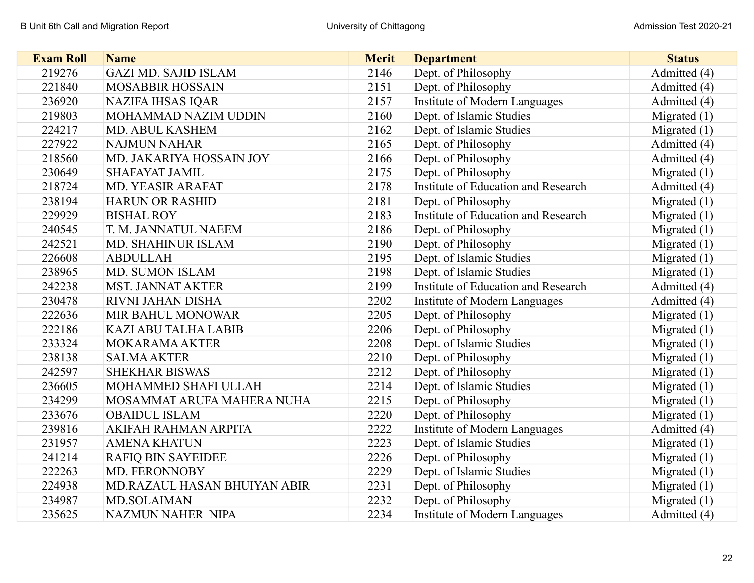| Exam Roll | Name | Merit | Department | Status |
|---|---|---|---|---|
| 219276 | GAZI MD. SAJID ISLAM | 2146 | Dept. of Philosophy | Admitted (4) |
| 221840 | MOSABBIR HOSSAIN | 2151 | Dept. of Philosophy | Admitted (4) |
| 236920 | NAZIFA IHSAS IQAR | 2157 | Institute of Modern Languages | Admitted (4) |
| 219803 | MOHAMMAD NAZIM UDDIN | 2160 | Dept. of Islamic Studies | Migrated (1) |
| 224217 | MD. ABUL KASHEM | 2162 | Dept. of Islamic Studies | Migrated (1) |
| 227922 | NAJMUN NAHAR | 2165 | Dept. of Philosophy | Admitted (4) |
| 218560 | MD. JAKARIYA HOSSAIN JOY | 2166 | Dept. of Philosophy | Admitted (4) |
| 230649 | SHAFAYAT JAMIL | 2175 | Dept. of Philosophy | Migrated (1) |
| 218724 | MD. YEASIR ARAFAT | 2178 | Institute of Education and Research | Admitted (4) |
| 238194 | HARUN OR RASHID | 2181 | Dept. of Philosophy | Migrated (1) |
| 229929 | BISHAL ROY | 2183 | Institute of Education and Research | Migrated (1) |
| 240545 | T. M. JANNATUL NAEEM | 2186 | Dept. of Philosophy | Migrated (1) |
| 242521 | MD. SHAHINUR ISLAM | 2190 | Dept. of Philosophy | Migrated (1) |
| 226608 | ABDULLAH | 2195 | Dept. of Islamic Studies | Migrated (1) |
| 238965 | MD. SUMON ISLAM | 2198 | Dept. of Islamic Studies | Migrated (1) |
| 242238 | MST. JANNAT AKTER | 2199 | Institute of Education and Research | Admitted (4) |
| 230478 | RIVNI JAHAN DISHA | 2202 | Institute of Modern Languages | Admitted (4) |
| 222636 | MIR BAHUL MONOWAR | 2205 | Dept. of Philosophy | Migrated (1) |
| 222186 | KAZI ABU TALHA LABIB | 2206 | Dept. of Philosophy | Migrated (1) |
| 233324 | MOKARAMA AKTER | 2208 | Dept. of Islamic Studies | Migrated (1) |
| 238138 | SALMA AKTER | 2210 | Dept. of Philosophy | Migrated (1) |
| 242597 | SHEKHAR BISWAS | 2212 | Dept. of Philosophy | Migrated (1) |
| 236605 | MOHAMMED SHAFI ULLAH | 2214 | Dept. of Islamic Studies | Migrated (1) |
| 234299 | MOSAMMAT ARUFA MAHERA NUHA | 2215 | Dept. of Philosophy | Migrated (1) |
| 233676 | OBAIDUL ISLAM | 2220 | Dept. of Philosophy | Migrated (1) |
| 239816 | AKIFAH RAHMAN ARPITA | 2222 | Institute of Modern Languages | Admitted (4) |
| 231957 | AMENA KHATUN | 2223 | Dept. of Islamic Studies | Migrated (1) |
| 241214 | RAFIQ BIN SAYEIDEE | 2226 | Dept. of Philosophy | Migrated (1) |
| 222263 | MD. FERONNOBY | 2229 | Dept. of Islamic Studies | Migrated (1) |
| 224938 | MD.RAZAUL HASAN BHUIYAN ABIR | 2231 | Dept. of Philosophy | Migrated (1) |
| 234987 | MD.SOLAIMAN | 2232 | Dept. of Philosophy | Migrated (1) |
| 235625 | NAZMUN NAHER NIPA | 2234 | Institute of Modern Languages | Admitted (4) |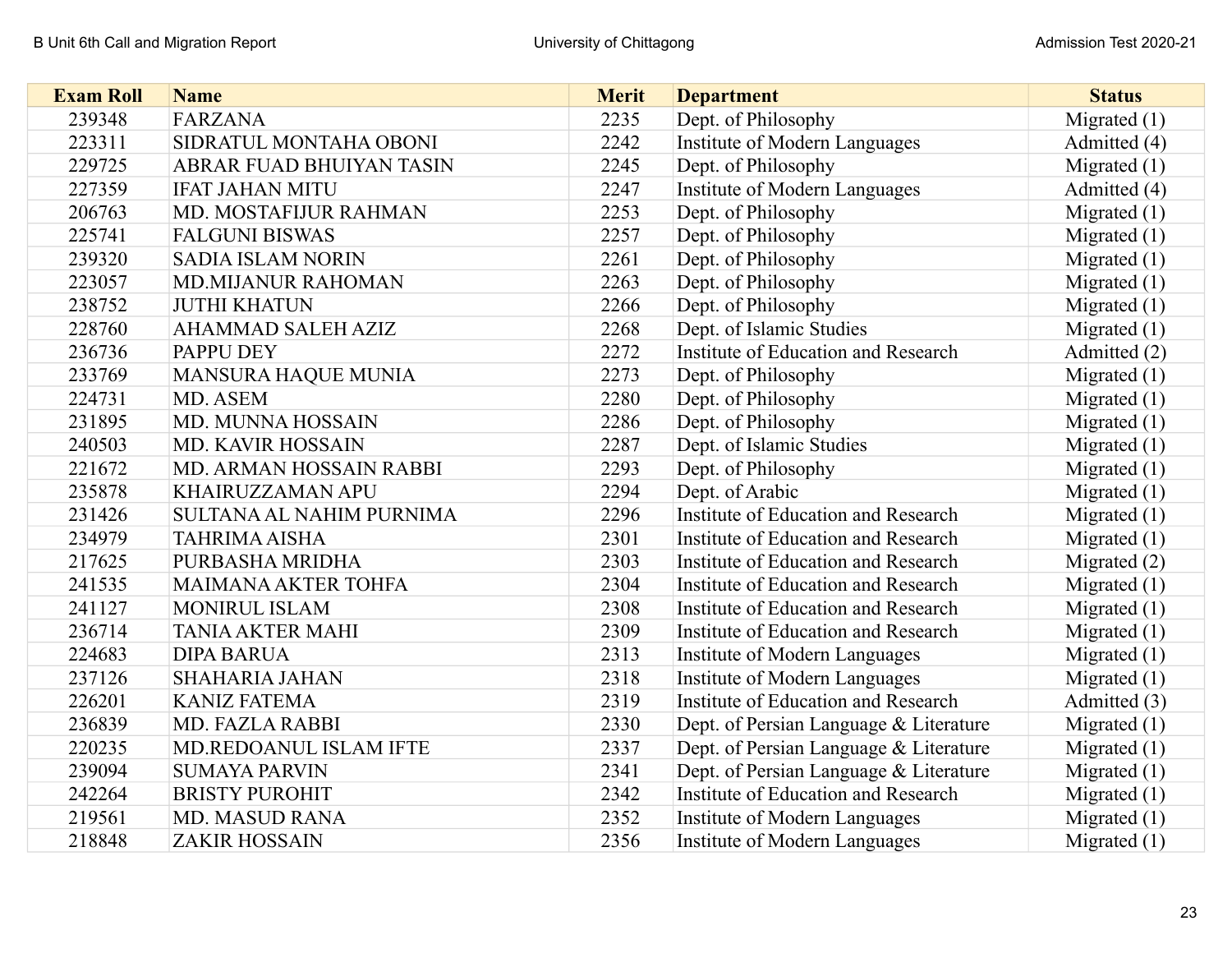| Exam Roll | Name | Merit | Department | Status |
|---|---|---|---|---|
| 239348 | FARZANA | 2235 | Dept. of Philosophy | Migrated (1) |
| 223311 | SIDRATUL MONTAHA OBONI | 2242 | Institute of Modern Languages | Admitted (4) |
| 229725 | ABRAR FUAD BHUIYAN TASIN | 2245 | Dept. of Philosophy | Migrated (1) |
| 227359 | IFAT JAHAN MITU | 2247 | Institute of Modern Languages | Admitted (4) |
| 206763 | MD. MOSTAFIJUR RAHMAN | 2253 | Dept. of Philosophy | Migrated (1) |
| 225741 | FALGUNI BISWAS | 2257 | Dept. of Philosophy | Migrated (1) |
| 239320 | SADIA ISLAM NORIN | 2261 | Dept. of Philosophy | Migrated (1) |
| 223057 | MD.MIJANUR RAHOMAN | 2263 | Dept. of Philosophy | Migrated (1) |
| 238752 | JUTHI KHATUN | 2266 | Dept. of Philosophy | Migrated (1) |
| 228760 | AHAMMAD SALEH AZIZ | 2268 | Dept. of Islamic Studies | Migrated (1) |
| 236736 | PAPPU DEY | 2272 | Institute of Education and Research | Admitted (2) |
| 233769 | MANSURA HAQUE MUNIA | 2273 | Dept. of Philosophy | Migrated (1) |
| 224731 | MD. ASEM | 2280 | Dept. of Philosophy | Migrated (1) |
| 231895 | MD. MUNNA HOSSAIN | 2286 | Dept. of Philosophy | Migrated (1) |
| 240503 | MD. KAVIR HOSSAIN | 2287 | Dept. of Islamic Studies | Migrated (1) |
| 221672 | MD. ARMAN HOSSAIN RABBI | 2293 | Dept. of Philosophy | Migrated (1) |
| 235878 | KHAIRUZZAMAN APU | 2294 | Dept. of Arabic | Migrated (1) |
| 231426 | SULTANA AL NAHIM PURNIMA | 2296 | Institute of Education and Research | Migrated (1) |
| 234979 | TAHRIMA AISHA | 2301 | Institute of Education and Research | Migrated (1) |
| 217625 | PURBASHA MRIDHA | 2303 | Institute of Education and Research | Migrated (2) |
| 241535 | MAIMANA AKTER TOHFA | 2304 | Institute of Education and Research | Migrated (1) |
| 241127 | MONIRUL ISLAM | 2308 | Institute of Education and Research | Migrated (1) |
| 236714 | TANIA AKTER MAHI | 2309 | Institute of Education and Research | Migrated (1) |
| 224683 | DIPA BARUA | 2313 | Institute of Modern Languages | Migrated (1) |
| 237126 | SHAHARIA JAHAN | 2318 | Institute of Modern Languages | Migrated (1) |
| 226201 | KANIZ FATEMA | 2319 | Institute of Education and Research | Admitted (3) |
| 236839 | MD. FAZLA RABBI | 2330 | Dept. of Persian Language & Literature | Migrated (1) |
| 220235 | MD.REDOANUL ISLAM IFTE | 2337 | Dept. of Persian Language & Literature | Migrated (1) |
| 239094 | SUMAYA PARVIN | 2341 | Dept. of Persian Language & Literature | Migrated (1) |
| 242264 | BRISTY PUROHIT | 2342 | Institute of Education and Research | Migrated (1) |
| 219561 | MD. MASUD RANA | 2352 | Institute of Modern Languages | Migrated (1) |
| 218848 | ZAKIR HOSSAIN | 2356 | Institute of Modern Languages | Migrated (1) |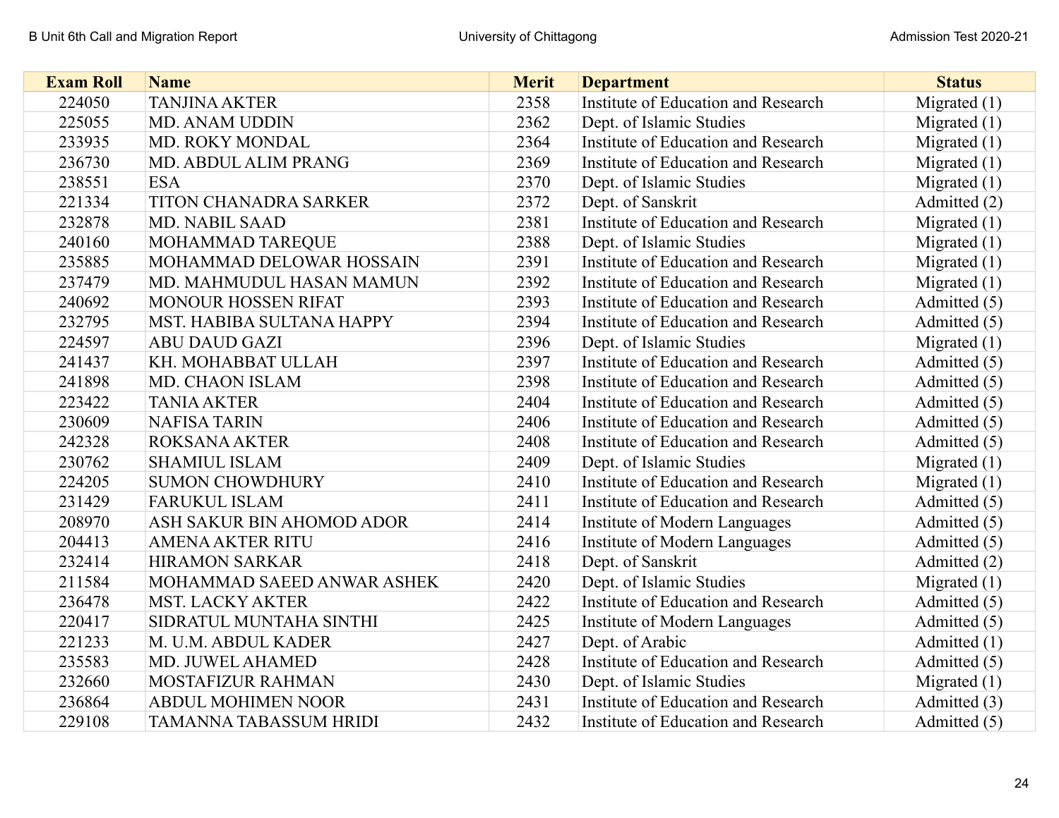| Exam Roll | Name | Merit | Department | Status |
|---|---|---|---|---|
| 224050 | TANJINA AKTER | 2358 | Institute of Education and Research | Migrated (1) |
| 225055 | MD. ANAM UDDIN | 2362 | Dept. of Islamic Studies | Migrated (1) |
| 233935 | MD. ROKY MONDAL | 2364 | Institute of Education and Research | Migrated (1) |
| 236730 | MD. ABDUL ALIM PRANG | 2369 | Institute of Education and Research | Migrated (1) |
| 238551 | ESA | 2370 | Dept. of Islamic Studies | Migrated (1) |
| 221334 | TITON CHANADRA SARKER | 2372 | Dept. of Sanskrit | Admitted (2) |
| 232878 | MD. NABIL SAAD | 2381 | Institute of Education and Research | Migrated (1) |
| 240160 | MOHAMMAD TAREQUE | 2388 | Dept. of Islamic Studies | Migrated (1) |
| 235885 | MOHAMMAD DELOWAR HOSSAIN | 2391 | Institute of Education and Research | Migrated (1) |
| 237479 | MD. MAHMUDUL HASAN MAMUN | 2392 | Institute of Education and Research | Migrated (1) |
| 240692 | MONOUR HOSSEN RIFAT | 2393 | Institute of Education and Research | Admitted (5) |
| 232795 | MST. HABIBA SULTANA HAPPY | 2394 | Institute of Education and Research | Admitted (5) |
| 224597 | ABU DAUD GAZI | 2396 | Dept. of Islamic Studies | Migrated (1) |
| 241437 | KH. MOHABBAT ULLAH | 2397 | Institute of Education and Research | Admitted (5) |
| 241898 | MD. CHAON ISLAM | 2398 | Institute of Education and Research | Admitted (5) |
| 223422 | TANIA AKTER | 2404 | Institute of Education and Research | Admitted (5) |
| 230609 | NAFISA TARIN | 2406 | Institute of Education and Research | Admitted (5) |
| 242328 | ROKSANA AKTER | 2408 | Institute of Education and Research | Admitted (5) |
| 230762 | SHAMIUL ISLAM | 2409 | Dept. of Islamic Studies | Migrated (1) |
| 224205 | SUMON CHOWDHURY | 2410 | Institute of Education and Research | Migrated (1) |
| 231429 | FARUKUL ISLAM | 2411 | Institute of Education and Research | Admitted (5) |
| 208970 | ASH SAKUR BIN AHOMOD ADOR | 2414 | Institute of Modern Languages | Admitted (5) |
| 204413 | AMENA AKTER RITU | 2416 | Institute of Modern Languages | Admitted (5) |
| 232414 | HIRAMON SARKAR | 2418 | Dept. of Sanskrit | Admitted (2) |
| 211584 | MOHAMMAD SAEED ANWAR ASHEK | 2420 | Dept. of Islamic Studies | Migrated (1) |
| 236478 | MST. LACKY AKTER | 2422 | Institute of Education and Research | Admitted (5) |
| 220417 | SIDRATUL MUNTAHA SINTHI | 2425 | Institute of Modern Languages | Admitted (5) |
| 221233 | M. U.M. ABDUL KADER | 2427 | Dept. of Arabic | Admitted (1) |
| 235583 | MD. JUWEL AHAMED | 2428 | Institute of Education and Research | Admitted (5) |
| 232660 | MOSTAFIZUR RAHMAN | 2430 | Dept. of Islamic Studies | Migrated (1) |
| 236864 | ABDUL MOHIMEN NOOR | 2431 | Institute of Education and Research | Admitted (3) |
| 229108 | TAMANNA TABASSUM HRIDI | 2432 | Institute of Education and Research | Admitted (5) |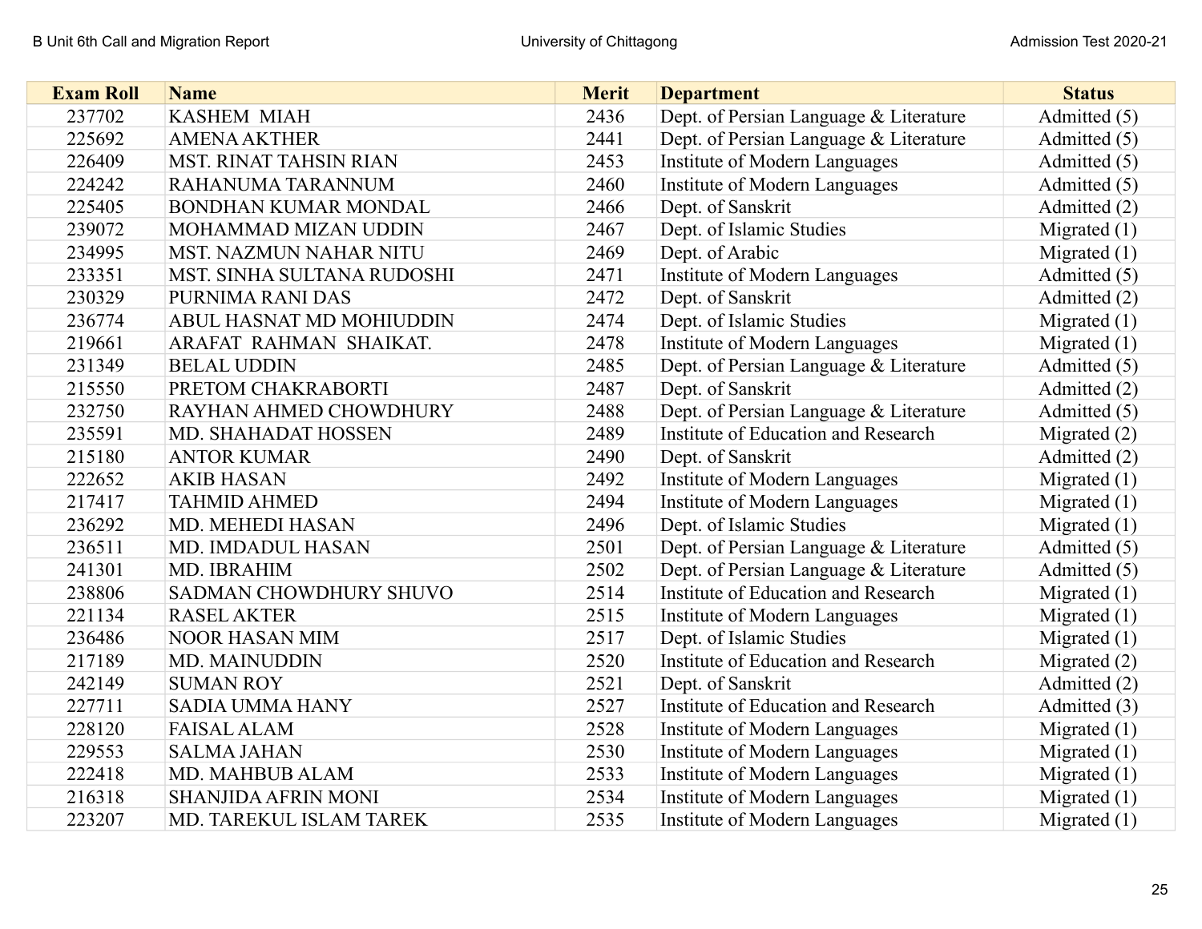| Exam Roll | Name | Merit | Department | Status |
|---|---|---|---|---|
| 237702 | KASHEM MIAH | 2436 | Dept. of Persian Language & Literature | Admitted (5) |
| 225692 | AMENA AKTHER | 2441 | Dept. of Persian Language & Literature | Admitted (5) |
| 226409 | MST. RINAT TAHSIN RIAN | 2453 | Institute of Modern Languages | Admitted (5) |
| 224242 | RAHANUMA TARANNUM | 2460 | Institute of Modern Languages | Admitted (5) |
| 225405 | BONDHAN KUMAR MONDAL | 2466 | Dept. of Sanskrit | Admitted (2) |
| 239072 | MOHAMMAD MIZAN UDDIN | 2467 | Dept. of Islamic Studies | Migrated (1) |
| 234995 | MST. NAZMUN NAHAR NITU | 2469 | Dept. of Arabic | Migrated (1) |
| 233351 | MST. SINHA SULTANA RUDOSHI | 2471 | Institute of Modern Languages | Admitted (5) |
| 230329 | PURNIMA RANI DAS | 2472 | Dept. of Sanskrit | Admitted (2) |
| 236774 | ABUL HASNAT MD MOHIUDDIN | 2474 | Dept. of Islamic Studies | Migrated (1) |
| 219661 | ARAFAT RAHMAN SHAIKAT. | 2478 | Institute of Modern Languages | Migrated (1) |
| 231349 | BELAL UDDIN | 2485 | Dept. of Persian Language & Literature | Admitted (5) |
| 215550 | PRETOM CHAKRABORTI | 2487 | Dept. of Sanskrit | Admitted (2) |
| 232750 | RAYHAN AHMED CHOWDHURY | 2488 | Dept. of Persian Language & Literature | Admitted (5) |
| 235591 | MD. SHAHADAT HOSSEN | 2489 | Institute of Education and Research | Migrated (2) |
| 215180 | ANTOR KUMAR | 2490 | Dept. of Sanskrit | Admitted (2) |
| 222652 | AKIB HASAN | 2492 | Institute of Modern Languages | Migrated (1) |
| 217417 | TAHMID AHMED | 2494 | Institute of Modern Languages | Migrated (1) |
| 236292 | MD. MEHEDI HASAN | 2496 | Dept. of Islamic Studies | Migrated (1) |
| 236511 | MD. IMDADUL HASAN | 2501 | Dept. of Persian Language & Literature | Admitted (5) |
| 241301 | MD. IBRAHIM | 2502 | Dept. of Persian Language & Literature | Admitted (5) |
| 238806 | SADMAN CHOWDHURY SHUVO | 2514 | Institute of Education and Research | Migrated (1) |
| 221134 | RASEL AKTER | 2515 | Institute of Modern Languages | Migrated (1) |
| 236486 | NOOR HASAN MIM | 2517 | Dept. of Islamic Studies | Migrated (1) |
| 217189 | MD. MAINUDDIN | 2520 | Institute of Education and Research | Migrated (2) |
| 242149 | SUMAN ROY | 2521 | Dept. of Sanskrit | Admitted (2) |
| 227711 | SADIA UMMA HANY | 2527 | Institute of Education and Research | Admitted (3) |
| 228120 | FAISAL ALAM | 2528 | Institute of Modern Languages | Migrated (1) |
| 229553 | SALMA JAHAN | 2530 | Institute of Modern Languages | Migrated (1) |
| 222418 | MD. MAHBUB ALAM | 2533 | Institute of Modern Languages | Migrated (1) |
| 216318 | SHANJIDA AFRIN MONI | 2534 | Institute of Modern Languages | Migrated (1) |
| 223207 | MD. TAREKUL ISLAM TAREK | 2535 | Institute of Modern Languages | Migrated (1) |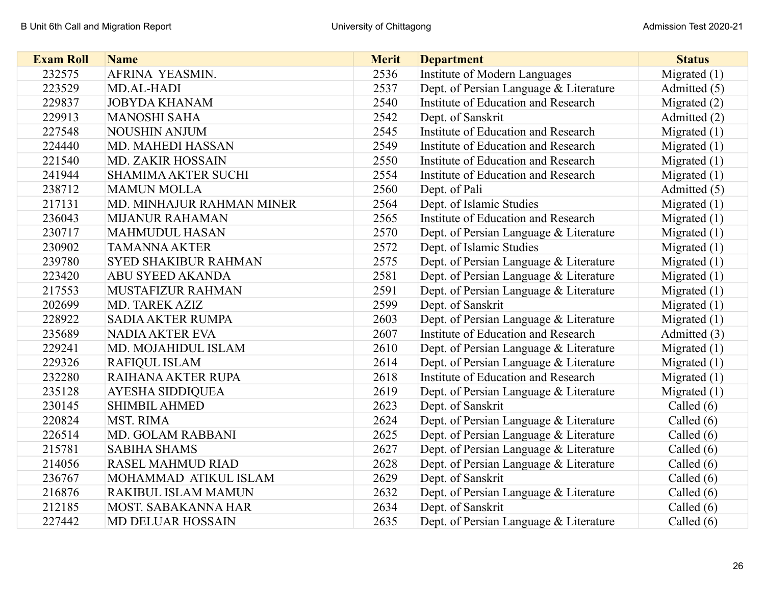| Exam Roll | Name | Merit | Department | Status |
|---|---|---|---|---|
| 232575 | AFRINA  YEASMIN. | 2536 | Institute of Modern Languages | Migrated (1) |
| 223529 | MD.AL-HADI | 2537 | Dept. of Persian Language & Literature | Admitted (5) |
| 229837 | JOBYDA KHANAM | 2540 | Institute of Education and Research | Migrated (2) |
| 229913 | MANOSHI SAHA | 2542 | Dept. of Sanskrit | Admitted (2) |
| 227548 | NOUSHIN ANJUM | 2545 | Institute of Education and Research | Migrated (1) |
| 224440 | MD. MAHEDI HASSAN | 2549 | Institute of Education and Research | Migrated (1) |
| 221540 | MD. ZAKIR HOSSAIN | 2550 | Institute of Education and Research | Migrated (1) |
| 241944 | SHAMIMA AKTER SUCHI | 2554 | Institute of Education and Research | Migrated (1) |
| 238712 | MAMUN MOLLA | 2560 | Dept. of Pali | Admitted (5) |
| 217131 | MD. MINHAJUR RAHMAN MINER | 2564 | Dept. of Islamic Studies | Migrated (1) |
| 236043 | MIJANUR RAHAMAN | 2565 | Institute of Education and Research | Migrated (1) |
| 230717 | MAHMUDUL HASAN | 2570 | Dept. of Persian Language & Literature | Migrated (1) |
| 230902 | TAMANNA AKTER | 2572 | Dept. of Islamic Studies | Migrated (1) |
| 239780 | SYED SHAKIBUR RAHMAN | 2575 | Dept. of Persian Language & Literature | Migrated (1) |
| 223420 | ABU SYEED AKANDA | 2581 | Dept. of Persian Language & Literature | Migrated (1) |
| 217553 | MUSTAFIZUR RAHMAN | 2591 | Dept. of Persian Language & Literature | Migrated (1) |
| 202699 | MD. TAREK AZIZ | 2599 | Dept. of Sanskrit | Migrated (1) |
| 228922 | SADIA AKTER RUMPA | 2603 | Dept. of Persian Language & Literature | Migrated (1) |
| 235689 | NADIA AKTER EVA | 2607 | Institute of Education and Research | Admitted (3) |
| 229241 | MD. MOJAHIDUL ISLAM | 2610 | Dept. of Persian Language & Literature | Migrated (1) |
| 229326 | RAFIQUL ISLAM | 2614 | Dept. of Persian Language & Literature | Migrated (1) |
| 232280 | RAIHANA AKTER RUPA | 2618 | Institute of Education and Research | Migrated (1) |
| 235128 | AYESHA SIDDIQUEA | 2619 | Dept. of Persian Language & Literature | Migrated (1) |
| 230145 | SHIMBIL AHMED | 2623 | Dept. of Sanskrit | Called (6) |
| 220824 | MST. RIMA | 2624 | Dept. of Persian Language & Literature | Called (6) |
| 226514 | MD. GOLAM RABBANI | 2625 | Dept. of Persian Language & Literature | Called (6) |
| 215781 | SABIHA SHAMS | 2627 | Dept. of Persian Language & Literature | Called (6) |
| 214056 | RASEL MAHMUD RIAD | 2628 | Dept. of Persian Language & Literature | Called (6) |
| 236767 | MOHAMMAD  ATIKUL ISLAM | 2629 | Dept. of Sanskrit | Called (6) |
| 216876 | RAKIBUL ISLAM MAMUN | 2632 | Dept. of Persian Language & Literature | Called (6) |
| 212185 | MOST. SABAKANNA HAR | 2634 | Dept. of Sanskrit | Called (6) |
| 227442 | MD DELUAR HOSSAIN | 2635 | Dept. of Persian Language & Literature | Called (6) |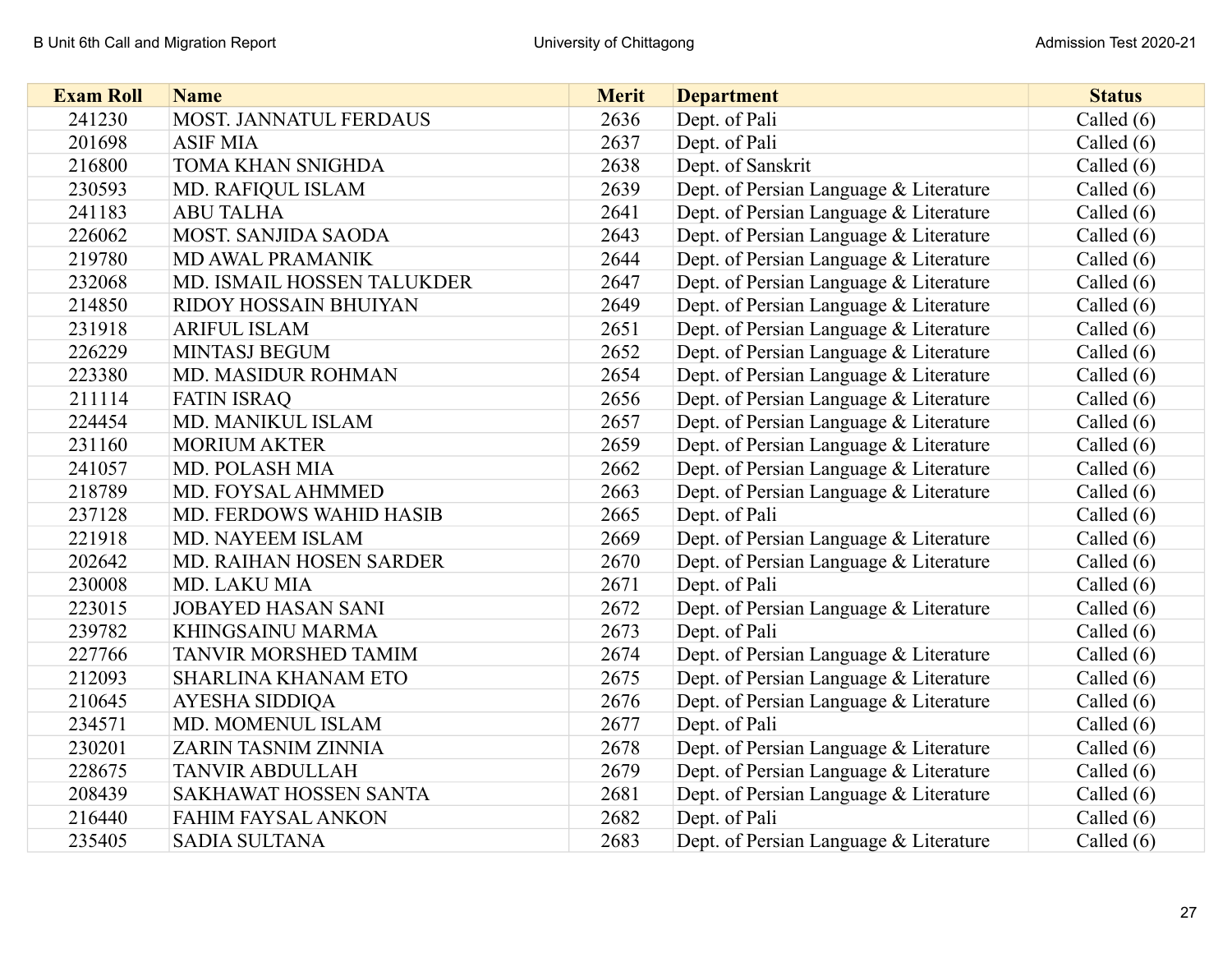| Exam Roll | Name | Merit | Department | Status |
|---|---|---|---|---|
| 241230 | MOST. JANNATUL FERDAUS | 2636 | Dept. of Pali | Called (6) |
| 201698 | ASIF MIA | 2637 | Dept. of Pali | Called (6) |
| 216800 | TOMA KHAN SNIGHDA | 2638 | Dept. of Sanskrit | Called (6) |
| 230593 | MD. RAFIQUL ISLAM | 2639 | Dept. of Persian Language & Literature | Called (6) |
| 241183 | ABU TALHA | 2641 | Dept. of Persian Language & Literature | Called (6) |
| 226062 | MOST. SANJIDA SAODA | 2643 | Dept. of Persian Language & Literature | Called (6) |
| 219780 | MD AWAL PRAMANIK | 2644 | Dept. of Persian Language & Literature | Called (6) |
| 232068 | MD. ISMAIL HOSSEN TALUKDER | 2647 | Dept. of Persian Language & Literature | Called (6) |
| 214850 | RIDOY HOSSAIN BHUIYAN | 2649 | Dept. of Persian Language & Literature | Called (6) |
| 231918 | ARIFUL ISLAM | 2651 | Dept. of Persian Language & Literature | Called (6) |
| 226229 | MINTASJ BEGUM | 2652 | Dept. of Persian Language & Literature | Called (6) |
| 223380 | MD. MASIDUR ROHMAN | 2654 | Dept. of Persian Language & Literature | Called (6) |
| 211114 | FATIN ISRAQ | 2656 | Dept. of Persian Language & Literature | Called (6) |
| 224454 | MD. MANIKUL ISLAM | 2657 | Dept. of Persian Language & Literature | Called (6) |
| 231160 | MORIUM AKTER | 2659 | Dept. of Persian Language & Literature | Called (6) |
| 241057 | MD. POLASH MIA | 2662 | Dept. of Persian Language & Literature | Called (6) |
| 218789 | MD. FOYSAL AHMMED | 2663 | Dept. of Persian Language & Literature | Called (6) |
| 237128 | MD. FERDOWS WAHID HASIB | 2665 | Dept. of Pali | Called (6) |
| 221918 | MD. NAYEEM ISLAM | 2669 | Dept. of Persian Language & Literature | Called (6) |
| 202642 | MD. RAIHAN HOSEN SARDER | 2670 | Dept. of Persian Language & Literature | Called (6) |
| 230008 | MD. LAKU MIA | 2671 | Dept. of Pali | Called (6) |
| 223015 | JOBAYED HASAN SANI | 2672 | Dept. of Persian Language & Literature | Called (6) |
| 239782 | KHINGSAINU MARMA | 2673 | Dept. of Pali | Called (6) |
| 227766 | TANVIR MORSHED TAMIM | 2674 | Dept. of Persian Language & Literature | Called (6) |
| 212093 | SHARLINA KHANAM ETO | 2675 | Dept. of Persian Language & Literature | Called (6) |
| 210645 | AYESHA SIDDIQA | 2676 | Dept. of Persian Language & Literature | Called (6) |
| 234571 | MD. MOMENUL ISLAM | 2677 | Dept. of Pali | Called (6) |
| 230201 | ZARIN TASNIM ZINNIA | 2678 | Dept. of Persian Language & Literature | Called (6) |
| 228675 | TANVIR ABDULLAH | 2679 | Dept. of Persian Language & Literature | Called (6) |
| 208439 | SAKHAWAT HOSSEN SANTA | 2681 | Dept. of Persian Language & Literature | Called (6) |
| 216440 | FAHIM FAYSAL ANKON | 2682 | Dept. of Pali | Called (6) |
| 235405 | SADIA SULTANA | 2683 | Dept. of Persian Language & Literature | Called (6) |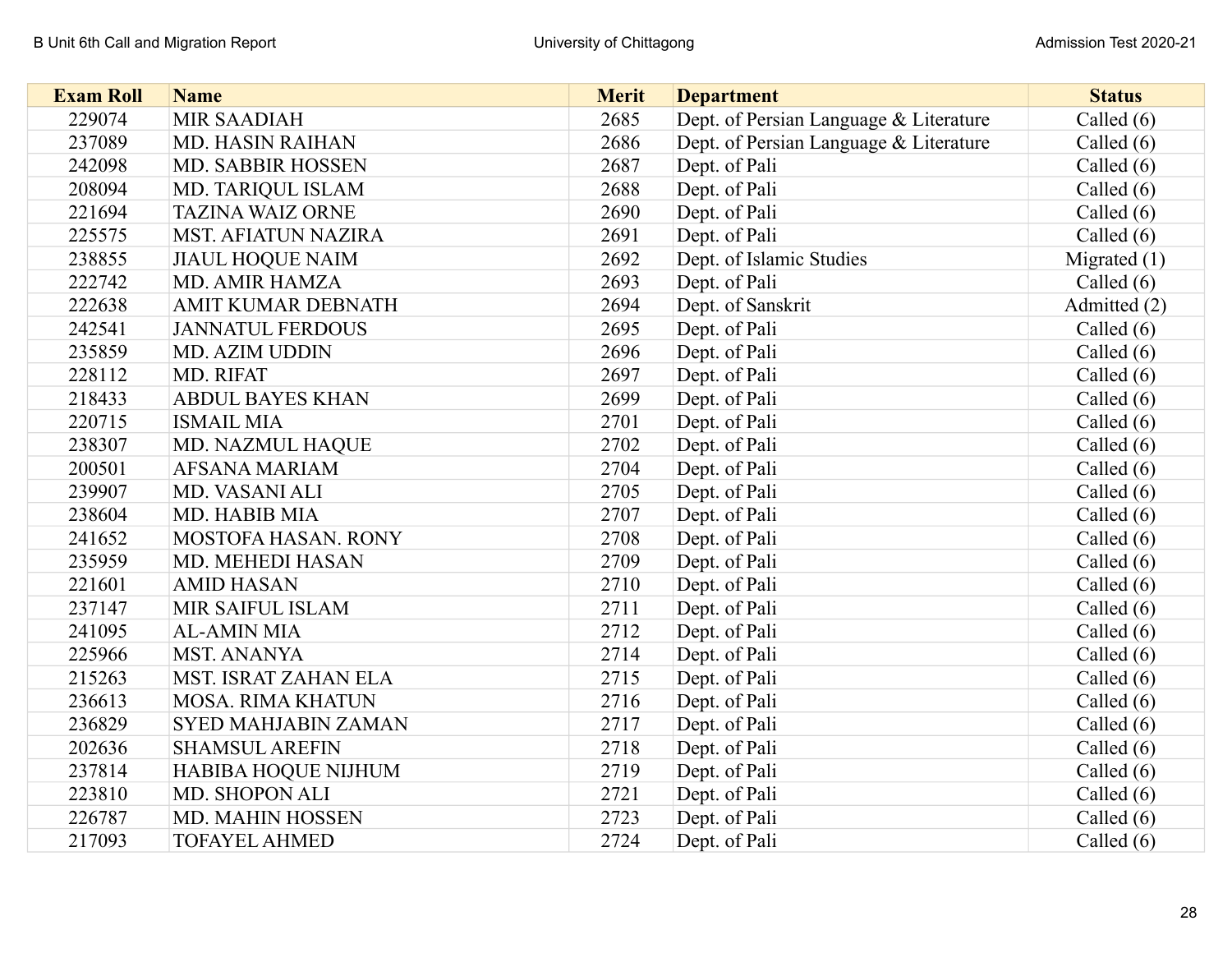| Exam Roll | Name | Merit | Department | Status |
|---|---|---|---|---|
| 229074 | MIR SAADIAH | 2685 | Dept. of Persian Language & Literature | Called (6) |
| 237089 | MD. HASIN RAIHAN | 2686 | Dept. of Persian Language & Literature | Called (6) |
| 242098 | MD. SABBIR HOSSEN | 2687 | Dept. of Pali | Called (6) |
| 208094 | MD. TARIQUL ISLAM | 2688 | Dept. of Pali | Called (6) |
| 221694 | TAZINA WAIZ ORNE | 2690 | Dept. of Pali | Called (6) |
| 225575 | MST. AFIATUN NAZIRA | 2691 | Dept. of Pali | Called (6) |
| 238855 | JIAUL HOQUE NAIM | 2692 | Dept. of Islamic Studies | Migrated (1) |
| 222742 | MD. AMIR HAMZA | 2693 | Dept. of Pali | Called (6) |
| 222638 | AMIT KUMAR DEBNATH | 2694 | Dept. of Sanskrit | Admitted (2) |
| 242541 | JANNATUL FERDOUS | 2695 | Dept. of Pali | Called (6) |
| 235859 | MD. AZIM UDDIN | 2696 | Dept. of Pali | Called (6) |
| 228112 | MD. RIFAT | 2697 | Dept. of Pali | Called (6) |
| 218433 | ABDUL BAYES KHAN | 2699 | Dept. of Pali | Called (6) |
| 220715 | ISMAIL MIA | 2701 | Dept. of Pali | Called (6) |
| 238307 | MD. NAZMUL HAQUE | 2702 | Dept. of Pali | Called (6) |
| 200501 | AFSANA MARIAM | 2704 | Dept. of Pali | Called (6) |
| 239907 | MD. VASANI ALI | 2705 | Dept. of Pali | Called (6) |
| 238604 | MD. HABIB MIA | 2707 | Dept. of Pali | Called (6) |
| 241652 | MOSTOFA HASAN. RONY | 2708 | Dept. of Pali | Called (6) |
| 235959 | MD. MEHEDI HASAN | 2709 | Dept. of Pali | Called (6) |
| 221601 | AMID HASAN | 2710 | Dept. of Pali | Called (6) |
| 237147 | MIR SAIFUL ISLAM | 2711 | Dept. of Pali | Called (6) |
| 241095 | AL-AMIN MIA | 2712 | Dept. of Pali | Called (6) |
| 225966 | MST. ANANYA | 2714 | Dept. of Pali | Called (6) |
| 215263 | MST. ISRAT ZAHAN ELA | 2715 | Dept. of Pali | Called (6) |
| 236613 | MOSA. RIMA KHATUN | 2716 | Dept. of Pali | Called (6) |
| 236829 | SYED MAHJABIN ZAMAN | 2717 | Dept. of Pali | Called (6) |
| 202636 | SHAMSUL AREFIN | 2718 | Dept. of Pali | Called (6) |
| 237814 | HABIBA HOQUE NIJHUM | 2719 | Dept. of Pali | Called (6) |
| 223810 | MD. SHOPON ALI | 2721 | Dept. of Pali | Called (6) |
| 226787 | MD. MAHIN HOSSEN | 2723 | Dept. of Pali | Called (6) |
| 217093 | TOFAYEL AHMED | 2724 | Dept. of Pali | Called (6) |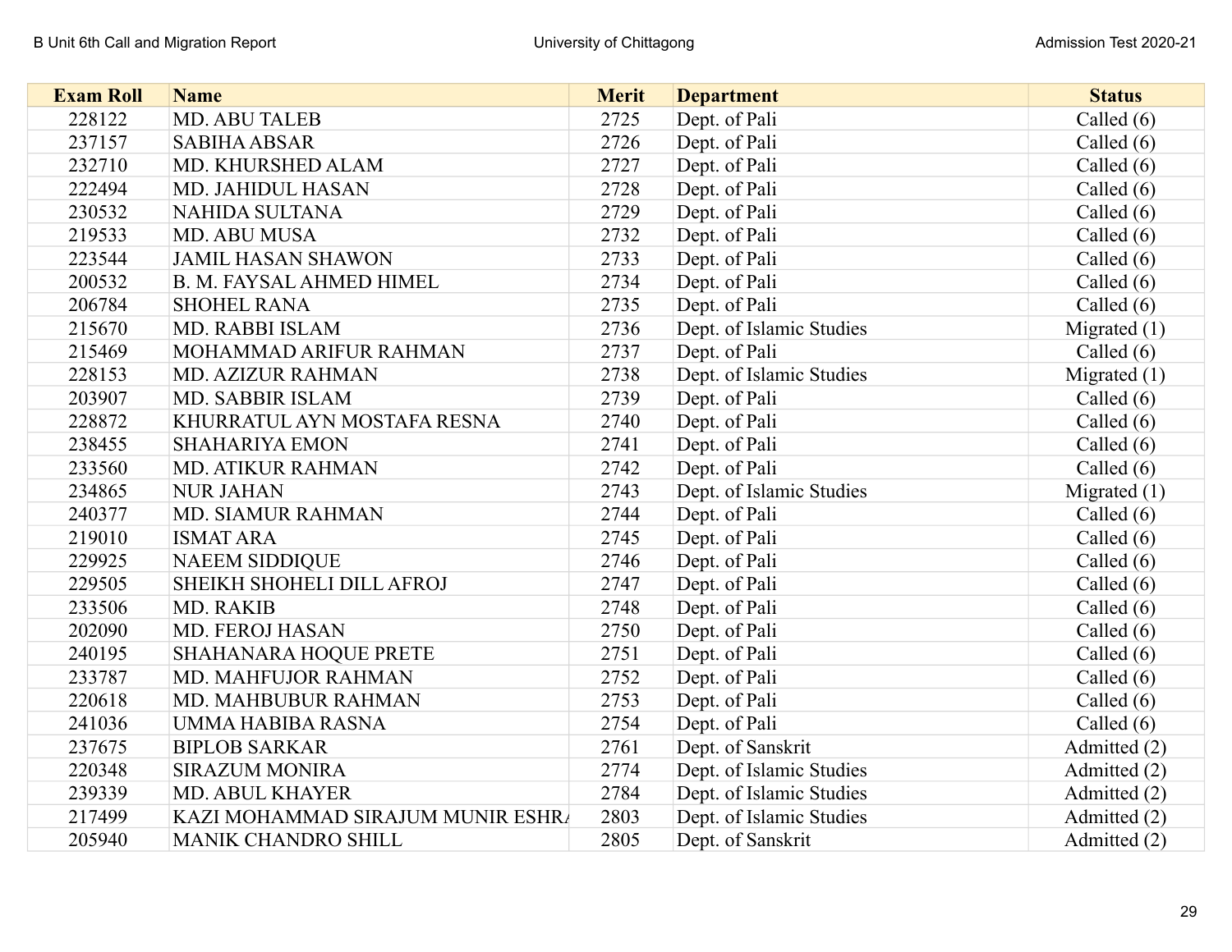| Exam Roll | Name | Merit | Department | Status |
|---|---|---|---|---|
| 228122 | MD. ABU TALEB | 2725 | Dept. of Pali | Called (6) |
| 237157 | SABIHA ABSAR | 2726 | Dept. of Pali | Called (6) |
| 232710 | MD. KHURSHED ALAM | 2727 | Dept. of Pali | Called (6) |
| 222494 | MD. JAHIDUL HASAN | 2728 | Dept. of Pali | Called (6) |
| 230532 | NAHIDA SULTANA | 2729 | Dept. of Pali | Called (6) |
| 219533 | MD. ABU MUSA | 2732 | Dept. of Pali | Called (6) |
| 223544 | JAMIL HASAN SHAWON | 2733 | Dept. of Pali | Called (6) |
| 200532 | B. M. FAYSAL AHMED HIMEL | 2734 | Dept. of Pali | Called (6) |
| 206784 | SHOHEL RANA | 2735 | Dept. of Pali | Called (6) |
| 215670 | MD. RABBI ISLAM | 2736 | Dept. of Islamic Studies | Migrated (1) |
| 215469 | MOHAMMAD ARIFUR RAHMAN | 2737 | Dept. of Pali | Called (6) |
| 228153 | MD. AZIZUR RAHMAN | 2738 | Dept. of Islamic Studies | Migrated (1) |
| 203907 | MD. SABBIR ISLAM | 2739 | Dept. of Pali | Called (6) |
| 228872 | KHURRATUL AYN MOSTAFA RESNA | 2740 | Dept. of Pali | Called (6) |
| 238455 | SHAHARIYA EMON | 2741 | Dept. of Pali | Called (6) |
| 233560 | MD. ATIKUR RAHMAN | 2742 | Dept. of Pali | Called (6) |
| 234865 | NUR JAHAN | 2743 | Dept. of Islamic Studies | Migrated (1) |
| 240377 | MD. SIAMUR RAHMAN | 2744 | Dept. of Pali | Called (6) |
| 219010 | ISMAT ARA | 2745 | Dept. of Pali | Called (6) |
| 229925 | NAEEM SIDDIQUE | 2746 | Dept. of Pali | Called (6) |
| 229505 | SHEIKH SHOHELI DILL AFROJ | 2747 | Dept. of Pali | Called (6) |
| 233506 | MD. RAKIB | 2748 | Dept. of Pali | Called (6) |
| 202090 | MD. FEROJ HASAN | 2750 | Dept. of Pali | Called (6) |
| 240195 | SHAHANARA HOQUE PRETE | 2751 | Dept. of Pali | Called (6) |
| 233787 | MD. MAHFUJOR RAHMAN | 2752 | Dept. of Pali | Called (6) |
| 220618 | MD. MAHBUBUR RAHMAN | 2753 | Dept. of Pali | Called (6) |
| 241036 | UMMA HABIBA RASNA | 2754 | Dept. of Pali | Called (6) |
| 237675 | BIPLOB SARKAR | 2761 | Dept. of Sanskrit | Admitted (2) |
| 220348 | SIRAZUM MONIRA | 2774 | Dept. of Islamic Studies | Admitted (2) |
| 239339 | MD. ABUL KHAYER | 2784 | Dept. of Islamic Studies | Admitted (2) |
| 217499 | KAZI MOHAMMAD SIRAJUM MUNIR ESHRA | 2803 | Dept. of Islamic Studies | Admitted (2) |
| 205940 | MANIK CHANDRO SHILL | 2805 | Dept. of Sanskrit | Admitted (2) |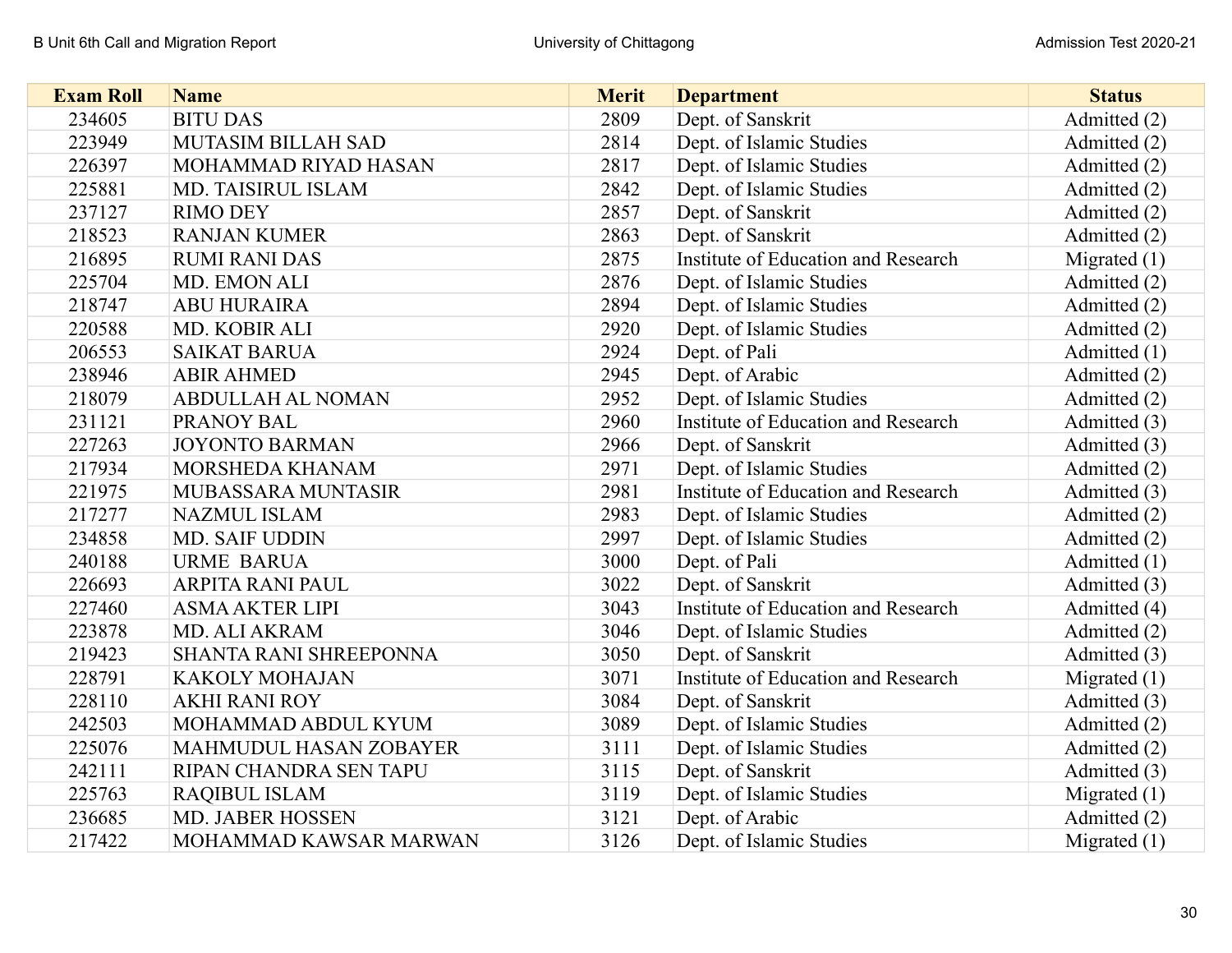| Exam Roll | Name | Merit | Department | Status |
|---|---|---|---|---|
| 234605 | BITU DAS | 2809 | Dept. of Sanskrit | Admitted (2) |
| 223949 | MUTASIM BILLAH SAD | 2814 | Dept. of Islamic Studies | Admitted (2) |
| 226397 | MOHAMMAD RIYAD HASAN | 2817 | Dept. of Islamic Studies | Admitted (2) |
| 225881 | MD. TAISIRUL ISLAM | 2842 | Dept. of Islamic Studies | Admitted (2) |
| 237127 | RIMO DEY | 2857 | Dept. of Sanskrit | Admitted (2) |
| 218523 | RANJAN KUMER | 2863 | Dept. of Sanskrit | Admitted (2) |
| 216895 | RUMI RANI DAS | 2875 | Institute of Education and Research | Migrated (1) |
| 225704 | MD. EMON ALI | 2876 | Dept. of Islamic Studies | Admitted (2) |
| 218747 | ABU HURAIRA | 2894 | Dept. of Islamic Studies | Admitted (2) |
| 220588 | MD. KOBIR ALI | 2920 | Dept. of Islamic Studies | Admitted (2) |
| 206553 | SAIKAT BARUA | 2924 | Dept. of Pali | Admitted (1) |
| 238946 | ABIR AHMED | 2945 | Dept. of Arabic | Admitted (2) |
| 218079 | ABDULLAH AL NOMAN | 2952 | Dept. of Islamic Studies | Admitted (2) |
| 231121 | PRANOY BAL | 2960 | Institute of Education and Research | Admitted (3) |
| 227263 | JOYONTO BARMAN | 2966 | Dept. of Sanskrit | Admitted (3) |
| 217934 | MORSHEDA KHANAM | 2971 | Dept. of Islamic Studies | Admitted (2) |
| 221975 | MUBASSARA MUNTASIR | 2981 | Institute of Education and Research | Admitted (3) |
| 217277 | NAZMUL ISLAM | 2983 | Dept. of Islamic Studies | Admitted (2) |
| 234858 | MD. SAIF UDDIN | 2997 | Dept. of Islamic Studies | Admitted (2) |
| 240188 | URME BARUA | 3000 | Dept. of Pali | Admitted (1) |
| 226693 | ARPITA RANI PAUL | 3022 | Dept. of Sanskrit | Admitted (3) |
| 227460 | ASMA AKTER LIPI | 3043 | Institute of Education and Research | Admitted (4) |
| 223878 | MD. ALI AKRAM | 3046 | Dept. of Islamic Studies | Admitted (2) |
| 219423 | SHANTA RANI SHREEPONNA | 3050 | Dept. of Sanskrit | Admitted (3) |
| 228791 | KAKOLY MOHAJAN | 3071 | Institute of Education and Research | Migrated (1) |
| 228110 | AKHI RANI ROY | 3084 | Dept. of Sanskrit | Admitted (3) |
| 242503 | MOHAMMAD ABDUL KYUM | 3089 | Dept. of Islamic Studies | Admitted (2) |
| 225076 | MAHMUDUL HASAN ZOBAYER | 3111 | Dept. of Islamic Studies | Admitted (2) |
| 242111 | RIPAN CHANDRA SEN TAPU | 3115 | Dept. of Sanskrit | Admitted (3) |
| 225763 | RAQIBUL ISLAM | 3119 | Dept. of Islamic Studies | Migrated (1) |
| 236685 | MD. JABER HOSSEN | 3121 | Dept. of Arabic | Admitted (2) |
| 217422 | MOHAMMAD KAWSAR MARWAN | 3126 | Dept. of Islamic Studies | Migrated (1) |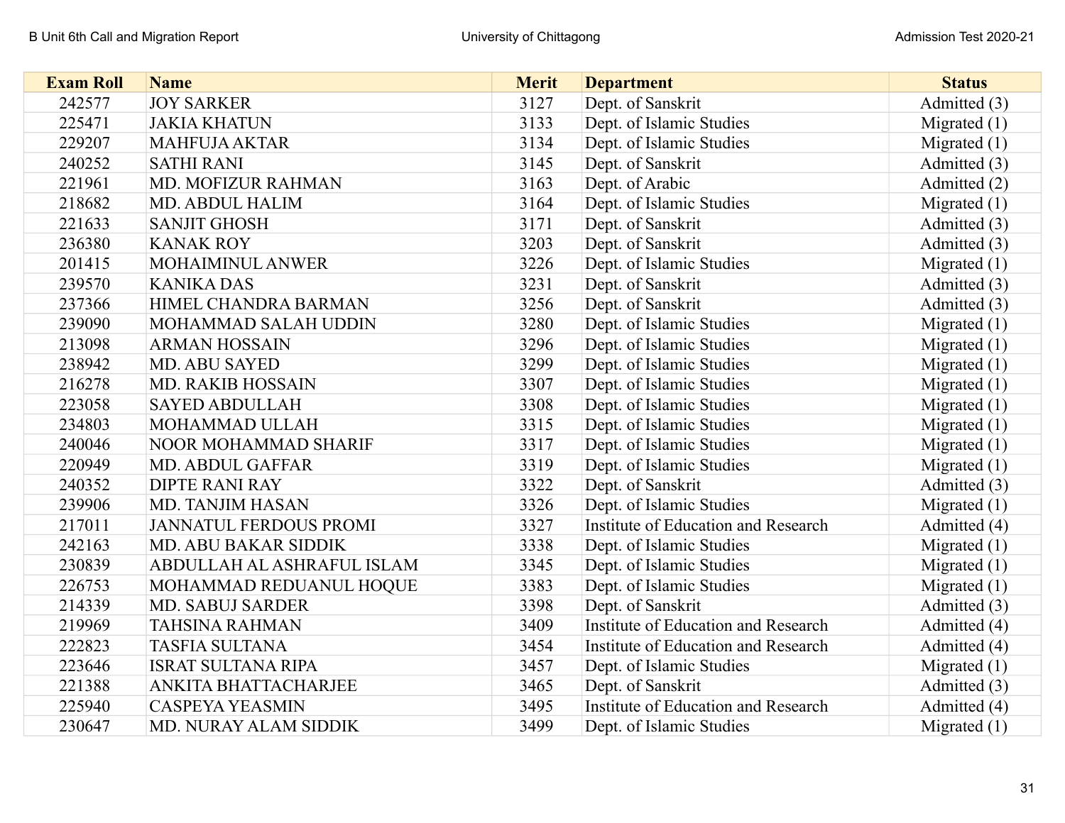| Exam Roll | Name | Merit | Department | Status |
|---|---|---|---|---|
| 242577 | JOY SARKER | 3127 | Dept. of Sanskrit | Admitted (3) |
| 225471 | JAKIA KHATUN | 3133 | Dept. of Islamic Studies | Migrated (1) |
| 229207 | MAHFUJA AKTAR | 3134 | Dept. of Islamic Studies | Migrated (1) |
| 240252 | SATHI RANI | 3145 | Dept. of Sanskrit | Admitted (3) |
| 221961 | MD. MOFIZUR RAHMAN | 3163 | Dept. of Arabic | Admitted (2) |
| 218682 | MD. ABDUL HALIM | 3164 | Dept. of Islamic Studies | Migrated (1) |
| 221633 | SANJIT GHOSH | 3171 | Dept. of Sanskrit | Admitted (3) |
| 236380 | KANAK ROY | 3203 | Dept. of Sanskrit | Admitted (3) |
| 201415 | MOHAIMINUL ANWER | 3226 | Dept. of Islamic Studies | Migrated (1) |
| 239570 | KANIKA DAS | 3231 | Dept. of Sanskrit | Admitted (3) |
| 237366 | HIMEL CHANDRA BARMAN | 3256 | Dept. of Sanskrit | Admitted (3) |
| 239090 | MOHAMMAD SALAH UDDIN | 3280 | Dept. of Islamic Studies | Migrated (1) |
| 213098 | ARMAN HOSSAIN | 3296 | Dept. of Islamic Studies | Migrated (1) |
| 238942 | MD. ABU SAYED | 3299 | Dept. of Islamic Studies | Migrated (1) |
| 216278 | MD. RAKIB HOSSAIN | 3307 | Dept. of Islamic Studies | Migrated (1) |
| 223058 | SAYED ABDULLAH | 3308 | Dept. of Islamic Studies | Migrated (1) |
| 234803 | MOHAMMAD ULLAH | 3315 | Dept. of Islamic Studies | Migrated (1) |
| 240046 | NOOR MOHAMMAD SHARIF | 3317 | Dept. of Islamic Studies | Migrated (1) |
| 220949 | MD. ABDUL GAFFAR | 3319 | Dept. of Islamic Studies | Migrated (1) |
| 240352 | DIPTE RANI RAY | 3322 | Dept. of Sanskrit | Admitted (3) |
| 239906 | MD. TANJIM HASAN | 3326 | Dept. of Islamic Studies | Migrated (1) |
| 217011 | JANNATUL FERDOUS PROMI | 3327 | Institute of Education and Research | Admitted (4) |
| 242163 | MD. ABU BAKAR SIDDIK | 3338 | Dept. of Islamic Studies | Migrated (1) |
| 230839 | ABDULLAH AL ASHRAFUL ISLAM | 3345 | Dept. of Islamic Studies | Migrated (1) |
| 226753 | MOHAMMAD REDUANUL HOQUE | 3383 | Dept. of Islamic Studies | Migrated (1) |
| 214339 | MD. SABUJ SARDER | 3398 | Dept. of Sanskrit | Admitted (3) |
| 219969 | TAHSINA RAHMAN | 3409 | Institute of Education and Research | Admitted (4) |
| 222823 | TASFIA SULTANA | 3454 | Institute of Education and Research | Admitted (4) |
| 223646 | ISRAT SULTANA RIPA | 3457 | Dept. of Islamic Studies | Migrated (1) |
| 221388 | ANKITA BHATTACHARJEE | 3465 | Dept. of Sanskrit | Admitted (3) |
| 225940 | CASPEYA YEASMIN | 3495 | Institute of Education and Research | Admitted (4) |
| 230647 | MD. NURAY ALAM SIDDIK | 3499 | Dept. of Islamic Studies | Migrated (1) |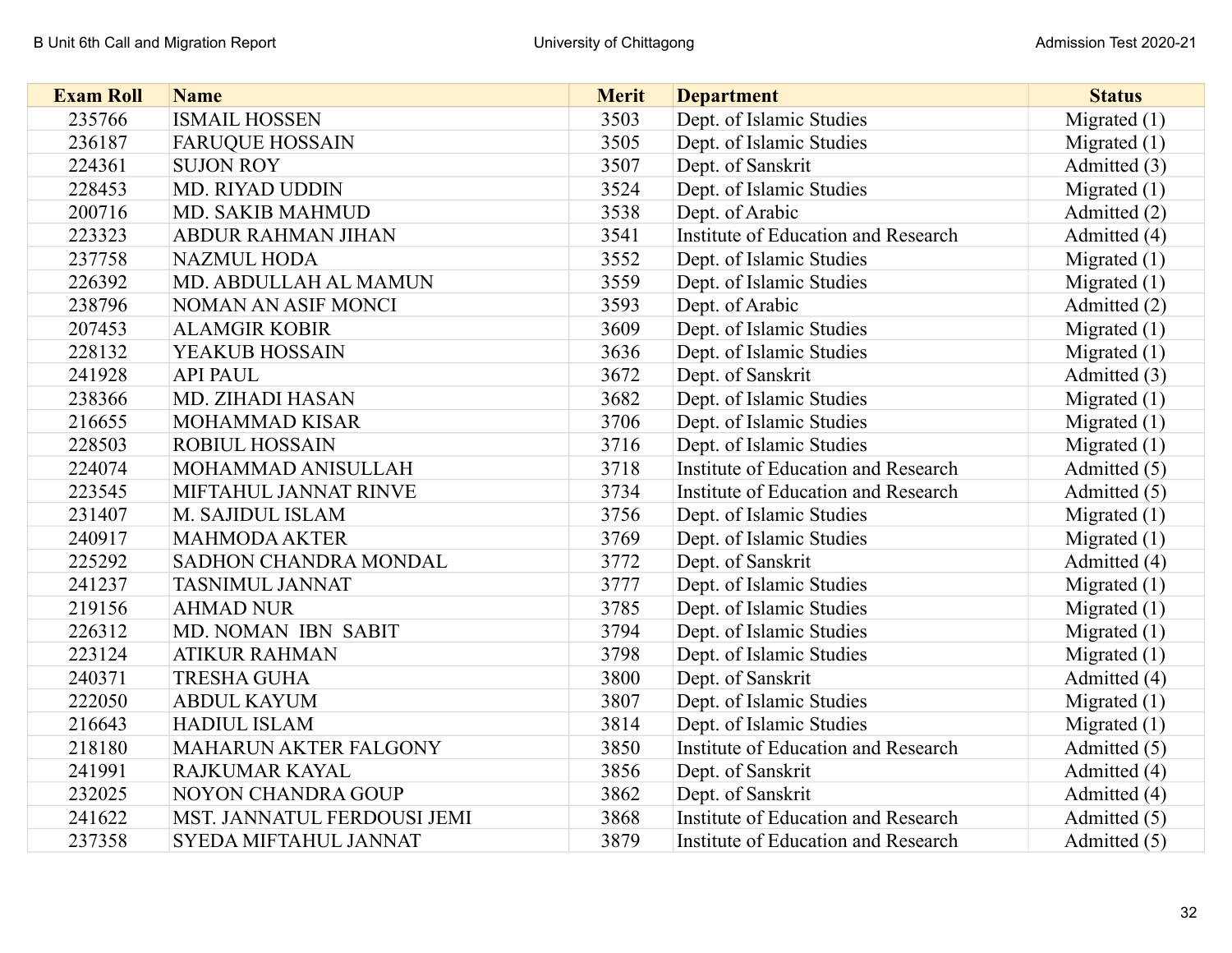| Exam Roll | Name | Merit | Department | Status |
|---|---|---|---|---|
| 235766 | ISMAIL HOSSEN | 3503 | Dept. of Islamic Studies | Migrated (1) |
| 236187 | FARUQUE HOSSAIN | 3505 | Dept. of Islamic Studies | Migrated (1) |
| 224361 | SUJON ROY | 3507 | Dept. of Sanskrit | Admitted (3) |
| 228453 | MD. RIYAD UDDIN | 3524 | Dept. of Islamic Studies | Migrated (1) |
| 200716 | MD. SAKIB MAHMUD | 3538 | Dept. of Arabic | Admitted (2) |
| 223323 | ABDUR RAHMAN JIHAN | 3541 | Institute of Education and Research | Admitted (4) |
| 237758 | NAZMUL HODA | 3552 | Dept. of Islamic Studies | Migrated (1) |
| 226392 | MD. ABDULLAH AL MAMUN | 3559 | Dept. of Islamic Studies | Migrated (1) |
| 238796 | NOMAN AN ASIF MONCI | 3593 | Dept. of Arabic | Admitted (2) |
| 207453 | ALAMGIR KOBIR | 3609 | Dept. of Islamic Studies | Migrated (1) |
| 228132 | YEAKUB HOSSAIN | 3636 | Dept. of Islamic Studies | Migrated (1) |
| 241928 | API PAUL | 3672 | Dept. of Sanskrit | Admitted (3) |
| 238366 | MD. ZIHADI HASAN | 3682 | Dept. of Islamic Studies | Migrated (1) |
| 216655 | MOHAMMAD KISAR | 3706 | Dept. of Islamic Studies | Migrated (1) |
| 228503 | ROBIUL HOSSAIN | 3716 | Dept. of Islamic Studies | Migrated (1) |
| 224074 | MOHAMMAD ANISULLAH | 3718 | Institute of Education and Research | Admitted (5) |
| 223545 | MIFTAHUL JANNAT RINVE | 3734 | Institute of Education and Research | Admitted (5) |
| 231407 | M. SAJIDUL ISLAM | 3756 | Dept. of Islamic Studies | Migrated (1) |
| 240917 | MAHMODA AKTER | 3769 | Dept. of Islamic Studies | Migrated (1) |
| 225292 | SADHON CHANDRA MONDAL | 3772 | Dept. of Sanskrit | Admitted (4) |
| 241237 | TASNIMUL JANNAT | 3777 | Dept. of Islamic Studies | Migrated (1) |
| 219156 | AHMAD NUR | 3785 | Dept. of Islamic Studies | Migrated (1) |
| 226312 | MD. NOMAN IBN SABIT | 3794 | Dept. of Islamic Studies | Migrated (1) |
| 223124 | ATIKUR RAHMAN | 3798 | Dept. of Islamic Studies | Migrated (1) |
| 240371 | TRESHA GUHA | 3800 | Dept. of Sanskrit | Admitted (4) |
| 222050 | ABDUL KAYUM | 3807 | Dept. of Islamic Studies | Migrated (1) |
| 216643 | HADIUL ISLAM | 3814 | Dept. of Islamic Studies | Migrated (1) |
| 218180 | MAHARUN AKTER FALGONY | 3850 | Institute of Education and Research | Admitted (5) |
| 241991 | RAJKUMAR KAYAL | 3856 | Dept. of Sanskrit | Admitted (4) |
| 232025 | NOYON CHANDRA GOUP | 3862 | Dept. of Sanskrit | Admitted (4) |
| 241622 | MST. JANNATUL FERDOUSI JEMI | 3868 | Institute of Education and Research | Admitted (5) |
| 237358 | SYEDA MIFTAHUL JANNAT | 3879 | Institute of Education and Research | Admitted (5) |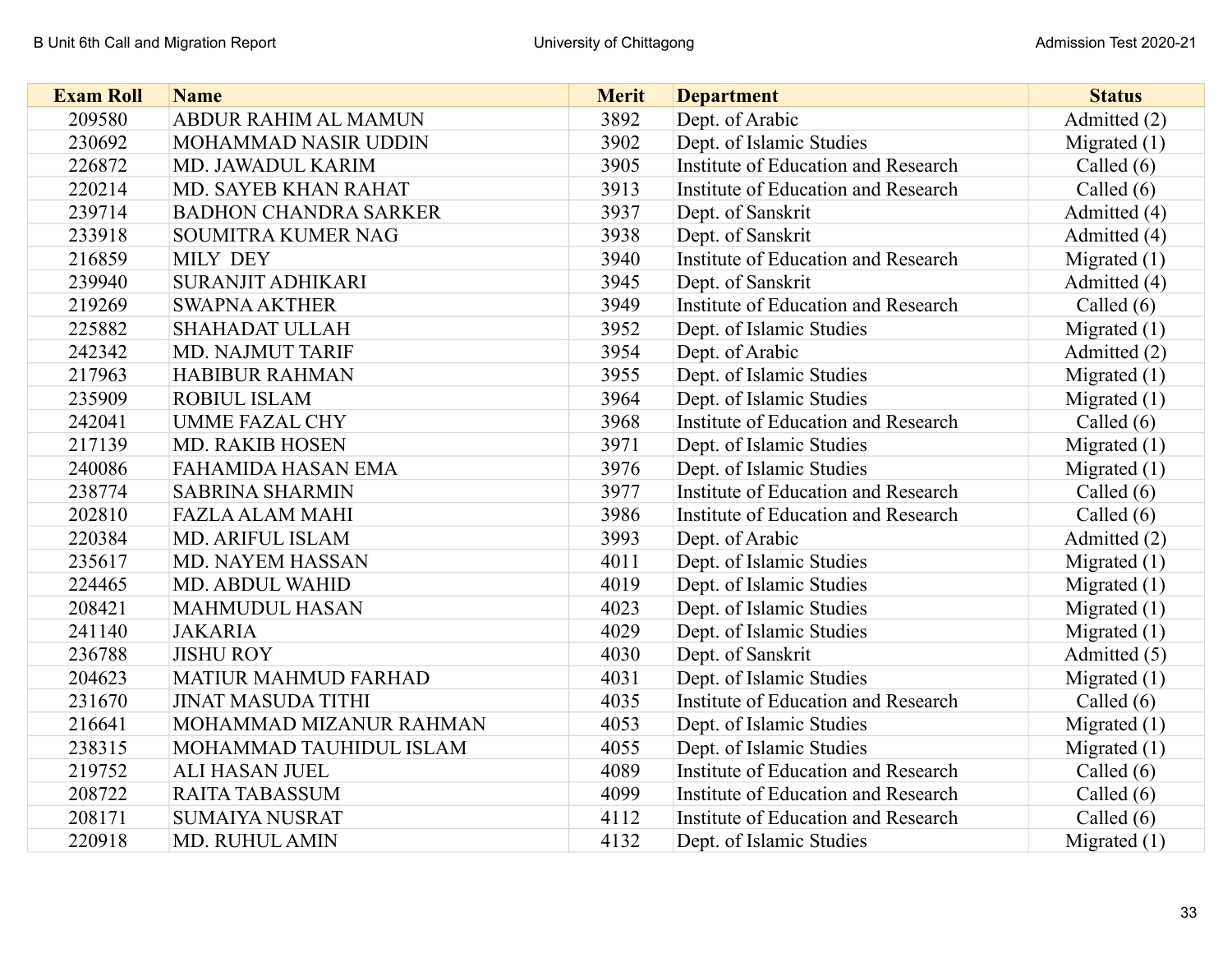| Exam Roll | Name | Merit | Department | Status |
|---|---|---|---|---|
| 209580 | ABDUR RAHIM AL MAMUN | 3892 | Dept. of Arabic | Admitted (2) |
| 230692 | MOHAMMAD NASIR UDDIN | 3902 | Dept. of Islamic Studies | Migrated (1) |
| 226872 | MD. JAWADUL KARIM | 3905 | Institute of Education and Research | Called (6) |
| 220214 | MD. SAYEB KHAN RAHAT | 3913 | Institute of Education and Research | Called (6) |
| 239714 | BADHON CHANDRA SARKER | 3937 | Dept. of Sanskrit | Admitted (4) |
| 233918 | SOUMITRA KUMER NAG | 3938 | Dept. of Sanskrit | Admitted (4) |
| 216859 | MILY DEY | 3940 | Institute of Education and Research | Migrated (1) |
| 239940 | SURANJIT ADHIKARI | 3945 | Dept. of Sanskrit | Admitted (4) |
| 219269 | SWAPNA AKTHER | 3949 | Institute of Education and Research | Called (6) |
| 225882 | SHAHADAT ULLAH | 3952 | Dept. of Islamic Studies | Migrated (1) |
| 242342 | MD. NAJMUT TARIF | 3954 | Dept. of Arabic | Admitted (2) |
| 217963 | HABIBUR RAHMAN | 3955 | Dept. of Islamic Studies | Migrated (1) |
| 235909 | ROBIUL ISLAM | 3964 | Dept. of Islamic Studies | Migrated (1) |
| 242041 | UMME FAZAL CHY | 3968 | Institute of Education and Research | Called (6) |
| 217139 | MD. RAKIB HOSEN | 3971 | Dept. of Islamic Studies | Migrated (1) |
| 240086 | FAHAMIDA HASAN EMA | 3976 | Dept. of Islamic Studies | Migrated (1) |
| 238774 | SABRINA SHARMIN | 3977 | Institute of Education and Research | Called (6) |
| 202810 | FAZLA ALAM MAHI | 3986 | Institute of Education and Research | Called (6) |
| 220384 | MD. ARIFUL ISLAM | 3993 | Dept. of Arabic | Admitted (2) |
| 235617 | MD. NAYEM HASSAN | 4011 | Dept. of Islamic Studies | Migrated (1) |
| 224465 | MD. ABDUL WAHID | 4019 | Dept. of Islamic Studies | Migrated (1) |
| 208421 | MAHMUDUL HASAN | 4023 | Dept. of Islamic Studies | Migrated (1) |
| 241140 | JAKARIA | 4029 | Dept. of Islamic Studies | Migrated (1) |
| 236788 | JISHU ROY | 4030 | Dept. of Sanskrit | Admitted (5) |
| 204623 | MATIUR MAHMUD FARHAD | 4031 | Dept. of Islamic Studies | Migrated (1) |
| 231670 | JINAT MASUDA TITHI | 4035 | Institute of Education and Research | Called (6) |
| 216641 | MOHAMMAD MIZANUR RAHMAN | 4053 | Dept. of Islamic Studies | Migrated (1) |
| 238315 | MOHAMMAD TAUHIDUL ISLAM | 4055 | Dept. of Islamic Studies | Migrated (1) |
| 219752 | ALI HASAN JUEL | 4089 | Institute of Education and Research | Called (6) |
| 208722 | RAITA TABASSUM | 4099 | Institute of Education and Research | Called (6) |
| 208171 | SUMAIYA NUSRAT | 4112 | Institute of Education and Research | Called (6) |
| 220918 | MD. RUHUL AMIN | 4132 | Dept. of Islamic Studies | Migrated (1) |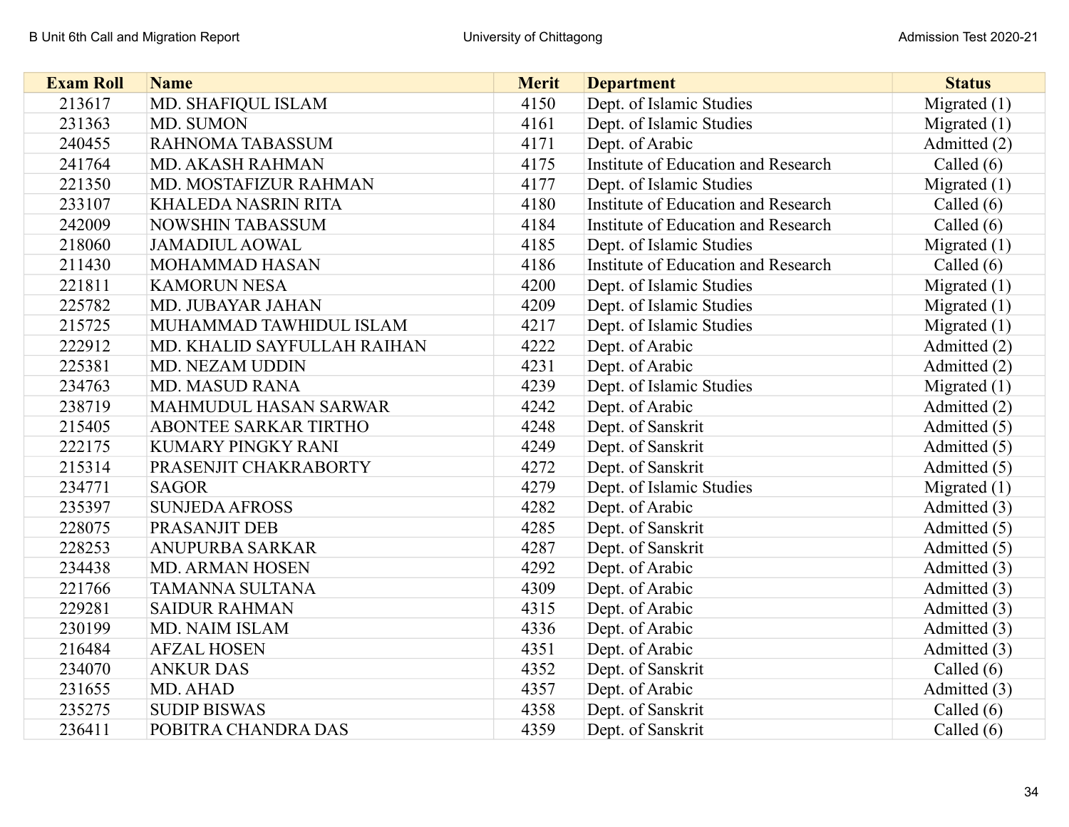| Exam Roll | Name | Merit | Department | Status |
|---|---|---|---|---|
| 213617 | MD. SHAFIQUL ISLAM | 4150 | Dept. of Islamic Studies | Migrated (1) |
| 231363 | MD. SUMON | 4161 | Dept. of Islamic Studies | Migrated (1) |
| 240455 | RAHNOMA TABASSUM | 4171 | Dept. of Arabic | Admitted (2) |
| 241764 | MD. AKASH RAHMAN | 4175 | Institute of Education and Research | Called (6) |
| 221350 | MD. MOSTAFIZUR RAHMAN | 4177 | Dept. of Islamic Studies | Migrated (1) |
| 233107 | KHALEDA NASRIN RITA | 4180 | Institute of Education and Research | Called (6) |
| 242009 | NOWSHIN TABASSUM | 4184 | Institute of Education and Research | Called (6) |
| 218060 | JAMADIUL AOWAL | 4185 | Dept. of Islamic Studies | Migrated (1) |
| 211430 | MOHAMMAD HASAN | 4186 | Institute of Education and Research | Called (6) |
| 221811 | KAMORUN NESA | 4200 | Dept. of Islamic Studies | Migrated (1) |
| 225782 | MD. JUBAYAR JAHAN | 4209 | Dept. of Islamic Studies | Migrated (1) |
| 215725 | MUHAMMAD TAWHIDUL ISLAM | 4217 | Dept. of Islamic Studies | Migrated (1) |
| 222912 | MD. KHALID SAYFULLAH RAIHAN | 4222 | Dept. of Arabic | Admitted (2) |
| 225381 | MD. NEZAM UDDIN | 4231 | Dept. of Arabic | Admitted (2) |
| 234763 | MD. MASUD RANA | 4239 | Dept. of Islamic Studies | Migrated (1) |
| 238719 | MAHMUDUL HASAN SARWAR | 4242 | Dept. of Arabic | Admitted (2) |
| 215405 | ABONTEE SARKAR TIRTHO | 4248 | Dept. of Sanskrit | Admitted (5) |
| 222175 | KUMARY PINGKY RANI | 4249 | Dept. of Sanskrit | Admitted (5) |
| 215314 | PRASENJIT CHAKRABORTY | 4272 | Dept. of Sanskrit | Admitted (5) |
| 234771 | SAGOR | 4279 | Dept. of Islamic Studies | Migrated (1) |
| 235397 | SUNJEDA AFROSS | 4282 | Dept. of Arabic | Admitted (3) |
| 228075 | PRASANJIT DEB | 4285 | Dept. of Sanskrit | Admitted (5) |
| 228253 | ANUPURBA SARKAR | 4287 | Dept. of Sanskrit | Admitted (5) |
| 234438 | MD. ARMAN HOSEN | 4292 | Dept. of Arabic | Admitted (3) |
| 221766 | TAMANNA SULTANA | 4309 | Dept. of Arabic | Admitted (3) |
| 229281 | SAIDUR RAHMAN | 4315 | Dept. of Arabic | Admitted (3) |
| 230199 | MD. NAIM ISLAM | 4336 | Dept. of Arabic | Admitted (3) |
| 216484 | AFZAL HOSEN | 4351 | Dept. of Arabic | Admitted (3) |
| 234070 | ANKUR DAS | 4352 | Dept. of Sanskrit | Called (6) |
| 231655 | MD. AHAD | 4357 | Dept. of Arabic | Admitted (3) |
| 235275 | SUDIP BISWAS | 4358 | Dept. of Sanskrit | Called (6) |
| 236411 | POBITRA CHANDRA DAS | 4359 | Dept. of Sanskrit | Called (6) |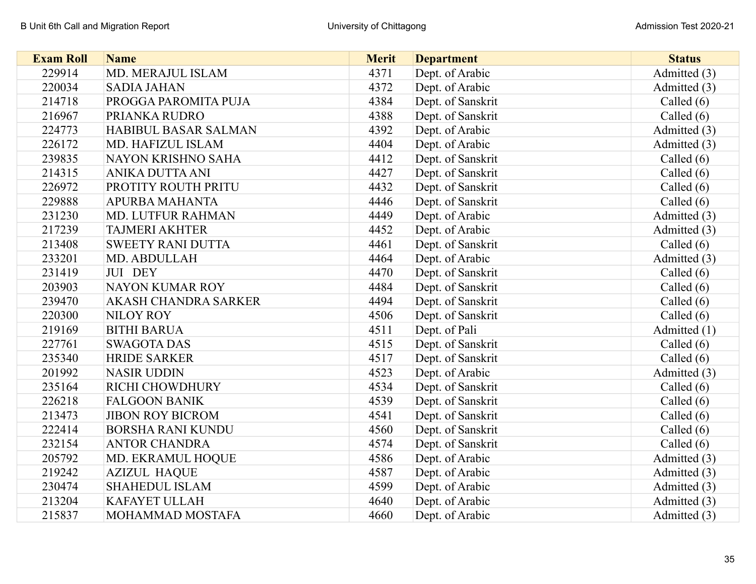| Exam Roll | Name | Merit | Department | Status |
|---|---|---|---|---|
| 229914 | MD. MERAJUL ISLAM | 4371 | Dept. of Arabic | Admitted (3) |
| 220034 | SADIA JAHAN | 4372 | Dept. of Arabic | Admitted (3) |
| 214718 | PROGGA PAROMITA PUJA | 4384 | Dept. of Sanskrit | Called (6) |
| 216967 | PRIANKA RUDRO | 4388 | Dept. of Sanskrit | Called (6) |
| 224773 | HABIBUL BASAR SALMAN | 4392 | Dept. of Arabic | Admitted (3) |
| 226172 | MD. HAFIZUL ISLAM | 4404 | Dept. of Arabic | Admitted (3) |
| 239835 | NAYON KRISHNO SAHA | 4412 | Dept. of Sanskrit | Called (6) |
| 214315 | ANIKA DUTTA ANI | 4427 | Dept. of Sanskrit | Called (6) |
| 226972 | PROTITY ROUTH PRITU | 4432 | Dept. of Sanskrit | Called (6) |
| 229888 | APURBA MAHANTA | 4446 | Dept. of Sanskrit | Called (6) |
| 231230 | MD. LUTFUR RAHMAN | 4449 | Dept. of Arabic | Admitted (3) |
| 217239 | TAJMERI AKHTER | 4452 | Dept. of Arabic | Admitted (3) |
| 213408 | SWEETY RANI DUTTA | 4461 | Dept. of Sanskrit | Called (6) |
| 233201 | MD. ABDULLAH | 4464 | Dept. of Arabic | Admitted (3) |
| 231419 | JUI DEY | 4470 | Dept. of Sanskrit | Called (6) |
| 203903 | NAYON KUMAR ROY | 4484 | Dept. of Sanskrit | Called (6) |
| 239470 | AKASH CHANDRA SARKER | 4494 | Dept. of Sanskrit | Called (6) |
| 220300 | NILOY ROY | 4506 | Dept. of Sanskrit | Called (6) |
| 219169 | BITHI BARUA | 4511 | Dept. of Pali | Admitted (1) |
| 227761 | SWAGOTA DAS | 4515 | Dept. of Sanskrit | Called (6) |
| 235340 | HRIDE SARKER | 4517 | Dept. of Sanskrit | Called (6) |
| 201992 | NASIR UDDIN | 4523 | Dept. of Arabic | Admitted (3) |
| 235164 | RICHI CHOWDHURY | 4534 | Dept. of Sanskrit | Called (6) |
| 226218 | FALGOON BANIK | 4539 | Dept. of Sanskrit | Called (6) |
| 213473 | JIBON ROY BICROM | 4541 | Dept. of Sanskrit | Called (6) |
| 222414 | BORSHA RANI KUNDU | 4560 | Dept. of Sanskrit | Called (6) |
| 232154 | ANTOR CHANDRA | 4574 | Dept. of Sanskrit | Called (6) |
| 205792 | MD. EKRAMUL HOQUE | 4586 | Dept. of Arabic | Admitted (3) |
| 219242 | AZIZUL HAQUE | 4587 | Dept. of Arabic | Admitted (3) |
| 230474 | SHAHEDUL ISLAM | 4599 | Dept. of Arabic | Admitted (3) |
| 213204 | KAFAYET ULLAH | 4640 | Dept. of Arabic | Admitted (3) |
| 215837 | MOHAMMAD MOSTAFA | 4660 | Dept. of Arabic | Admitted (3) |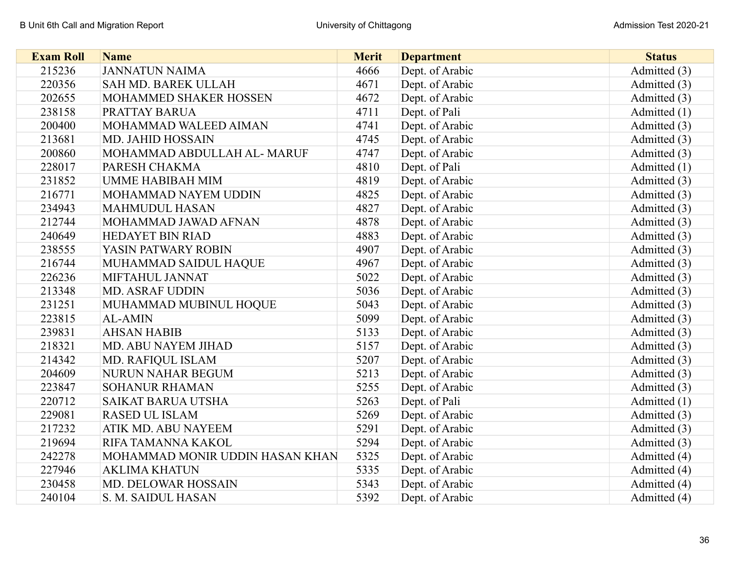| Exam Roll | Name | Merit | Department | Status |
| --- | --- | --- | --- | --- |
| 215236 | JANNATUN NAIMA | 4666 | Dept. of Arabic | Admitted (3) |
| 220356 | SAH MD. BAREK ULLAH | 4671 | Dept. of Arabic | Admitted (3) |
| 202655 | MOHAMMED SHAKER HOSSEN | 4672 | Dept. of Arabic | Admitted (3) |
| 238158 | PRATTAY BARUA | 4711 | Dept. of Pali | Admitted (1) |
| 200400 | MOHAMMAD WALEED AIMAN | 4741 | Dept. of Arabic | Admitted (3) |
| 213681 | MD. JAHID HOSSAIN | 4745 | Dept. of Arabic | Admitted (3) |
| 200860 | MOHAMMAD ABDULLAH AL- MARUF | 4747 | Dept. of Arabic | Admitted (3) |
| 228017 | PARESH CHAKMA | 4810 | Dept. of Pali | Admitted (1) |
| 231852 | UMME HABIBAH MIM | 4819 | Dept. of Arabic | Admitted (3) |
| 216771 | MOHAMMAD NAYEM UDDIN | 4825 | Dept. of Arabic | Admitted (3) |
| 234943 | MAHMUDUL HASAN | 4827 | Dept. of Arabic | Admitted (3) |
| 212744 | MOHAMMAD JAWAD AFNAN | 4878 | Dept. of Arabic | Admitted (3) |
| 240649 | HEDAYET BIN RIAD | 4883 | Dept. of Arabic | Admitted (3) |
| 238555 | YASIN PATWARY ROBIN | 4907 | Dept. of Arabic | Admitted (3) |
| 216744 | MUHAMMAD SAIDUL HAQUE | 4967 | Dept. of Arabic | Admitted (3) |
| 226236 | MIFTAHUL JANNAT | 5022 | Dept. of Arabic | Admitted (3) |
| 213348 | MD. ASRAF UDDIN | 5036 | Dept. of Arabic | Admitted (3) |
| 231251 | MUHAMMAD MUBINUL HOQUE | 5043 | Dept. of Arabic | Admitted (3) |
| 223815 | AL-AMIN | 5099 | Dept. of Arabic | Admitted (3) |
| 239831 | AHSAN HABIB | 5133 | Dept. of Arabic | Admitted (3) |
| 218321 | MD. ABU NAYEM JIHAD | 5157 | Dept. of Arabic | Admitted (3) |
| 214342 | MD. RAFIQUL ISLAM | 5207 | Dept. of Arabic | Admitted (3) |
| 204609 | NURUN NAHAR BEGUM | 5213 | Dept. of Arabic | Admitted (3) |
| 223847 | SOHANUR RHAMAN | 5255 | Dept. of Arabic | Admitted (3) |
| 220712 | SAIKAT BARUA UTSHA | 5263 | Dept. of Pali | Admitted (1) |
| 229081 | RASED UL ISLAM | 5269 | Dept. of Arabic | Admitted (3) |
| 217232 | ATIK MD. ABU NAYEEM | 5291 | Dept. of Arabic | Admitted (3) |
| 219694 | RIFA TAMANNA KAKOL | 5294 | Dept. of Arabic | Admitted (3) |
| 242278 | MOHAMMAD MONIR UDDIN HASAN KHAN | 5325 | Dept. of Arabic | Admitted (4) |
| 227946 | AKLIMA KHATUN | 5335 | Dept. of Arabic | Admitted (4) |
| 230458 | MD. DELOWAR HOSSAIN | 5343 | Dept. of Arabic | Admitted (4) |
| 240104 | S. M. SAIDUL HASAN | 5392 | Dept. of Arabic | Admitted (4) |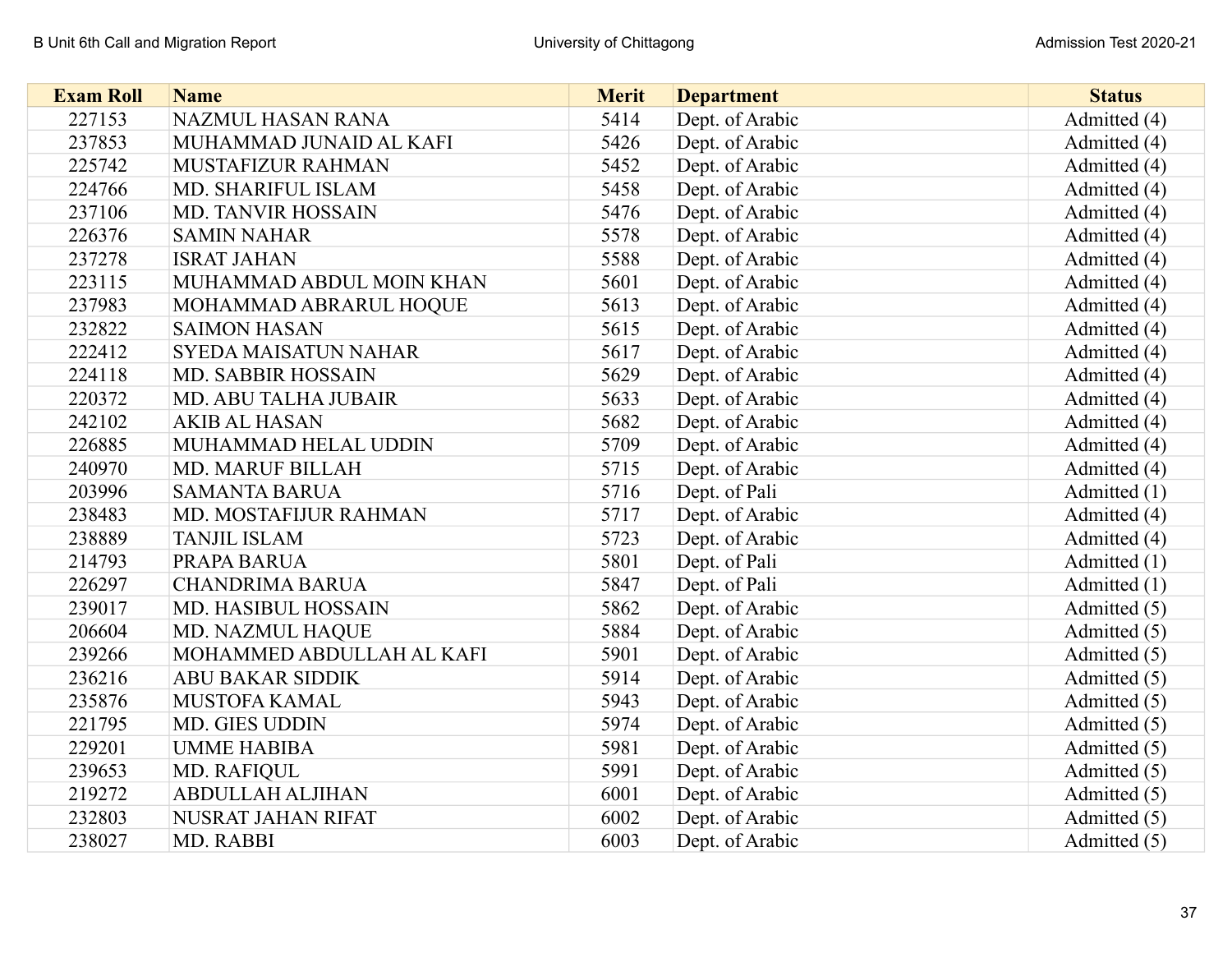| Exam Roll | Name | Merit | Department | Status |
|---|---|---|---|---|
| 227153 | NAZMUL HASAN RANA | 5414 | Dept. of Arabic | Admitted (4) |
| 237853 | MUHAMMAD JUNAID AL KAFI | 5426 | Dept. of Arabic | Admitted (4) |
| 225742 | MUSTAFIZUR RAHMAN | 5452 | Dept. of Arabic | Admitted (4) |
| 224766 | MD. SHARIFUL ISLAM | 5458 | Dept. of Arabic | Admitted (4) |
| 237106 | MD. TANVIR HOSSAIN | 5476 | Dept. of Arabic | Admitted (4) |
| 226376 | SAMIN NAHAR | 5578 | Dept. of Arabic | Admitted (4) |
| 237278 | ISRAT JAHAN | 5588 | Dept. of Arabic | Admitted (4) |
| 223115 | MUHAMMAD ABDUL MOIN KHAN | 5601 | Dept. of Arabic | Admitted (4) |
| 237983 | MOHAMMAD ABRARUL HOQUE | 5613 | Dept. of Arabic | Admitted (4) |
| 232822 | SAIMON HASAN | 5615 | Dept. of Arabic | Admitted (4) |
| 222412 | SYEDA MAISATUN NAHAR | 5617 | Dept. of Arabic | Admitted (4) |
| 224118 | MD. SABBIR HOSSAIN | 5629 | Dept. of Arabic | Admitted (4) |
| 220372 | MD. ABU TALHA JUBAIR | 5633 | Dept. of Arabic | Admitted (4) |
| 242102 | AKIB AL HASAN | 5682 | Dept. of Arabic | Admitted (4) |
| 226885 | MUHAMMAD HELAL UDDIN | 5709 | Dept. of Arabic | Admitted (4) |
| 240970 | MD. MARUF BILLAH | 5715 | Dept. of Arabic | Admitted (4) |
| 203996 | SAMANTA BARUA | 5716 | Dept. of Pali | Admitted (1) |
| 238483 | MD. MOSTAFIJUR RAHMAN | 5717 | Dept. of Arabic | Admitted (4) |
| 238889 | TANJIL ISLAM | 5723 | Dept. of Arabic | Admitted (4) |
| 214793 | PRAPA BARUA | 5801 | Dept. of Pali | Admitted (1) |
| 226297 | CHANDRIMA BARUA | 5847 | Dept. of Pali | Admitted (1) |
| 239017 | MD. HASIBUL HOSSAIN | 5862 | Dept. of Arabic | Admitted (5) |
| 206604 | MD. NAZMUL HAQUE | 5884 | Dept. of Arabic | Admitted (5) |
| 239266 | MOHAMMED ABDULLAH AL KAFI | 5901 | Dept. of Arabic | Admitted (5) |
| 236216 | ABU BAKAR SIDDIK | 5914 | Dept. of Arabic | Admitted (5) |
| 235876 | MUSTOFA KAMAL | 5943 | Dept. of Arabic | Admitted (5) |
| 221795 | MD. GIES UDDIN | 5974 | Dept. of Arabic | Admitted (5) |
| 229201 | UMME HABIBA | 5981 | Dept. of Arabic | Admitted (5) |
| 239653 | MD. RAFIQUL | 5991 | Dept. of Arabic | Admitted (5) |
| 219272 | ABDULLAH ALJIHAN | 6001 | Dept. of Arabic | Admitted (5) |
| 232803 | NUSRAT JAHAN RIFAT | 6002 | Dept. of Arabic | Admitted (5) |
| 238027 | MD. RABBI | 6003 | Dept. of Arabic | Admitted (5) |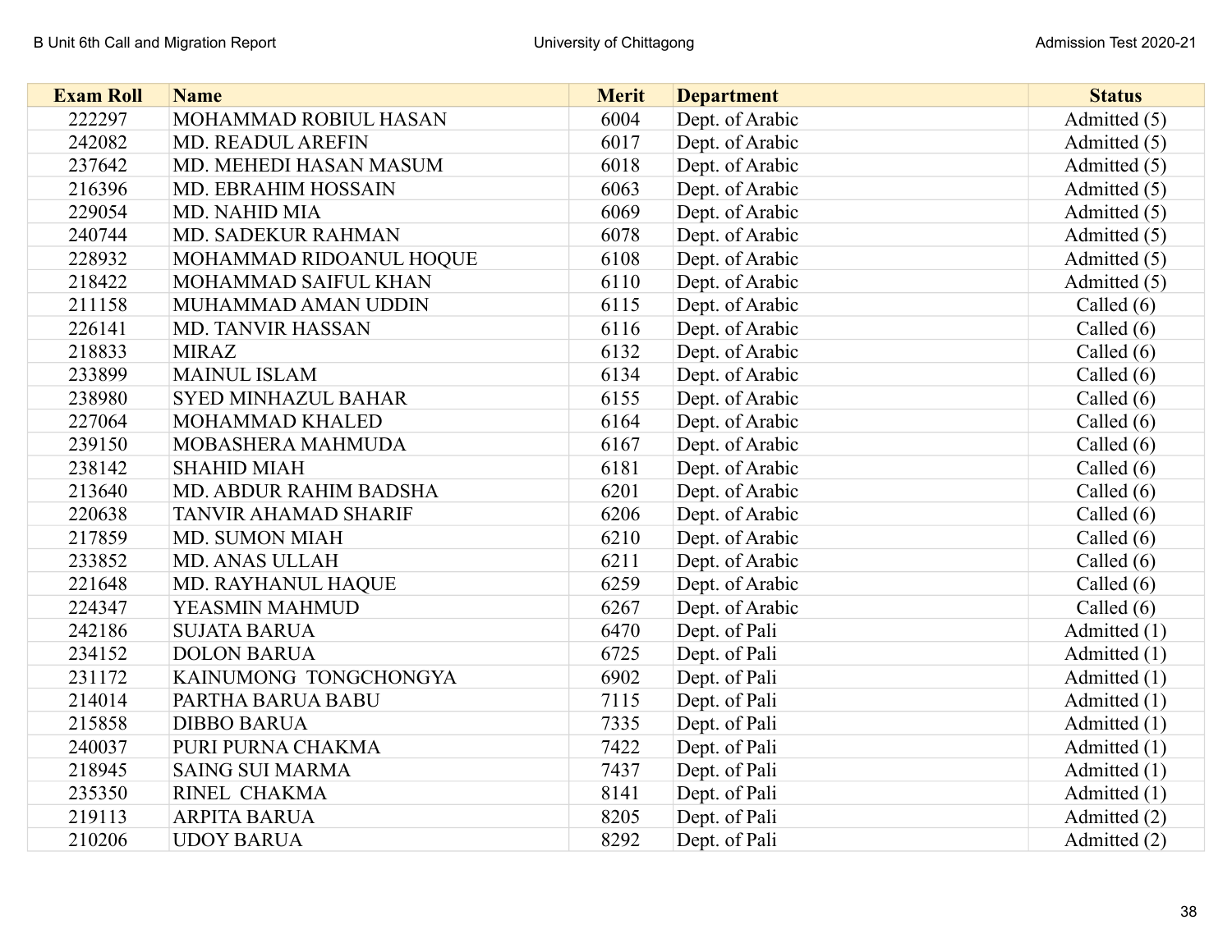| Exam Roll | Name | Merit | Department | Status |
| --- | --- | --- | --- | --- |
| 222297 | MOHAMMAD ROBIUL HASAN | 6004 | Dept. of Arabic | Admitted (5) |
| 242082 | MD. READUL AREFIN | 6017 | Dept. of Arabic | Admitted (5) |
| 237642 | MD. MEHEDI HASAN MASUM | 6018 | Dept. of Arabic | Admitted (5) |
| 216396 | MD. EBRAHIM HOSSAIN | 6063 | Dept. of Arabic | Admitted (5) |
| 229054 | MD. NAHID MIA | 6069 | Dept. of Arabic | Admitted (5) |
| 240744 | MD. SADEKUR RAHMAN | 6078 | Dept. of Arabic | Admitted (5) |
| 228932 | MOHAMMAD RIDOANUL HOQUE | 6108 | Dept. of Arabic | Admitted (5) |
| 218422 | MOHAMMAD SAIFUL KHAN | 6110 | Dept. of Arabic | Admitted (5) |
| 211158 | MUHAMMAD AMAN UDDIN | 6115 | Dept. of Arabic | Called (6) |
| 226141 | MD. TANVIR HASSAN | 6116 | Dept. of Arabic | Called (6) |
| 218833 | MIRAZ | 6132 | Dept. of Arabic | Called (6) |
| 233899 | MAINUL ISLAM | 6134 | Dept. of Arabic | Called (6) |
| 238980 | SYED MINHAZUL BAHAR | 6155 | Dept. of Arabic | Called (6) |
| 227064 | MOHAMMAD KHALED | 6164 | Dept. of Arabic | Called (6) |
| 239150 | MOBASHERA MAHMUDA | 6167 | Dept. of Arabic | Called (6) |
| 238142 | SHAHID MIAH | 6181 | Dept. of Arabic | Called (6) |
| 213640 | MD. ABDUR RAHIM BADSHA | 6201 | Dept. of Arabic | Called (6) |
| 220638 | TANVIR AHAMAD SHARIF | 6206 | Dept. of Arabic | Called (6) |
| 217859 | MD. SUMON MIAH | 6210 | Dept. of Arabic | Called (6) |
| 233852 | MD. ANAS ULLAH | 6211 | Dept. of Arabic | Called (6) |
| 221648 | MD. RAYHANUL HAQUE | 6259 | Dept. of Arabic | Called (6) |
| 224347 | YEASMIN MAHMUD | 6267 | Dept. of Arabic | Called (6) |
| 242186 | SUJATA BARUA | 6470 | Dept. of Pali | Admitted (1) |
| 234152 | DOLON BARUA | 6725 | Dept. of Pali | Admitted (1) |
| 231172 | KAINUMONG TONGCHONGYA | 6902 | Dept. of Pali | Admitted (1) |
| 214014 | PARTHA BARUA BABU | 7115 | Dept. of Pali | Admitted (1) |
| 215858 | DIBBO BARUA | 7335 | Dept. of Pali | Admitted (1) |
| 240037 | PURI PURNA CHAKMA | 7422 | Dept. of Pali | Admitted (1) |
| 218945 | SAING SUI MARMA | 7437 | Dept. of Pali | Admitted (1) |
| 235350 | RINEL CHAKMA | 8141 | Dept. of Pali | Admitted (1) |
| 219113 | ARPITA BARUA | 8205 | Dept. of Pali | Admitted (2) |
| 210206 | UDOY BARUA | 8292 | Dept. of Pali | Admitted (2) |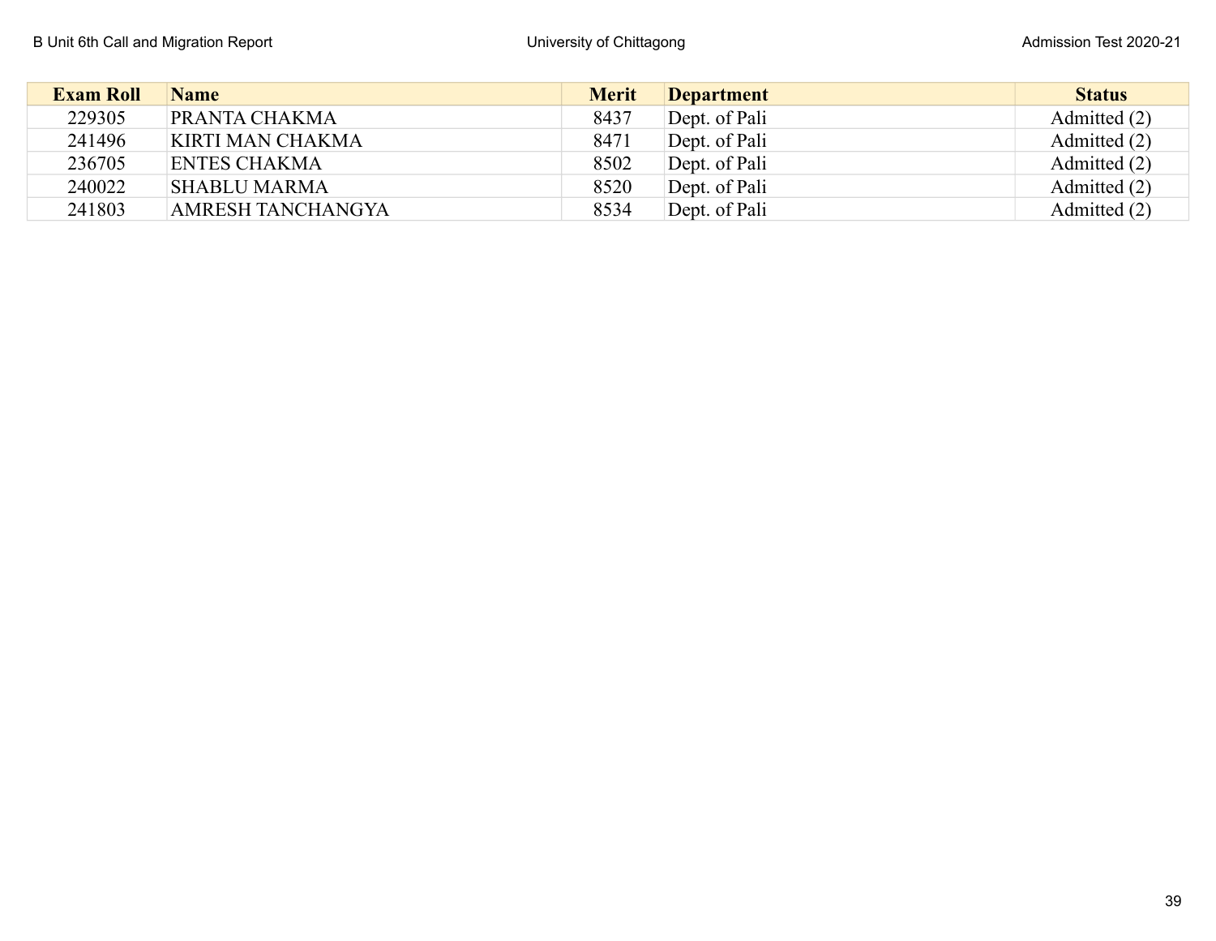| Exam Roll | Name | Merit | Department | Status |
|---|---|---|---|---|
| 229305 | PRANTA CHAKMA | 8437 | Dept. of Pali | Admitted (2) |
| 241496 | KIRTI MAN CHAKMA | 8471 | Dept. of Pali | Admitted (2) |
| 236705 | ENTES CHAKMA | 8502 | Dept. of Pali | Admitted (2) |
| 240022 | SHABLU MARMA | 8520 | Dept. of Pali | Admitted (2) |
| 241803 | AMRESH TANCHANGYA | 8534 | Dept. of Pali | Admitted (2) |